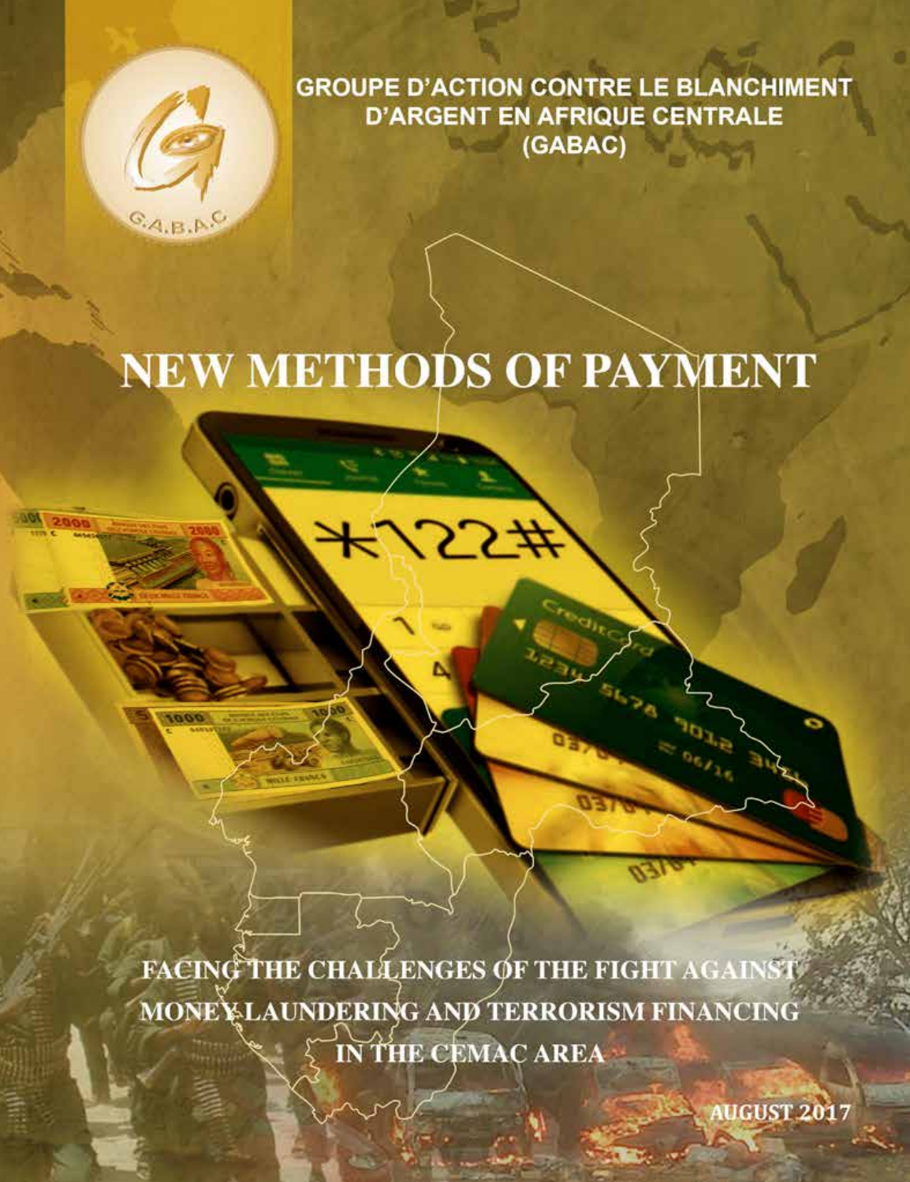GROUPE D'ACTION CONTRE LE BLANCHIMENT D'ARGENT EN AFRIQUE CENTRALE (GABAC)

# NEW METHODS OF PAYMENT

## FACING THE CHALLENGES OF THE FIGHT AGAINST MONEY LAUNDERING AND TERRORISM FINANCING IN THE CEMAC AREA

AUGUST 2017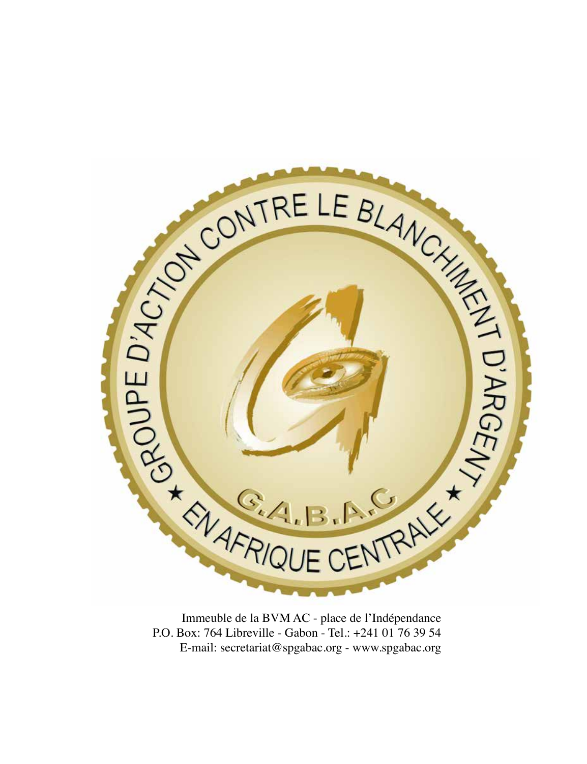GROUPE D'ACTION CONTRE LE BLANCHIMENT D'ARGENT ★ EN AFRIQUE CENTRALE ★

G.A.B.A.C

Immeuble de la BVM AC - place de l'Indépendance
P.O. Box: 764 Libreville - Gabon - Tel.: +241 01 76 39 54
E-mail: secretariat@spgabac.org - www.spgabac.org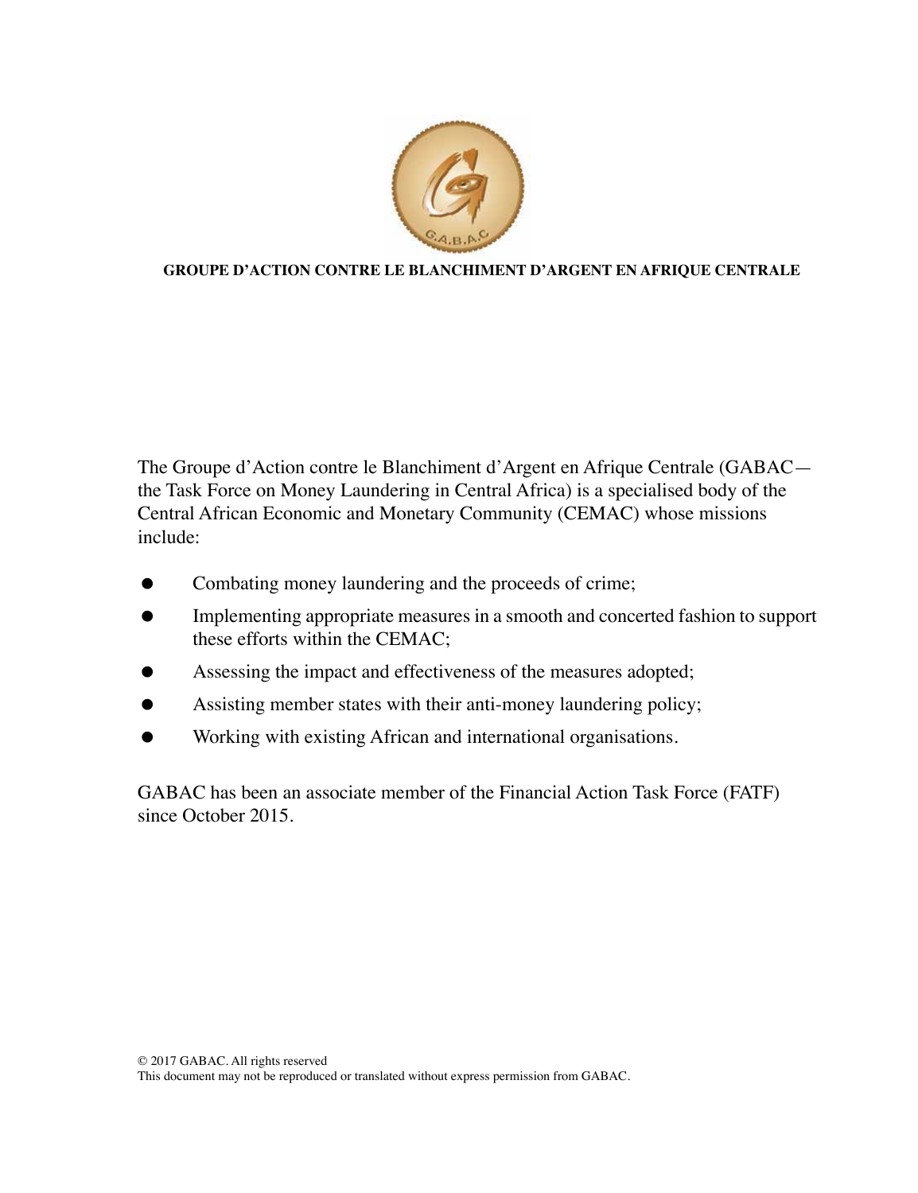**GROUPE D'ACTION CONTRE LE BLANCHIMENT D'ARGENT EN AFRIQUE CENTRALE**

The Groupe d'Action contre le Blanchiment d'Argent en Afrique Centrale (GABAC—the Task Force on Money Laundering in Central Africa) is a specialised body of the Central African Economic and Monetary Community (CEMAC) whose missions include:

- Combating money laundering and the proceeds of crime;
- Implementing appropriate measures in a smooth and concerted fashion to support these efforts within the CEMAC;
- Assessing the impact and effectiveness of the measures adopted;
- Assisting member states with their anti-money laundering policy;
- Working with existing African and international organisations.

GABAC has been an associate member of the Financial Action Task Force (FATF) since October 2015.

© 2017 GABAC. All rights reserved
This document may not be reproduced or translated without express permission from GABAC.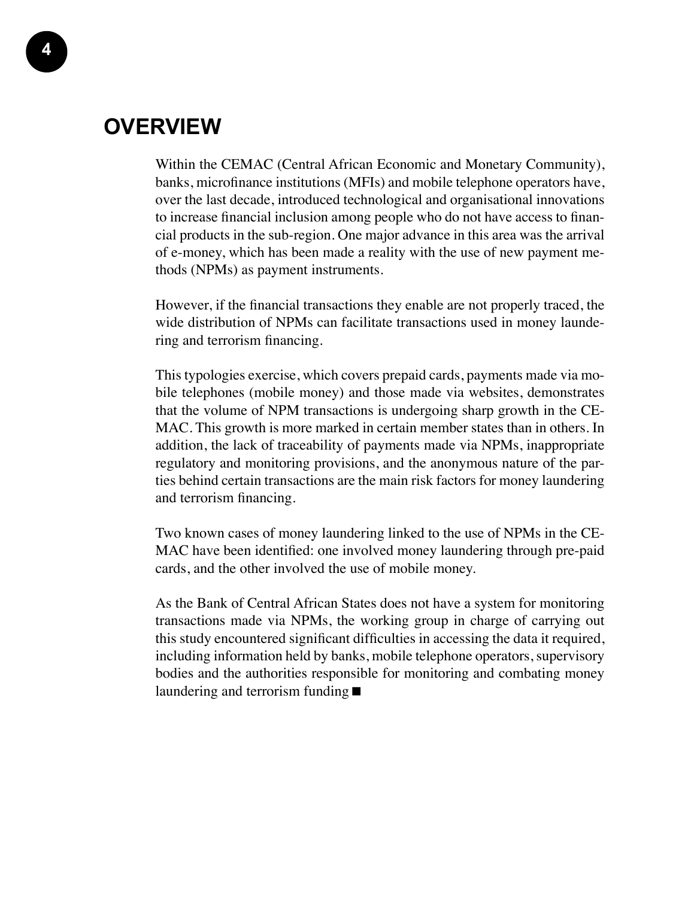# OVERVIEW

Within the CEMAC (Central African Economic and Monetary Community), banks, microfinance institutions (MFIs) and mobile telephone operators have, over the last decade, introduced technological and organisational innovations to increase financial inclusion among people who do not have access to financial products in the sub-region. One major advance in this area was the arrival of e-money, which has been made a reality with the use of new payment methods (NPMs) as payment instruments.

However, if the financial transactions they enable are not properly traced, the wide distribution of NPMs can facilitate transactions used in money laundering and terrorism financing.

This typologies exercise, which covers prepaid cards, payments made via mobile telephones (mobile money) and those made via websites, demonstrates that the volume of NPM transactions is undergoing sharp growth in the CEMAC. This growth is more marked in certain member states than in others. In addition, the lack of traceability of payments made via NPMs, inappropriate regulatory and monitoring provisions, and the anonymous nature of the parties behind certain transactions are the main risk factors for money laundering and terrorism financing.

Two known cases of money laundering linked to the use of NPMs in the CEMAC have been identified: one involved money laundering through pre-paid cards, and the other involved the use of mobile money.

As the Bank of Central African States does not have a system for monitoring transactions made via NPMs, the working group in charge of carrying out this study encountered significant difficulties in accessing the data it required, including information held by banks, mobile telephone operators, supervisory bodies and the authorities responsible for monitoring and combating money laundering and terrorism funding ■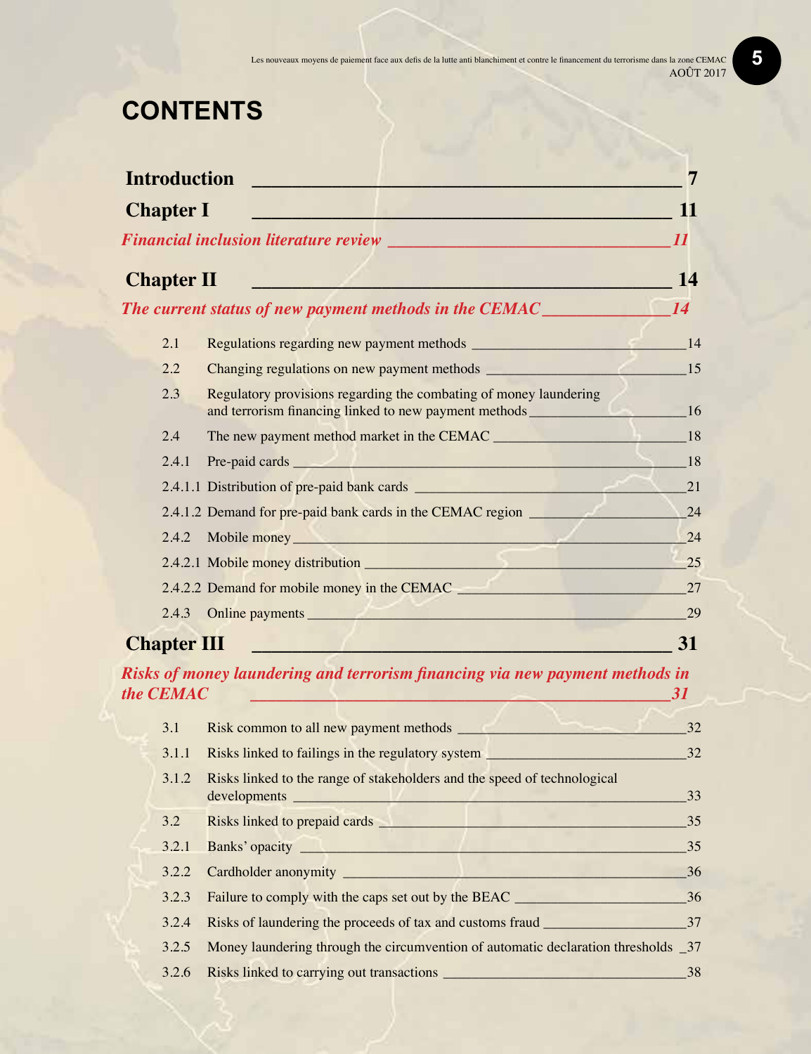# CONTENTS

**Introduction** 7

**Chapter I** 11

*Financial inclusion literature review* 11

**Chapter II** 14

*The current status of new payment methods in the CEMAC* 14

| | | |
|---|---|---|
| 2.1 | Regulations regarding new payment methods | 14 |
| 2.2 | Changing regulations on new payment methods | 15 |
| 2.3 | Regulatory provisions regarding the combating of money laundering and terrorism financing linked to new payment methods | 16 |
| 2.4 | The new payment method market in the CEMAC | 18 |
| 2.4.1 | Pre-paid cards | 18 |
| 2.4.1.1 | Distribution of pre-paid bank cards | 21 |
| 2.4.1.2 | Demand for pre-paid bank cards in the CEMAC region | 24 |
| 2.4.2 | Mobile money | 24 |
| 2.4.2.1 | Mobile money distribution | 25 |
| 2.4.2.2 | Demand for mobile money in the CEMAC | 27 |
| 2.4.3 | Online payments | 29 |

**Chapter III** 31

*Risks of money laundering and terrorism financing via new payment methods in the CEMAC* 31

| | | |
|---|---|---|
| 3.1 | Risk common to all new payment methods | 32 |
| 3.1.1 | Risks linked to failings in the regulatory system | 32 |
| 3.1.2 | Risks linked to the range of stakeholders and the speed of technological developments | 33 |
| 3.2 | Risks linked to prepaid cards | 35 |
| 3.2.1 | Banks' opacity | 35 |
| 3.2.2 | Cardholder anonymity | 36 |
| 3.2.3 | Failure to comply with the caps set out by the BEAC | 36 |
| 3.2.4 | Risks of laundering the proceeds of tax and customs fraud | 37 |
| 3.2.5 | Money laundering through the circumvention of automatic declaration thresholds | 37 |
| 3.2.6 | Risks linked to carrying out transactions | 38 |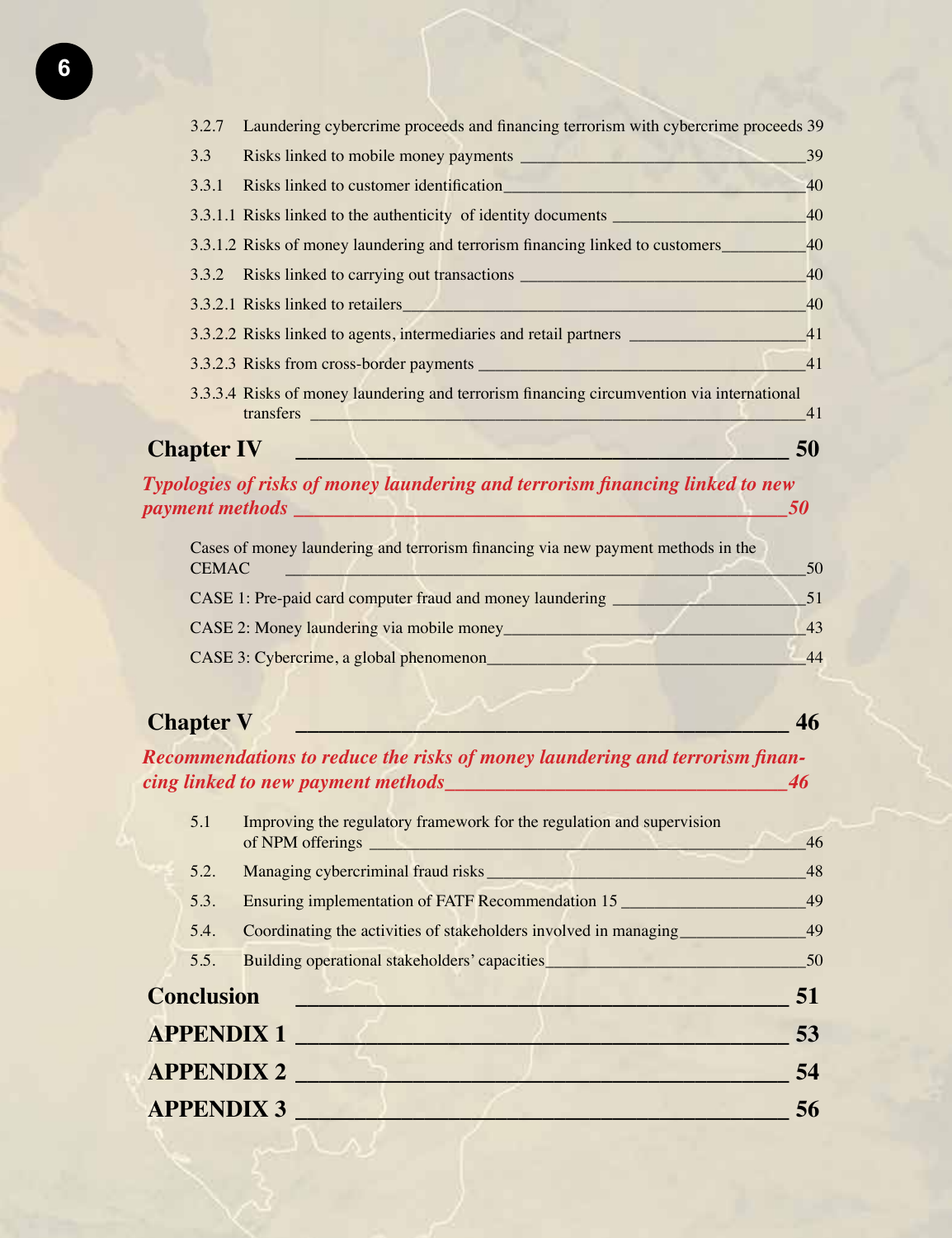3.2.7 Laundering cybercrime proceeds and financing terrorism with cybercrime proceeds 39

3.3 Risks linked to mobile money payments ____ 39

3.3.1 Risks linked to customer identification ____ 40

3.3.1.1 Risks linked to the authenticity of identity documents ____ 40

3.3.1.2 Risks of money laundering and terrorism financing linked to customers ____ 40

3.3.2 Risks linked to carrying out transactions ____ 40

3.3.2.1 Risks linked to retailers ____ 40

3.3.2.2 Risks linked to agents, intermediaries and retail partners ____ 41

3.3.2.3 Risks from cross-border payments ____ 41

3.3.3.4 Risks of money laundering and terrorism financing circumvention via international transfers ____ 41

## Chapter IV ____ 50

***Typologies of risks of money laundering and terrorism financing linked to new payment methods ____ 50***

Cases of money laundering and terrorism financing via new payment methods in the CEMAC ____ 50

CASE 1: Pre-paid card computer fraud and money laundering ____ 51

CASE 2: Money laundering via mobile money ____ 43

CASE 3: Cybercrime, a global phenomenon ____ 44

## Chapter V ____ 46

***Recommendations to reduce the risks of money laundering and terrorism financing linked to new payment methods ____ 46***

5.1 Improving the regulatory framework for the regulation and supervision of NPM offerings ____ 46

5.2. Managing cybercriminal fraud risks ____ 48

5.3. Ensuring implementation of FATF Recommendation 15 ____ 49

5.4. Coordinating the activities of stakeholders involved in managing ____ 49

5.5. Building operational stakeholders' capacities ____ 50

## Conclusion ____ 51

## APPENDIX 1 ____ 53

## APPENDIX 2 ____ 54

## APPENDIX 3 ____ 56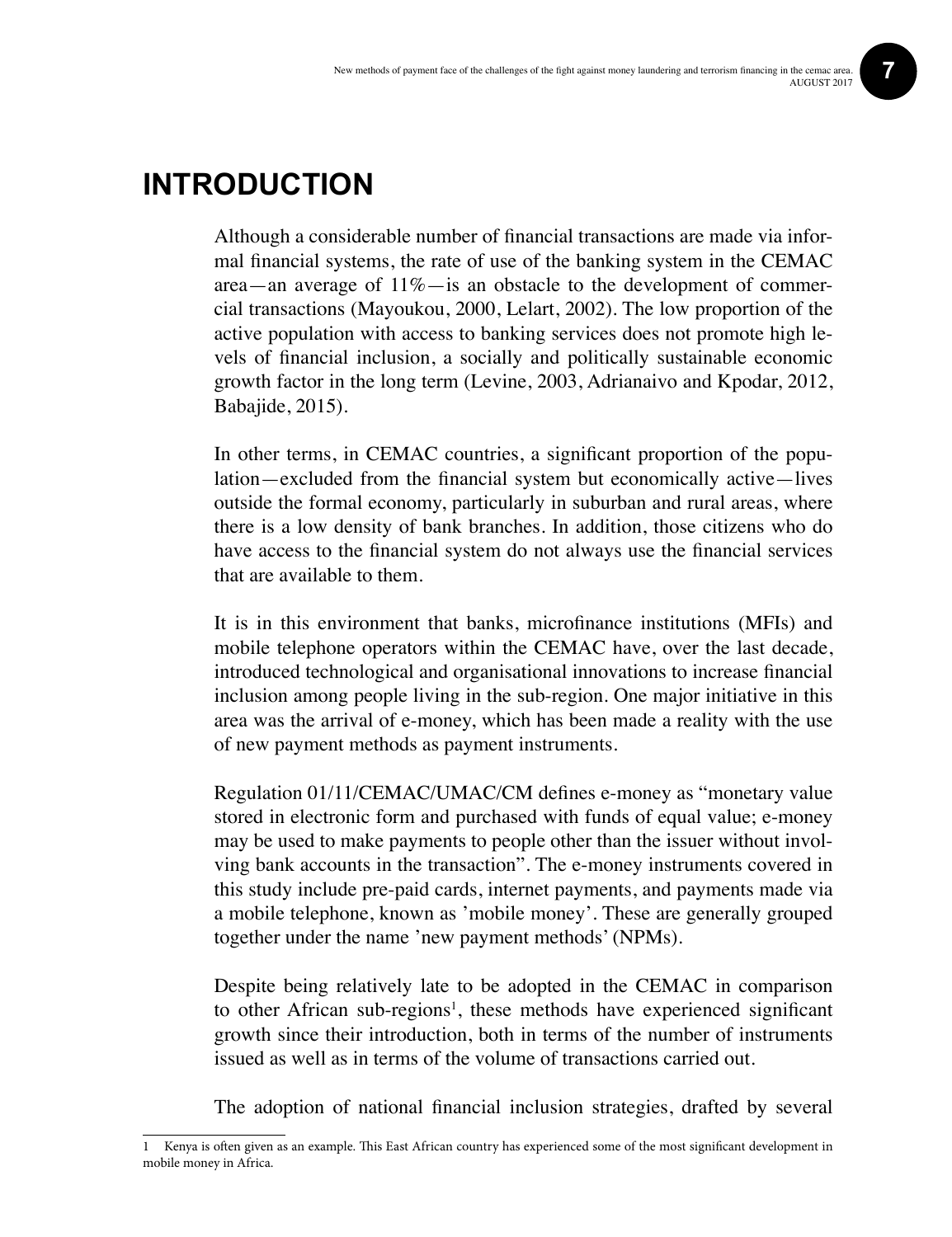# INTRODUCTION

Although a considerable number of financial transactions are made via informal financial systems, the rate of use of the banking system in the CEMAC area—an average of 11%—is an obstacle to the development of commercial transactions (Mayoukou, 2000, Lelart, 2002). The low proportion of the active population with access to banking services does not promote high levels of financial inclusion, a socially and politically sustainable economic growth factor in the long term (Levine, 2003, Adrianaivo and Kpodar, 2012, Babajide, 2015).

In other terms, in CEMAC countries, a significant proportion of the population—excluded from the financial system but economically active—lives outside the formal economy, particularly in suburban and rural areas, where there is a low density of bank branches. In addition, those citizens who do have access to the financial system do not always use the financial services that are available to them.

It is in this environment that banks, microfinance institutions (MFIs) and mobile telephone operators within the CEMAC have, over the last decade, introduced technological and organisational innovations to increase financial inclusion among people living in the sub-region. One major initiative in this area was the arrival of e-money, which has been made a reality with the use of new payment methods as payment instruments.

Regulation 01/11/CEMAC/UMAC/CM defines e-money as "monetary value stored in electronic form and purchased with funds of equal value; e-money may be used to make payments to people other than the issuer without involving bank accounts in the transaction". The e-money instruments covered in this study include pre-paid cards, internet payments, and payments made via a mobile telephone, known as 'mobile money'. These are generally grouped together under the name 'new payment methods' (NPMs).

Despite being relatively late to be adopted in the CEMAC in comparison to other African sub-regions[1], these methods have experienced significant growth since their introduction, both in terms of the number of instruments issued as well as in terms of the volume of transactions carried out.

The adoption of national financial inclusion strategies, drafted by several

1 Kenya is often given as an example. This East African country has experienced some of the most significant development in mobile money in Africa.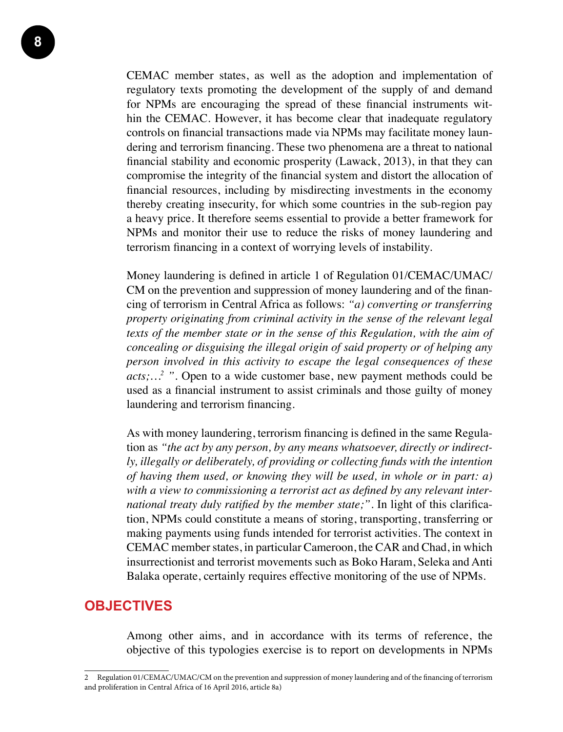CEMAC member states, as well as the adoption and implementation of regulatory texts promoting the development of the supply of and demand for NPMs are encouraging the spread of these financial instruments within the CEMAC. However, it has become clear that inadequate regulatory controls on financial transactions made via NPMs may facilitate money laundering and terrorism financing. These two phenomena are a threat to national financial stability and economic prosperity (Lawack, 2013), in that they can compromise the integrity of the financial system and distort the allocation of financial resources, including by misdirecting investments in the economy thereby creating insecurity, for which some countries in the sub-region pay a heavy price. It therefore seems essential to provide a better framework for NPMs and monitor their use to reduce the risks of money laundering and terrorism financing in a context of worrying levels of instability.

Money laundering is defined in article 1 of Regulation 01/CEMAC/UMAC/CM on the prevention and suppression of money laundering and of the financing of terrorism in Central Africa as follows: *"a) converting or transferring property originating from criminal activity in the sense of the relevant legal texts of the member state or in the sense of this Regulation, with the aim of concealing or disguising the illegal origin of said property or of helping any person involved in this activity to escape the legal consequences of these acts;…*[2] *"*. Open to a wide customer base, new payment methods could be used as a financial instrument to assist criminals and those guilty of money laundering and terrorism financing.

As with money laundering, terrorism financing is defined in the same Regulation as *"the act by any person, by any means whatsoever, directly or indirectly, illegally or deliberately, of providing or collecting funds with the intention of having them used, or knowing they will be used, in whole or in part: a) with a view to commissioning a terrorist act as defined by any relevant international treaty duly ratified by the member state;"*. In light of this clarification, NPMs could constitute a means of storing, transporting, transferring or making payments using funds intended for terrorist activities. The context in CEMAC member states, in particular Cameroon, the CAR and Chad, in which insurrectionist and terrorist movements such as Boko Haram, Seleka and Anti Balaka operate, certainly requires effective monitoring of the use of NPMs.

## OBJECTIVES

Among other aims, and in accordance with its terms of reference, the objective of this typologies exercise is to report on developments in NPMs

---

2 Regulation 01/CEMAC/UMAC/CM on the prevention and suppression of money laundering and of the financing of terrorism and proliferation in Central Africa of 16 April 2016, article 8a)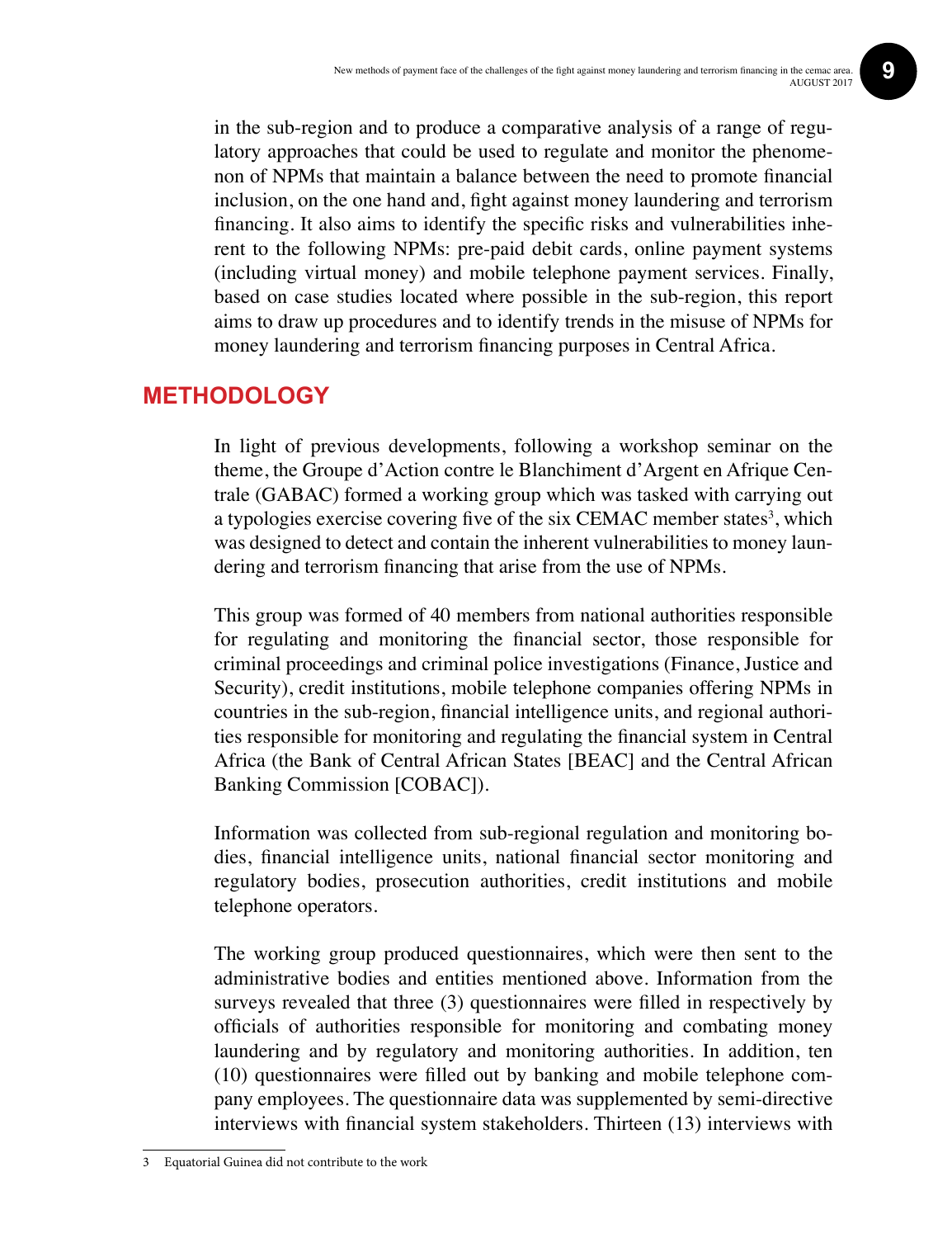in the sub-region and to produce a comparative analysis of a range of regulatory approaches that could be used to regulate and monitor the phenomenon of NPMs that maintain a balance between the need to promote financial inclusion, on the one hand and, fight against money laundering and terrorism financing. It also aims to identify the specific risks and vulnerabilities inherent to the following NPMs: pre-paid debit cards, online payment systems (including virtual money) and mobile telephone payment services. Finally, based on case studies located where possible in the sub-region, this report aims to draw up procedures and to identify trends in the misuse of NPMs for money laundering and terrorism financing purposes in Central Africa.

## METHODOLOGY

In light of previous developments, following a workshop seminar on the theme, the Groupe d'Action contre le Blanchiment d'Argent en Afrique Centrale (GABAC) formed a working group which was tasked with carrying out a typologies exercise covering five of the six CEMAC member states[3], which was designed to detect and contain the inherent vulnerabilities to money laundering and terrorism financing that arise from the use of NPMs.

This group was formed of 40 members from national authorities responsible for regulating and monitoring the financial sector, those responsible for criminal proceedings and criminal police investigations (Finance, Justice and Security), credit institutions, mobile telephone companies offering NPMs in countries in the sub-region, financial intelligence units, and regional authorities responsible for monitoring and regulating the financial system in Central Africa (the Bank of Central African States [BEAC] and the Central African Banking Commission [COBAC]).

Information was collected from sub-regional regulation and monitoring bodies, financial intelligence units, national financial sector monitoring and regulatory bodies, prosecution authorities, credit institutions and mobile telephone operators.

The working group produced questionnaires, which were then sent to the administrative bodies and entities mentioned above. Information from the surveys revealed that three (3) questionnaires were filled in respectively by officials of authorities responsible for monitoring and combating money laundering and by regulatory and monitoring authorities. In addition, ten (10) questionnaires were filled out by banking and mobile telephone company employees. The questionnaire data was supplemented by semi-directive interviews with financial system stakeholders. Thirteen (13) interviews with

---

3 Equatorial Guinea did not contribute to the work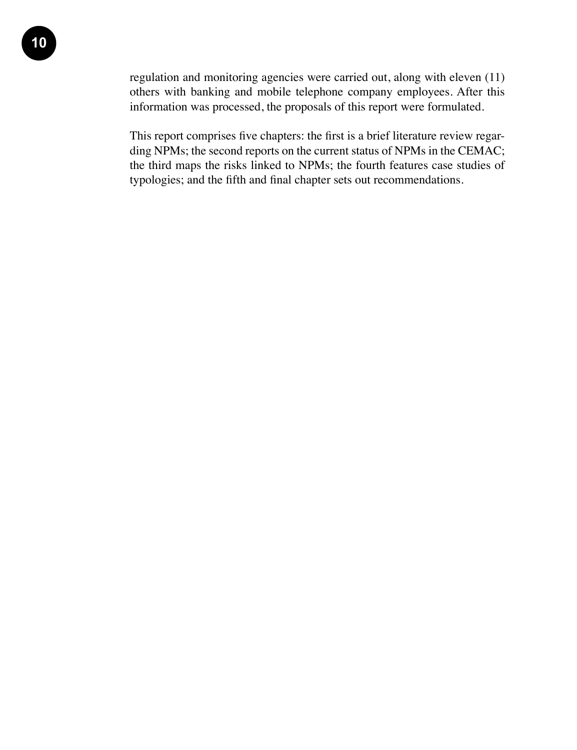regulation and monitoring agencies were carried out, along with eleven (11) others with banking and mobile telephone company employees. After this information was processed, the proposals of this report were formulated.

This report comprises five chapters: the first is a brief literature review regarding NPMs; the second reports on the current status of NPMs in the CEMAC; the third maps the risks linked to NPMs; the fourth features case studies of typologies; and the fifth and final chapter sets out recommendations.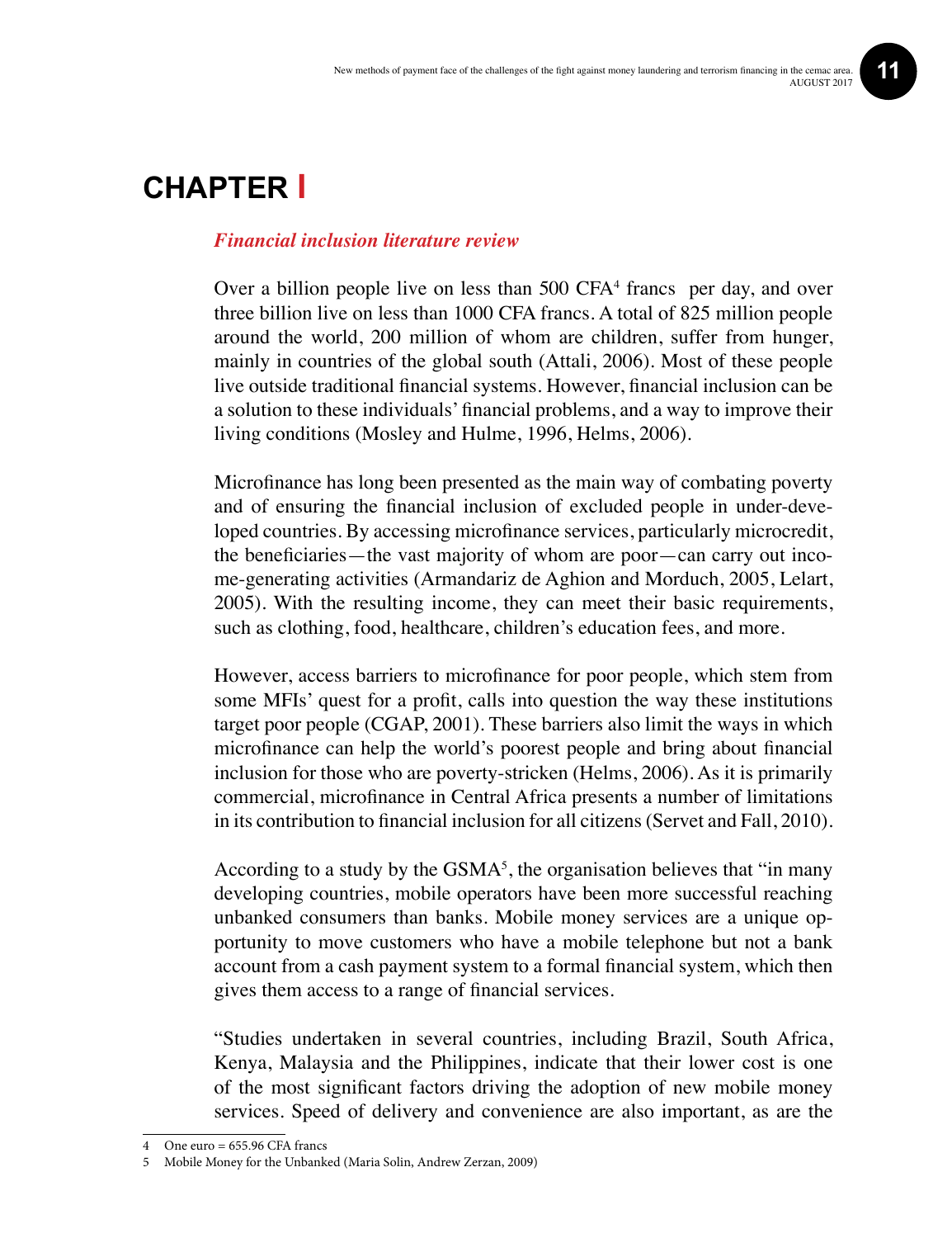# CHAPTER I

***Financial inclusion literature review***

Over a billion people live on less than 500 CFA[4] francs per day, and over three billion live on less than 1000 CFA francs. A total of 825 million people around the world, 200 million of whom are children, suffer from hunger, mainly in countries of the global south (Attali, 2006). Most of these people live outside traditional financial systems. However, financial inclusion can be a solution to these individuals' financial problems, and a way to improve their living conditions (Mosley and Hulme, 1996, Helms, 2006).

Microfinance has long been presented as the main way of combating poverty and of ensuring the financial inclusion of excluded people in under-developed countries. By accessing microfinance services, particularly microcredit, the beneficiaries—the vast majority of whom are poor—can carry out income-generating activities (Armandariz de Aghion and Morduch, 2005, Lelart, 2005). With the resulting income, they can meet their basic requirements, such as clothing, food, healthcare, children's education fees, and more.

However, access barriers to microfinance for poor people, which stem from some MFIs' quest for a profit, calls into question the way these institutions target poor people (CGAP, 2001). These barriers also limit the ways in which microfinance can help the world's poorest people and bring about financial inclusion for those who are poverty-stricken (Helms, 2006). As it is primarily commercial, microfinance in Central Africa presents a number of limitations in its contribution to financial inclusion for all citizens (Servet and Fall, 2010).

According to a study by the GSMA[5], the organisation believes that "in many developing countries, mobile operators have been more successful reaching unbanked consumers than banks. Mobile money services are a unique opportunity to move customers who have a mobile telephone but not a bank account from a cash payment system to a formal financial system, which then gives them access to a range of financial services.

"Studies undertaken in several countries, including Brazil, South Africa, Kenya, Malaysia and the Philippines, indicate that their lower cost is one of the most significant factors driving the adoption of new mobile money services. Speed of delivery and convenience are also important, as are the

---

4 One euro = 655.96 CFA francs

5 Mobile Money for the Unbanked (Maria Solin, Andrew Zerzan, 2009)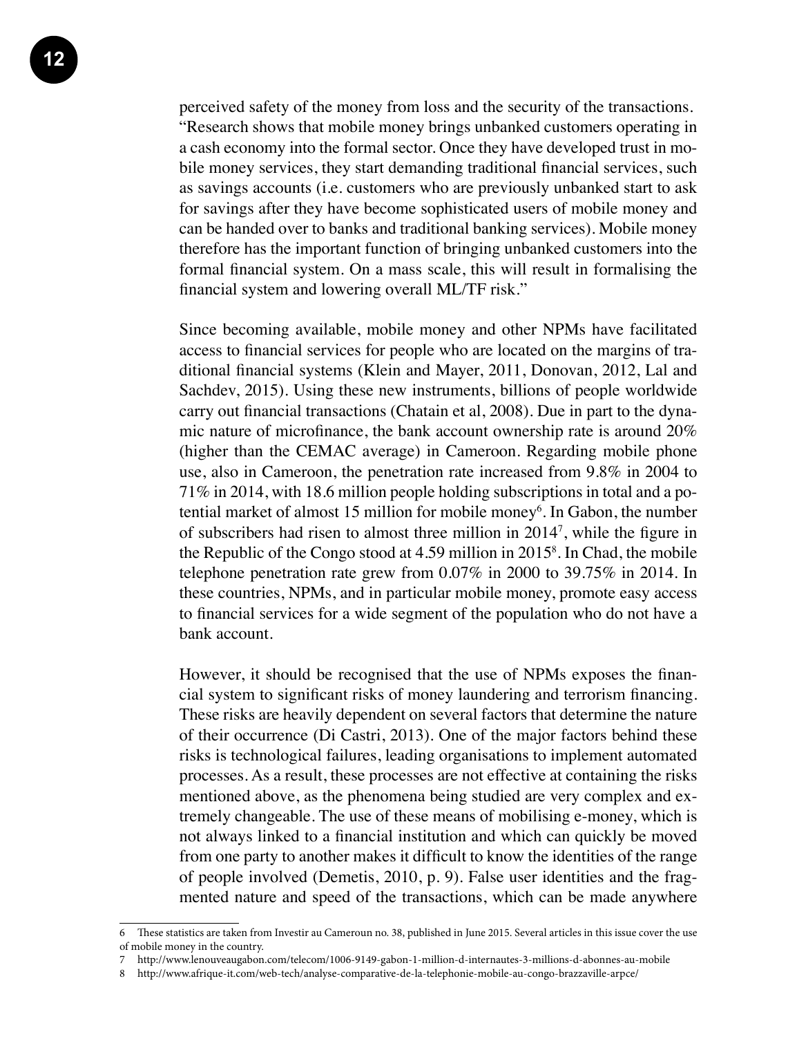perceived safety of the money from loss and the security of the transactions. "Research shows that mobile money brings unbanked customers operating in a cash economy into the formal sector. Once they have developed trust in mobile money services, they start demanding traditional financial services, such as savings accounts (i.e. customers who are previously unbanked start to ask for savings after they have become sophisticated users of mobile money and can be handed over to banks and traditional banking services). Mobile money therefore has the important function of bringing unbanked customers into the formal financial system. On a mass scale, this will result in formalising the financial system and lowering overall ML/TF risk."

Since becoming available, mobile money and other NPMs have facilitated access to financial services for people who are located on the margins of traditional financial systems (Klein and Mayer, 2011, Donovan, 2012, Lal and Sachdev, 2015). Using these new instruments, billions of people worldwide carry out financial transactions (Chatain et al, 2008). Due in part to the dynamic nature of microfinance, the bank account ownership rate is around 20% (higher than the CEMAC average) in Cameroon. Regarding mobile phone use, also in Cameroon, the penetration rate increased from 9.8% in 2004 to 71% in 2014, with 18.6 million people holding subscriptions in total and a potential market of almost 15 million for mobile money[6]. In Gabon, the number of subscribers had risen to almost three million in 2014[7], while the figure in the Republic of the Congo stood at 4.59 million in 2015[8]. In Chad, the mobile telephone penetration rate grew from 0.07% in 2000 to 39.75% in 2014. In these countries, NPMs, and in particular mobile money, promote easy access to financial services for a wide segment of the population who do not have a bank account.

However, it should be recognised that the use of NPMs exposes the financial system to significant risks of money laundering and terrorism financing. These risks are heavily dependent on several factors that determine the nature of their occurrence (Di Castri, 2013). One of the major factors behind these risks is technological failures, leading organisations to implement automated processes. As a result, these processes are not effective at containing the risks mentioned above, as the phenomena being studied are very complex and extremely changeable. The use of these means of mobilising e-money, which is not always linked to a financial institution and which can quickly be moved from one party to another makes it difficult to know the identities of the range of people involved (Demetis, 2010, p. 9). False user identities and the fragmented nature and speed of the transactions, which can be made anywhere

---

6 These statistics are taken from Investir au Cameroun no. 38, published in June 2015. Several articles in this issue cover the use of mobile money in the country.

7 http://www.lenouveaugabon.com/telecom/1006-9149-gabon-1-million-d-internautes-3-millions-d-abonnes-au-mobile

8 http://www.afrique-it.com/web-tech/analyse-comparative-de-la-telephonie-mobile-au-congo-brazzaville-arpce/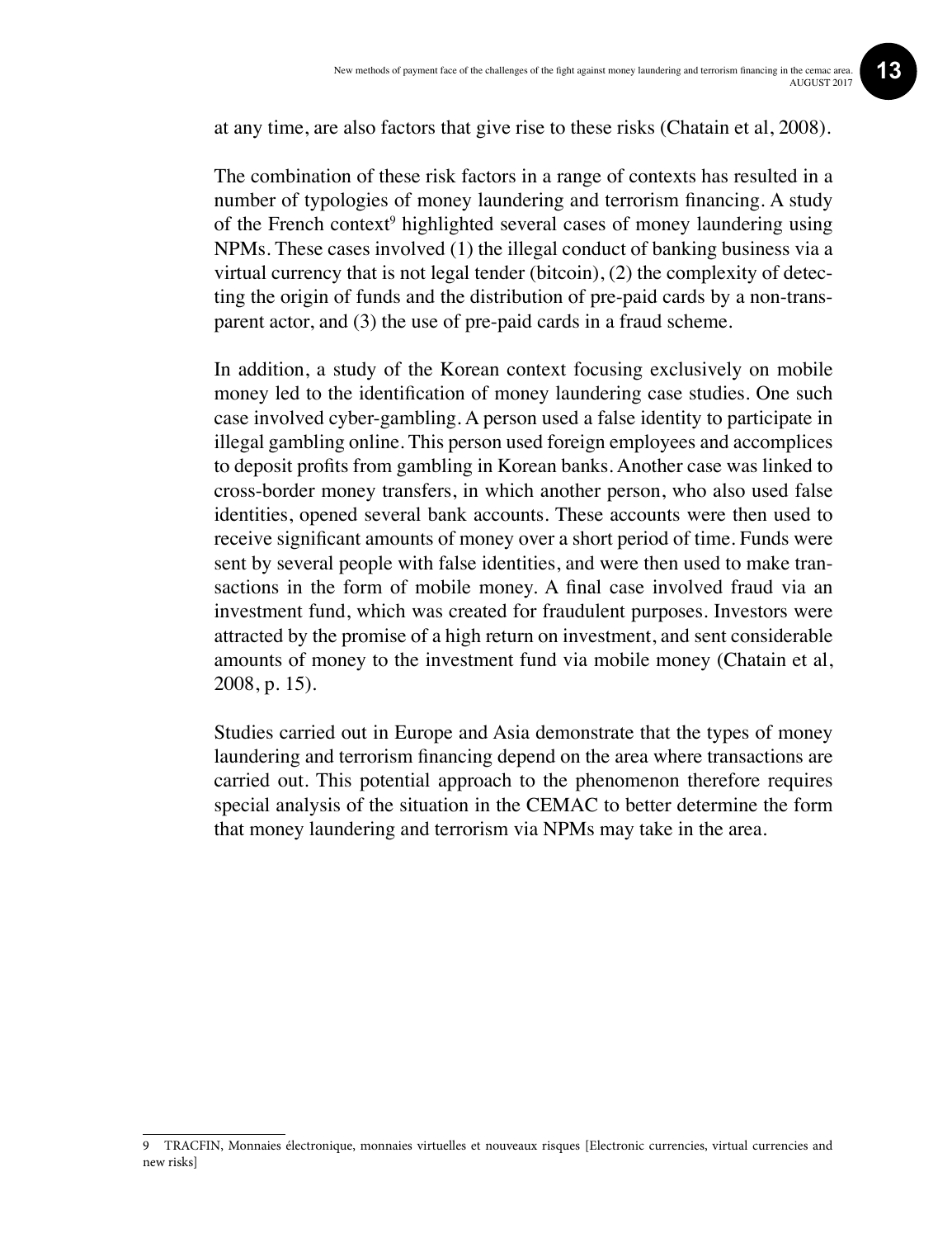at any time, are also factors that give rise to these risks (Chatain et al, 2008).

The combination of these risk factors in a range of contexts has resulted in a number of typologies of money laundering and terrorism financing. A study of the French context[9] highlighted several cases of money laundering using NPMs. These cases involved (1) the illegal conduct of banking business via a virtual currency that is not legal tender (bitcoin), (2) the complexity of detecting the origin of funds and the distribution of pre-paid cards by a non-transparent actor, and (3) the use of pre-paid cards in a fraud scheme.

In addition, a study of the Korean context focusing exclusively on mobile money led to the identification of money laundering case studies. One such case involved cyber-gambling. A person used a false identity to participate in illegal gambling online. This person used foreign employees and accomplices to deposit profits from gambling in Korean banks. Another case was linked to cross-border money transfers, in which another person, who also used false identities, opened several bank accounts. These accounts were then used to receive significant amounts of money over a short period of time. Funds were sent by several people with false identities, and were then used to make transactions in the form of mobile money. A final case involved fraud via an investment fund, which was created for fraudulent purposes. Investors were attracted by the promise of a high return on investment, and sent considerable amounts of money to the investment fund via mobile money (Chatain et al, 2008, p. 15).

Studies carried out in Europe and Asia demonstrate that the types of money laundering and terrorism financing depend on the area where transactions are carried out. This potential approach to the phenomenon therefore requires special analysis of the situation in the CEMAC to better determine the form that money laundering and terrorism via NPMs may take in the area.

---

9 TRACFIN, Monnaies électronique, monnaies virtuelles et nouveaux risques [Electronic currencies, virtual currencies and new risks]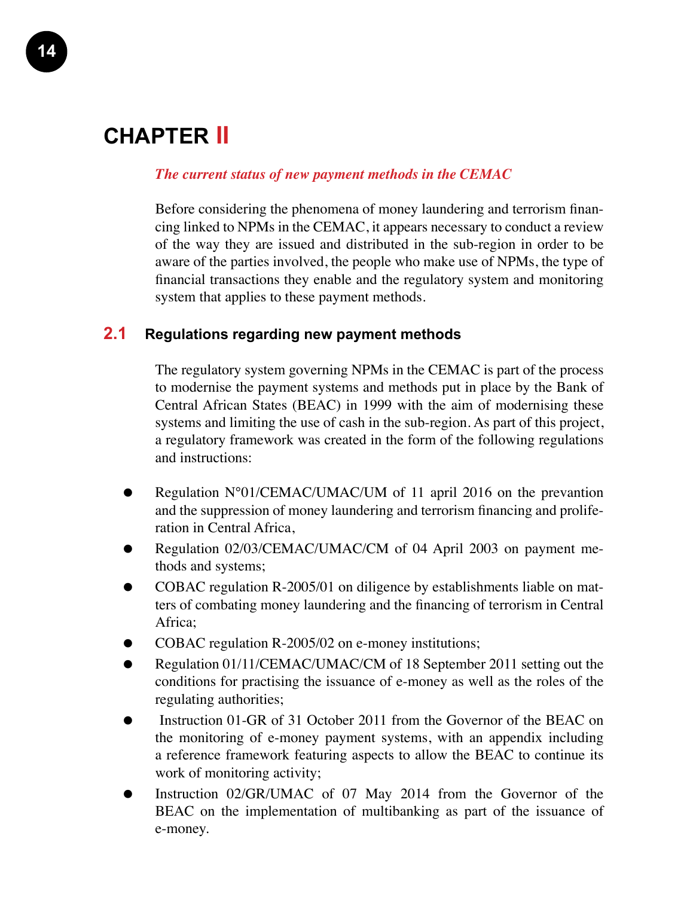# CHAPTER II

*The current status of new payment methods in the CEMAC*

Before considering the phenomena of money laundering and terrorism financing linked to NPMs in the CEMAC, it appears necessary to conduct a review of the way they are issued and distributed in the sub-region in order to be aware of the parties involved, the people who make use of NPMs, the type of financial transactions they enable and the regulatory system and monitoring system that applies to these payment methods.

## 2.1 Regulations regarding new payment methods

The regulatory system governing NPMs in the CEMAC is part of the process to modernise the payment systems and methods put in place by the Bank of Central African States (BEAC) in 1999 with the aim of modernising these systems and limiting the use of cash in the sub-region. As part of this project, a regulatory framework was created in the form of the following regulations and instructions:

- Regulation N°01/CEMAC/UMAC/UM of 11 april 2016 on the prevantion and the suppression of money laundering and terrorism financing and proliferation in Central Africa,
- Regulation 02/03/CEMAC/UMAC/CM of 04 April 2003 on payment methods and systems;
- COBAC regulation R-2005/01 on diligence by establishments liable on matters of combating money laundering and the financing of terrorism in Central Africa;
- COBAC regulation R-2005/02 on e-money institutions;
- Regulation 01/11/CEMAC/UMAC/CM of 18 September 2011 setting out the conditions for practising the issuance of e-money as well as the roles of the regulating authorities;
- Instruction 01-GR of 31 October 2011 from the Governor of the BEAC on the monitoring of e-money payment systems, with an appendix including a reference framework featuring aspects to allow the BEAC to continue its work of monitoring activity;
- Instruction 02/GR/UMAC of 07 May 2014 from the Governor of the BEAC on the implementation of multibanking as part of the issuance of e-money.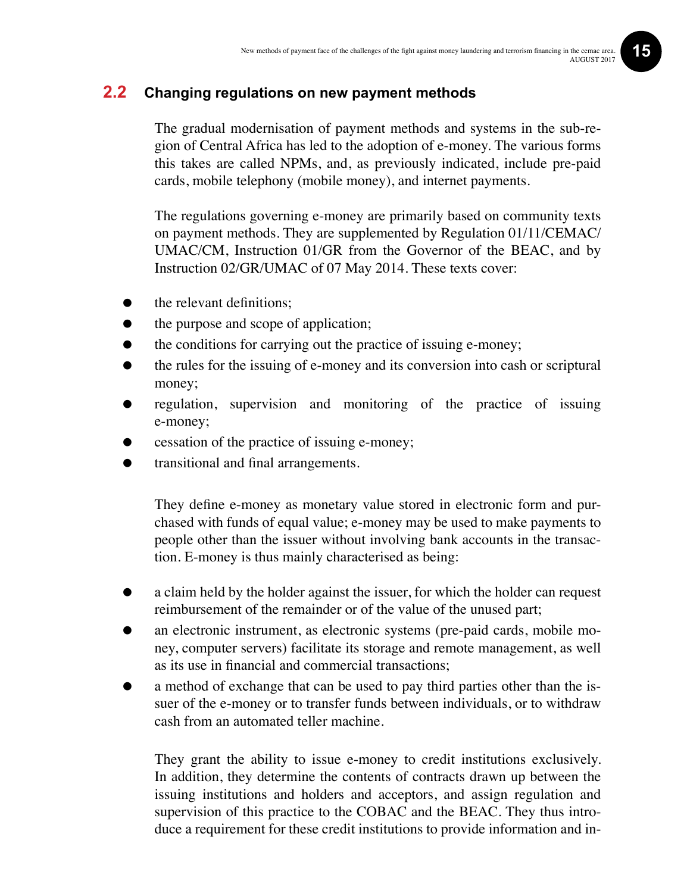## 2.2 Changing regulations on new payment methods

The gradual modernisation of payment methods and systems in the sub-region of Central Africa has led to the adoption of e-money. The various forms this takes are called NPMs, and, as previously indicated, include pre-paid cards, mobile telephony (mobile money), and internet payments.

The regulations governing e-money are primarily based on community texts on payment methods. They are supplemented by Regulation 01/11/CEMAC/UMAC/CM, Instruction 01/GR from the Governor of the BEAC, and by Instruction 02/GR/UMAC of 07 May 2014. These texts cover:

- the relevant definitions;
- the purpose and scope of application;
- the conditions for carrying out the practice of issuing e-money;
- the rules for the issuing of e-money and its conversion into cash or scriptural money;
- regulation, supervision and monitoring of the practice of issuing e-money;
- cessation of the practice of issuing e-money;
- transitional and final arrangements.

They define e-money as monetary value stored in electronic form and purchased with funds of equal value; e-money may be used to make payments to people other than the issuer without involving bank accounts in the transaction. E-money is thus mainly characterised as being:

- a claim held by the holder against the issuer, for which the holder can request reimbursement of the remainder or of the value of the unused part;
- an electronic instrument, as electronic systems (pre-paid cards, mobile money, computer servers) facilitate its storage and remote management, as well as its use in financial and commercial transactions;
- a method of exchange that can be used to pay third parties other than the issuer of the e-money or to transfer funds between individuals, or to withdraw cash from an automated teller machine.

They grant the ability to issue e-money to credit institutions exclusively. In addition, they determine the contents of contracts drawn up between the issuing institutions and holders and acceptors, and assign regulation and supervision of this practice to the COBAC and the BEAC. They thus introduce a requirement for these credit institutions to provide information and in-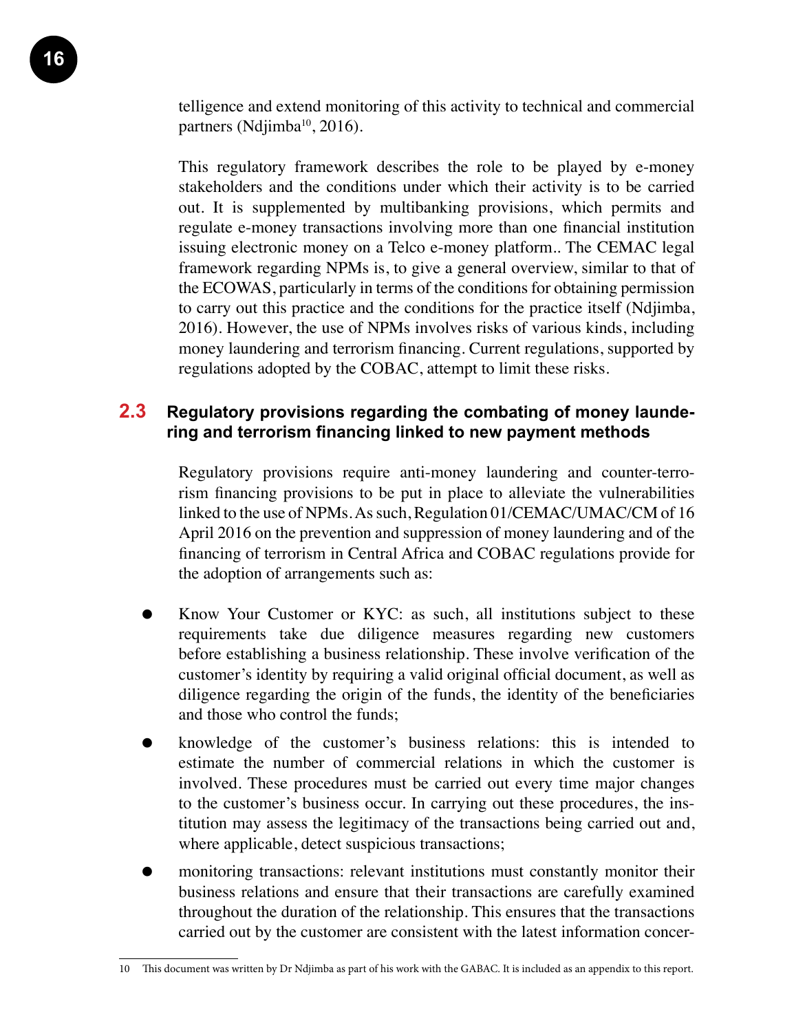telligence and extend monitoring of this activity to technical and commercial partners (Ndjimba[10], 2016).

This regulatory framework describes the role to be played by e-money stakeholders and the conditions under which their activity is to be carried out. It is supplemented by multibanking provisions, which permits and regulate e-money transactions involving more than one financial institution issuing electronic money on a Telco e-money platform.. The CEMAC legal framework regarding NPMs is, to give a general overview, similar to that of the ECOWAS, particularly in terms of the conditions for obtaining permission to carry out this practice and the conditions for the practice itself (Ndjimba, 2016). However, the use of NPMs involves risks of various kinds, including money laundering and terrorism financing. Current regulations, supported by regulations adopted by the COBAC, attempt to limit these risks.

## 2.3 Regulatory provisions regarding the combating of money laundering and terrorism financing linked to new payment methods

Regulatory provisions require anti-money laundering and counter-terrorism financing provisions to be put in place to alleviate the vulnerabilities linked to the use of NPMs. As such, Regulation 01/CEMAC/UMAC/CM of 16 April 2016 on the prevention and suppression of money laundering and of the financing of terrorism in Central Africa and COBAC regulations provide for the adoption of arrangements such as:

- Know Your Customer or KYC: as such, all institutions subject to these requirements take due diligence measures regarding new customers before establishing a business relationship. These involve verification of the customer's identity by requiring a valid original official document, as well as diligence regarding the origin of the funds, the identity of the beneficiaries and those who control the funds;
- knowledge of the customer's business relations: this is intended to estimate the number of commercial relations in which the customer is involved. These procedures must be carried out every time major changes to the customer's business occur. In carrying out these procedures, the institution may assess the legitimacy of the transactions being carried out and, where applicable, detect suspicious transactions;
- monitoring transactions: relevant institutions must constantly monitor their business relations and ensure that their transactions are carefully examined throughout the duration of the relationship. This ensures that the transactions carried out by the customer are consistent with the latest information concer-

---

10 This document was written by Dr Ndjimba as part of his work with the GABAC. It is included as an appendix to this report.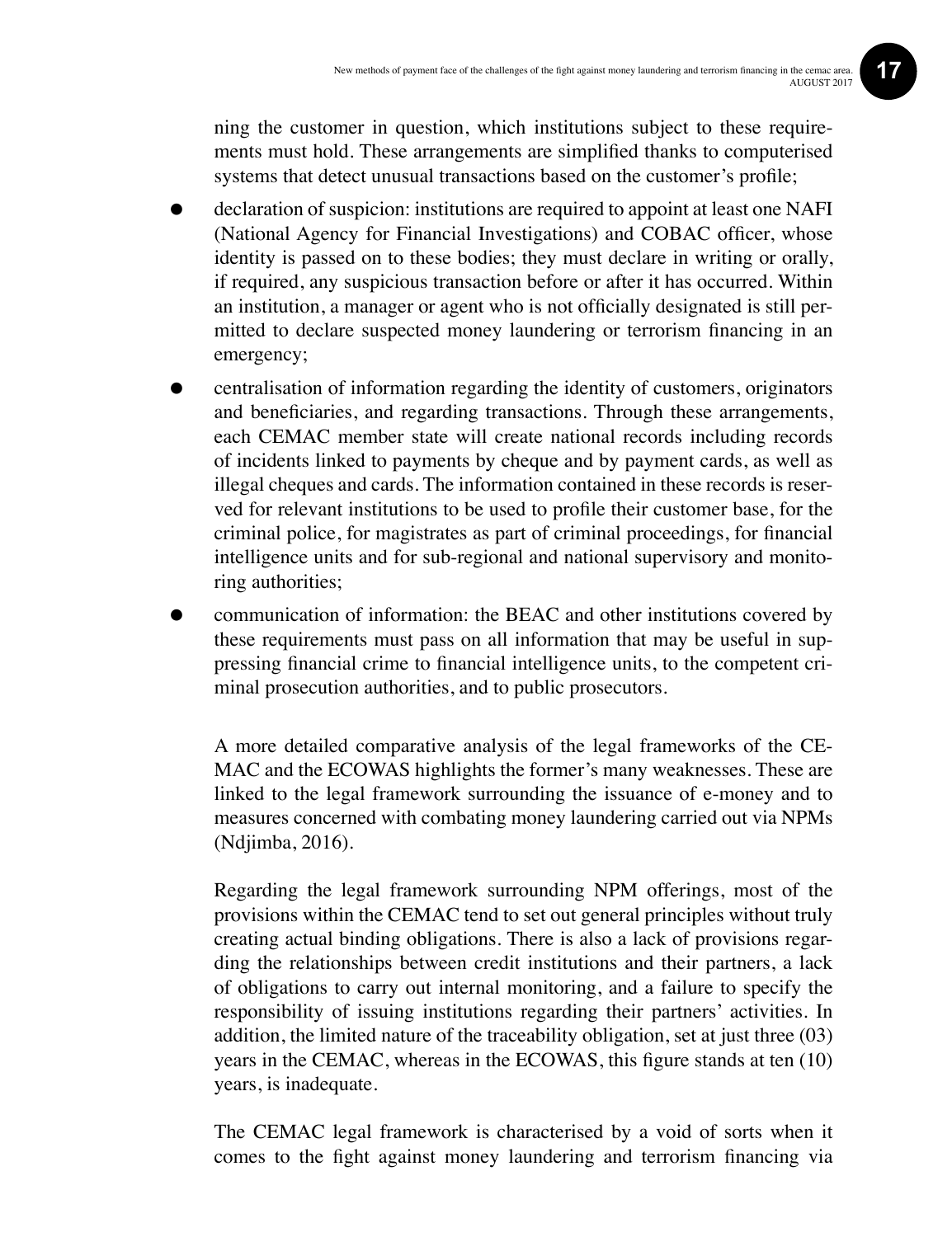ning the customer in question, which institutions subject to these requirements must hold. These arrangements are simplified thanks to computerised systems that detect unusual transactions based on the customer's profile;

- declaration of suspicion: institutions are required to appoint at least one NAFI (National Agency for Financial Investigations) and COBAC officer, whose identity is passed on to these bodies; they must declare in writing or orally, if required, any suspicious transaction before or after it has occurred. Within an institution, a manager or agent who is not officially designated is still permitted to declare suspected money laundering or terrorism financing in an emergency;
- centralisation of information regarding the identity of customers, originators and beneficiaries, and regarding transactions. Through these arrangements, each CEMAC member state will create national records including records of incidents linked to payments by cheque and by payment cards, as well as illegal cheques and cards. The information contained in these records is reserved for relevant institutions to be used to profile their customer base, for the criminal police, for magistrates as part of criminal proceedings, for financial intelligence units and for sub-regional and national supervisory and monitoring authorities;
- communication of information: the BEAC and other institutions covered by these requirements must pass on all information that may be useful in suppressing financial crime to financial intelligence units, to the competent criminal prosecution authorities, and to public prosecutors.

A more detailed comparative analysis of the legal frameworks of the CEMAC and the ECOWAS highlights the former's many weaknesses. These are linked to the legal framework surrounding the issuance of e-money and to measures concerned with combating money laundering carried out via NPMs (Ndjimba, 2016).

Regarding the legal framework surrounding NPM offerings, most of the provisions within the CEMAC tend to set out general principles without truly creating actual binding obligations. There is also a lack of provisions regarding the relationships between credit institutions and their partners, a lack of obligations to carry out internal monitoring, and a failure to specify the responsibility of issuing institutions regarding their partners' activities. In addition, the limited nature of the traceability obligation, set at just three (03) years in the CEMAC, whereas in the ECOWAS, this figure stands at ten (10) years, is inadequate.

The CEMAC legal framework is characterised by a void of sorts when it comes to the fight against money laundering and terrorism financing via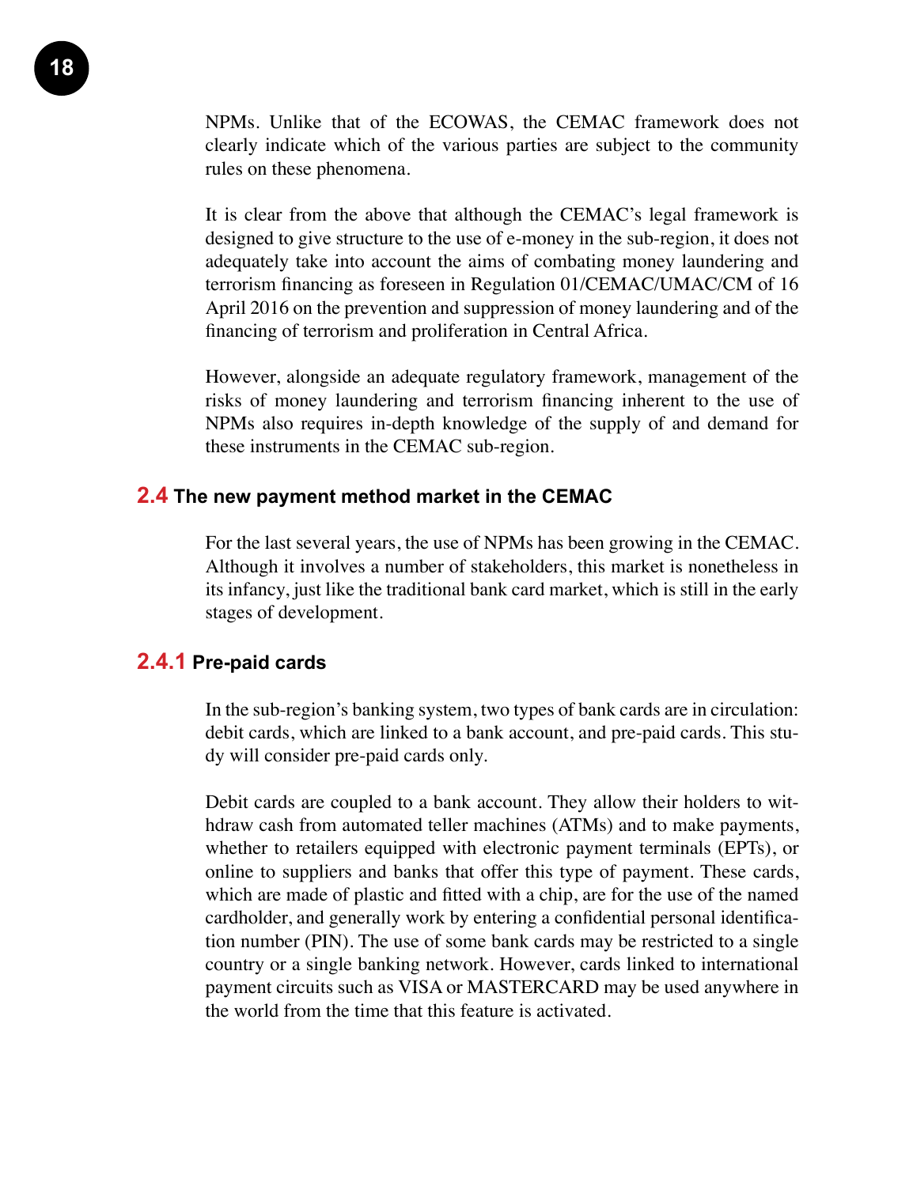NPMs. Unlike that of the ECOWAS, the CEMAC framework does not clearly indicate which of the various parties are subject to the community rules on these phenomena.

It is clear from the above that although the CEMAC's legal framework is designed to give structure to the use of e-money in the sub-region, it does not adequately take into account the aims of combating money laundering and terrorism financing as foreseen in Regulation 01/CEMAC/UMAC/CM of 16 April 2016 on the prevention and suppression of money laundering and of the financing of terrorism and proliferation in Central Africa.

However, alongside an adequate regulatory framework, management of the risks of money laundering and terrorism financing inherent to the use of NPMs also requires in-depth knowledge of the supply of and demand for these instruments in the CEMAC sub-region.

## 2.4 The new payment method market in the CEMAC

For the last several years, the use of NPMs has been growing in the CEMAC. Although it involves a number of stakeholders, this market is nonetheless in its infancy, just like the traditional bank card market, which is still in the early stages of development.

### 2.4.1 Pre-paid cards

In the sub-region's banking system, two types of bank cards are in circulation: debit cards, which are linked to a bank account, and pre-paid cards. This study will consider pre-paid cards only.

Debit cards are coupled to a bank account. They allow their holders to withdraw cash from automated teller machines (ATMs) and to make payments, whether to retailers equipped with electronic payment terminals (EPTs), or online to suppliers and banks that offer this type of payment. These cards, which are made of plastic and fitted with a chip, are for the use of the named cardholder, and generally work by entering a confidential personal identification number (PIN). The use of some bank cards may be restricted to a single country or a single banking network. However, cards linked to international payment circuits such as VISA or MASTERCARD may be used anywhere in the world from the time that this feature is activated.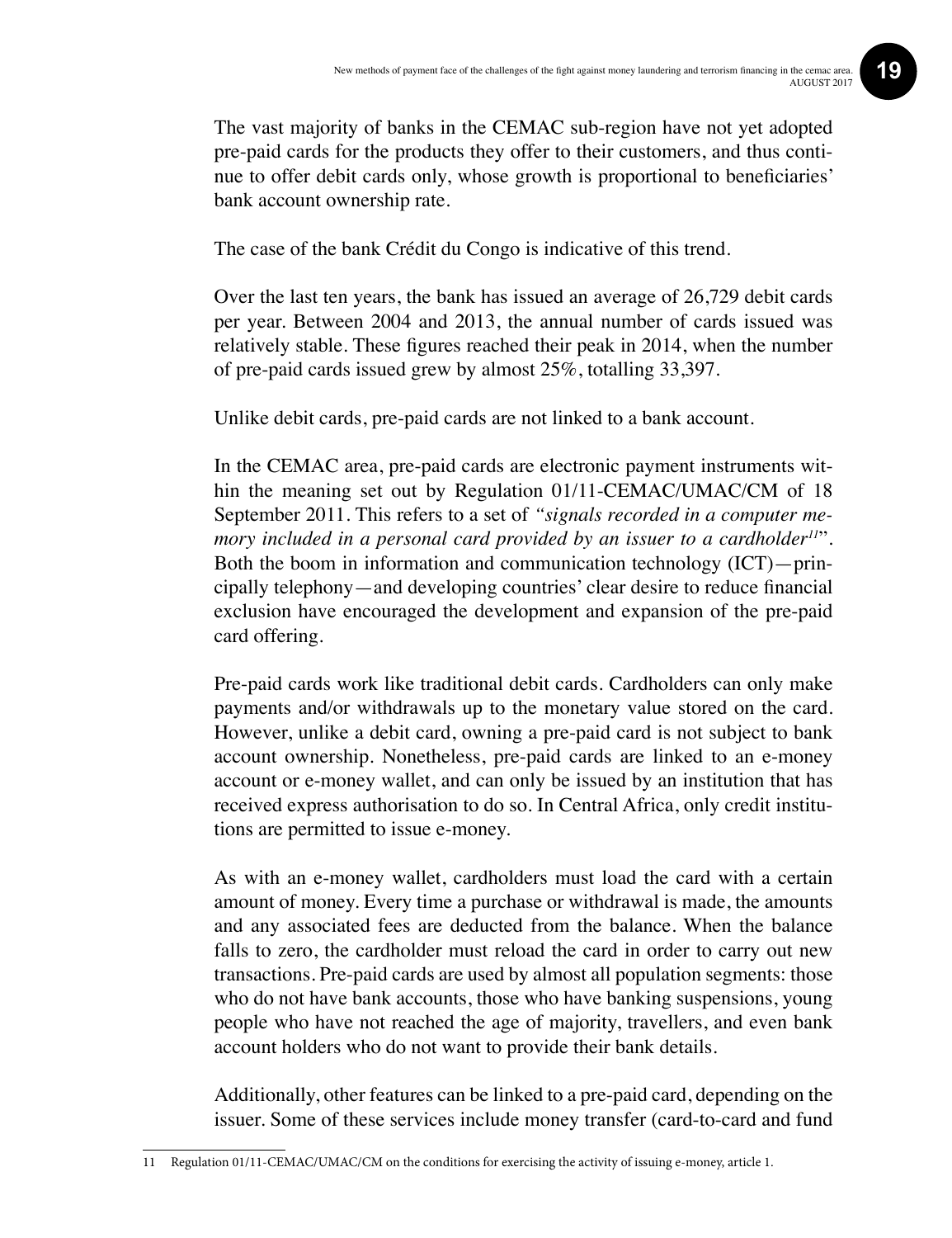The vast majority of banks in the CEMAC sub-region have not yet adopted pre-paid cards for the products they offer to their customers, and thus continue to offer debit cards only, whose growth is proportional to beneficiaries' bank account ownership rate.

The case of the bank Crédit du Congo is indicative of this trend.

Over the last ten years, the bank has issued an average of 26,729 debit cards per year. Between 2004 and 2013, the annual number of cards issued was relatively stable. These figures reached their peak in 2014, when the number of pre-paid cards issued grew by almost 25%, totalling 33,397.

Unlike debit cards, pre-paid cards are not linked to a bank account.

In the CEMAC area, pre-paid cards are electronic payment instruments within the meaning set out by Regulation 01/11-CEMAC/UMAC/CM of 18 September 2011. This refers to a set of *"signals recorded in a computer memory included in a personal card provided by an issuer to a cardholder*[11]". Both the boom in information and communication technology (ICT)—principally telephony—and developing countries' clear desire to reduce financial exclusion have encouraged the development and expansion of the pre-paid card offering.

Pre-paid cards work like traditional debit cards. Cardholders can only make payments and/or withdrawals up to the monetary value stored on the card. However, unlike a debit card, owning a pre-paid card is not subject to bank account ownership. Nonetheless, pre-paid cards are linked to an e-money account or e-money wallet, and can only be issued by an institution that has received express authorisation to do so. In Central Africa, only credit institutions are permitted to issue e-money.

As with an e-money wallet, cardholders must load the card with a certain amount of money. Every time a purchase or withdrawal is made, the amounts and any associated fees are deducted from the balance. When the balance falls to zero, the cardholder must reload the card in order to carry out new transactions. Pre-paid cards are used by almost all population segments: those who do not have bank accounts, those who have banking suspensions, young people who have not reached the age of majority, travellers, and even bank account holders who do not want to provide their bank details.

Additionally, other features can be linked to a pre-paid card, depending on the issuer. Some of these services include money transfer (card-to-card and fund

---

11 Regulation 01/11-CEMAC/UMAC/CM on the conditions for exercising the activity of issuing e-money, article 1.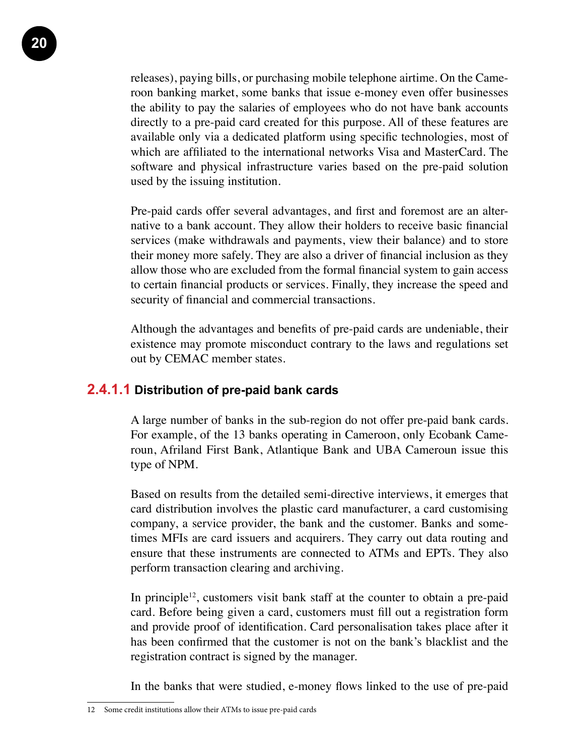releases), paying bills, or purchasing mobile telephone airtime. On the Cameroon banking market, some banks that issue e-money even offer businesses the ability to pay the salaries of employees who do not have bank accounts directly to a pre-paid card created for this purpose. All of these features are available only via a dedicated platform using specific technologies, most of which are affiliated to the international networks Visa and MasterCard. The software and physical infrastructure varies based on the pre-paid solution used by the issuing institution.

Pre-paid cards offer several advantages, and first and foremost are an alternative to a bank account. They allow their holders to receive basic financial services (make withdrawals and payments, view their balance) and to store their money more safely. They are also a driver of financial inclusion as they allow those who are excluded from the formal financial system to gain access to certain financial products or services. Finally, they increase the speed and security of financial and commercial transactions.

Although the advantages and benefits of pre-paid cards are undeniable, their existence may promote misconduct contrary to the laws and regulations set out by CEMAC member states.

#### 2.4.1.1 Distribution of pre-paid bank cards

A large number of banks in the sub-region do not offer pre-paid bank cards. For example, of the 13 banks operating in Cameroon, only Ecobank Cameroun, Afriland First Bank, Atlantique Bank and UBA Cameroun issue this type of NPM.

Based on results from the detailed semi-directive interviews, it emerges that card distribution involves the plastic card manufacturer, a card customising company, a service provider, the bank and the customer. Banks and sometimes MFIs are card issuers and acquirers. They carry out data routing and ensure that these instruments are connected to ATMs and EPTs. They also perform transaction clearing and archiving.

In principle[12], customers visit bank staff at the counter to obtain a pre-paid card. Before being given a card, customers must fill out a registration form and provide proof of identification. Card personalisation takes place after it has been confirmed that the customer is not on the bank's blacklist and the registration contract is signed by the manager.

In the banks that were studied, e-money flows linked to the use of pre-paid

---

12 Some credit institutions allow their ATMs to issue pre-paid cards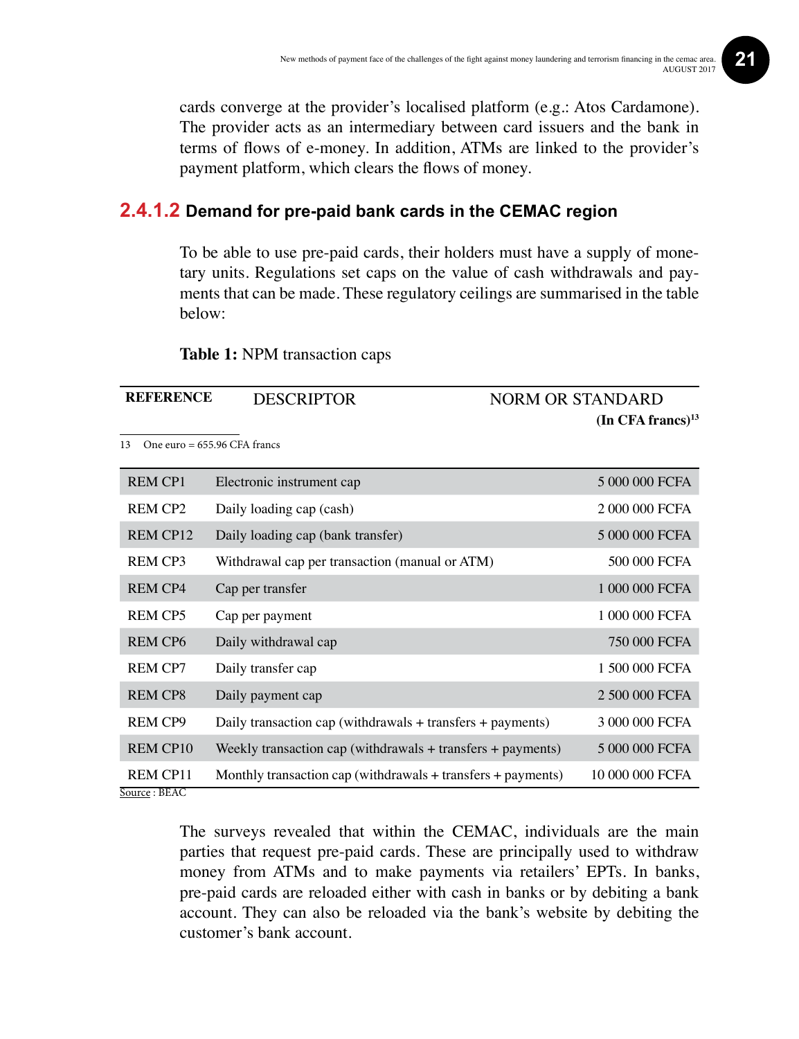cards converge at the provider's localised platform (e.g.: Atos Cardamone). The provider acts as an intermediary between card issuers and the bank in terms of flows of e-money. In addition, ATMs are linked to the provider's payment platform, which clears the flows of money.

#### 2.4.1.2 Demand for pre-paid bank cards in the CEMAC region

To be able to use pre-paid cards, their holders must have a supply of monetary units. Regulations set caps on the value of cash withdrawals and payments that can be made. These regulatory ceilings are summarised in the table below:

**Table 1:** NPM transaction caps

| REFERENCE | DESCRIPTOR | NORM OR STANDARD (In CFA francs)[13] |
|---|---|---|
| REM CP1 | Electronic instrument cap | 5 000 000 FCFA |
| REM CP2 | Daily loading cap (cash) | 2 000 000 FCFA |
| REM CP12 | Daily loading cap (bank transfer) | 5 000 000 FCFA |
| REM CP3 | Withdrawal cap per transaction (manual or ATM) | 500 000 FCFA |
| REM CP4 | Cap per transfer | 1 000 000 FCFA |
| REM CP5 | Cap per payment | 1 000 000 FCFA |
| REM CP6 | Daily withdrawal cap | 750 000 FCFA |
| REM CP7 | Daily transfer cap | 1 500 000 FCFA |
| REM CP8 | Daily payment cap | 2 500 000 FCFA |
| REM CP9 | Daily transaction cap (withdrawals + transfers + payments) | 3 000 000 FCFA |
| REM CP10 | Weekly transaction cap (withdrawals + transfers + payments) | 5 000 000 FCFA |
| REM CP11 | Monthly transaction cap (withdrawals + transfers + payments) | 10 000 000 FCFA |

Source : BEAC

The surveys revealed that within the CEMAC, individuals are the main parties that request pre-paid cards. These are principally used to withdraw money from ATMs and to make payments via retailers' EPTs. In banks, pre-paid cards are reloaded either with cash in banks or by debiting a bank account. They can also be reloaded via the bank's website by debiting the customer's bank account.

13 One euro = 655.96 CFA francs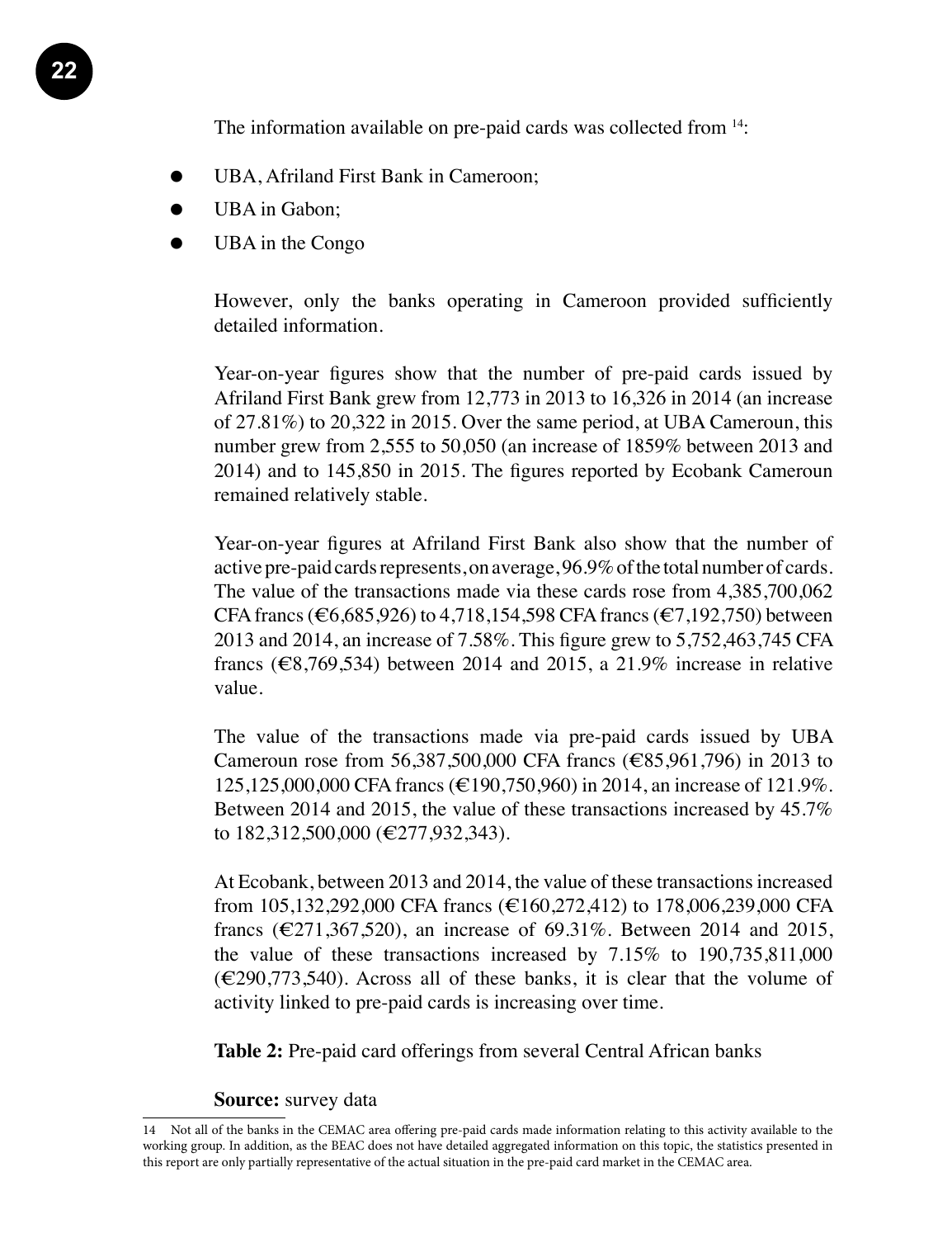The information available on pre-paid cards was collected from [14]:

- UBA, Afriland First Bank in Cameroon;
- UBA in Gabon;
- UBA in the Congo

However, only the banks operating in Cameroon provided sufficiently detailed information.

Year-on-year figures show that the number of pre-paid cards issued by Afriland First Bank grew from 12,773 in 2013 to 16,326 in 2014 (an increase of 27.81%) to 20,322 in 2015. Over the same period, at UBA Cameroun, this number grew from 2,555 to 50,050 (an increase of 1859% between 2013 and 2014) and to 145,850 in 2015. The figures reported by Ecobank Cameroun remained relatively stable.

Year-on-year figures at Afriland First Bank also show that the number of active pre-paid cards represents, on average, 96.9% of the total number of cards. The value of the transactions made via these cards rose from 4,385,700,062 CFA francs (€6,685,926) to 4,718,154,598 CFA francs (€7,192,750) between 2013 and 2014, an increase of 7.58%. This figure grew to 5,752,463,745 CFA francs (€8,769,534) between 2014 and 2015, a 21.9% increase in relative value.

The value of the transactions made via pre-paid cards issued by UBA Cameroun rose from 56,387,500,000 CFA francs (€85,961,796) in 2013 to 125,125,000,000 CFA francs (€190,750,960) in 2014, an increase of 121.9%. Between 2014 and 2015, the value of these transactions increased by 45.7% to 182,312,500,000 (€277,932,343).

At Ecobank, between 2013 and 2014, the value of these transactions increased from 105,132,292,000 CFA francs (€160,272,412) to 178,006,239,000 CFA francs (€271,367,520), an increase of 69.31%. Between 2014 and 2015, the value of these transactions increased by 7.15% to 190,735,811,000 (€290,773,540). Across all of these banks, it is clear that the volume of activity linked to pre-paid cards is increasing over time.

**Table 2:** Pre-paid card offerings from several Central African banks

**Source:** survey data

14 Not all of the banks in the CEMAC area offering pre-paid cards made information relating to this activity available to the working group. In addition, as the BEAC does not have detailed aggregated information on this topic, the statistics presented in this report are only partially representative of the actual situation in the pre-paid card market in the CEMAC area.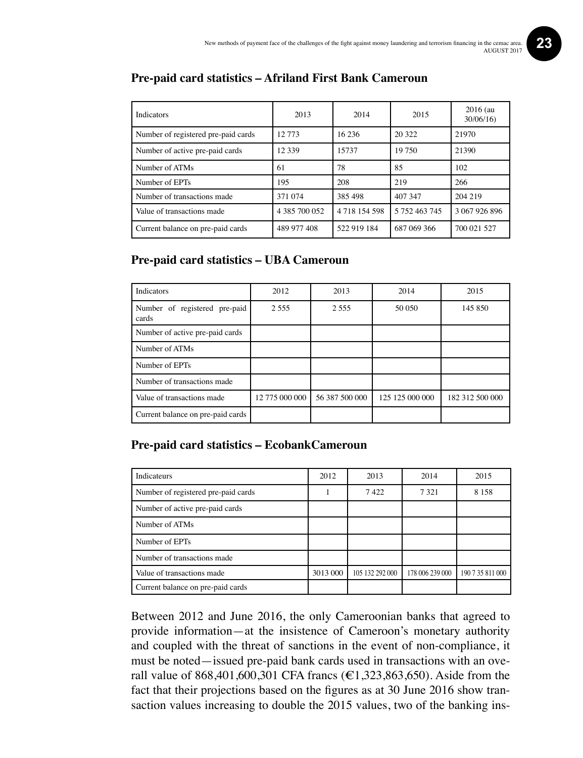## Pre-paid card statistics – Afriland First Bank Cameroun

| Indicators | 2013 | 2014 | 2015 | 2016 (au 30/06/16) |
|---|---|---|---|---|
| Number of registered pre-paid cards | 12 773 | 16 236 | 20 322 | 21970 |
| Number of active pre-paid cards | 12 339 | 15737 | 19 750 | 21390 |
| Number of ATMs | 61 | 78 | 85 | 102 |
| Number of EPTs | 195 | 208 | 219 | 266 |
| Number of transactions made | 371 074 | 385 498 | 407 347 | 204 219 |
| Value of transactions made | 4 385 700 052 | 4 718 154 598 | 5 752 463 745 | 3 067 926 896 |
| Current balance on pre-paid cards | 489 977 408 | 522 919 184 | 687 069 366 | 700 021 527 |

## Pre-paid card statistics – UBA Cameroun

| Indicators | 2012 | 2013 | 2014 | 2015 |
|---|---|---|---|---|
| Number of registered pre-paid cards | 2 555 | 2 555 | 50 050 | 145 850 |
| Number of active pre-paid cards | | | | |
| Number of ATMs | | | | |
| Number of EPTs | | | | |
| Number of transactions made | | | | |
| Value of transactions made | 12 775 000 000 | 56 387 500 000 | 125 125 000 000 | 182 312 500 000 |
| Current balance on pre-paid cards | | | | |

## Pre-paid card statistics – EcobankCameroun

| Indicateurs | 2012 | 2013 | 2014 | 2015 |
|---|---|---|---|---|
| Number of registered pre-paid cards | 1 | 7 422 | 7 321 | 8 158 |
| Number of active pre-paid cards | | | | |
| Number of ATMs | | | | |
| Number of EPTs | | | | |
| Number of transactions made | | | | |
| Value of transactions made | 3013 000 | 105 132 292 000 | 178 006 239 000 | 190 7 35 811 000 |
| Current balance on pre-paid cards | | | | |

Between 2012 and June 2016, the only Cameroonian banks that agreed to provide information—at the insistence of Cameroon's monetary authority and coupled with the threat of sanctions in the event of non-compliance, it must be noted—issued pre-paid bank cards used in transactions with an overall value of 868,401,600,301 CFA francs (€1,323,863,650). Aside from the fact that their projections based on the figures as at 30 June 2016 show transaction values increasing to double the 2015 values, two of the banking ins-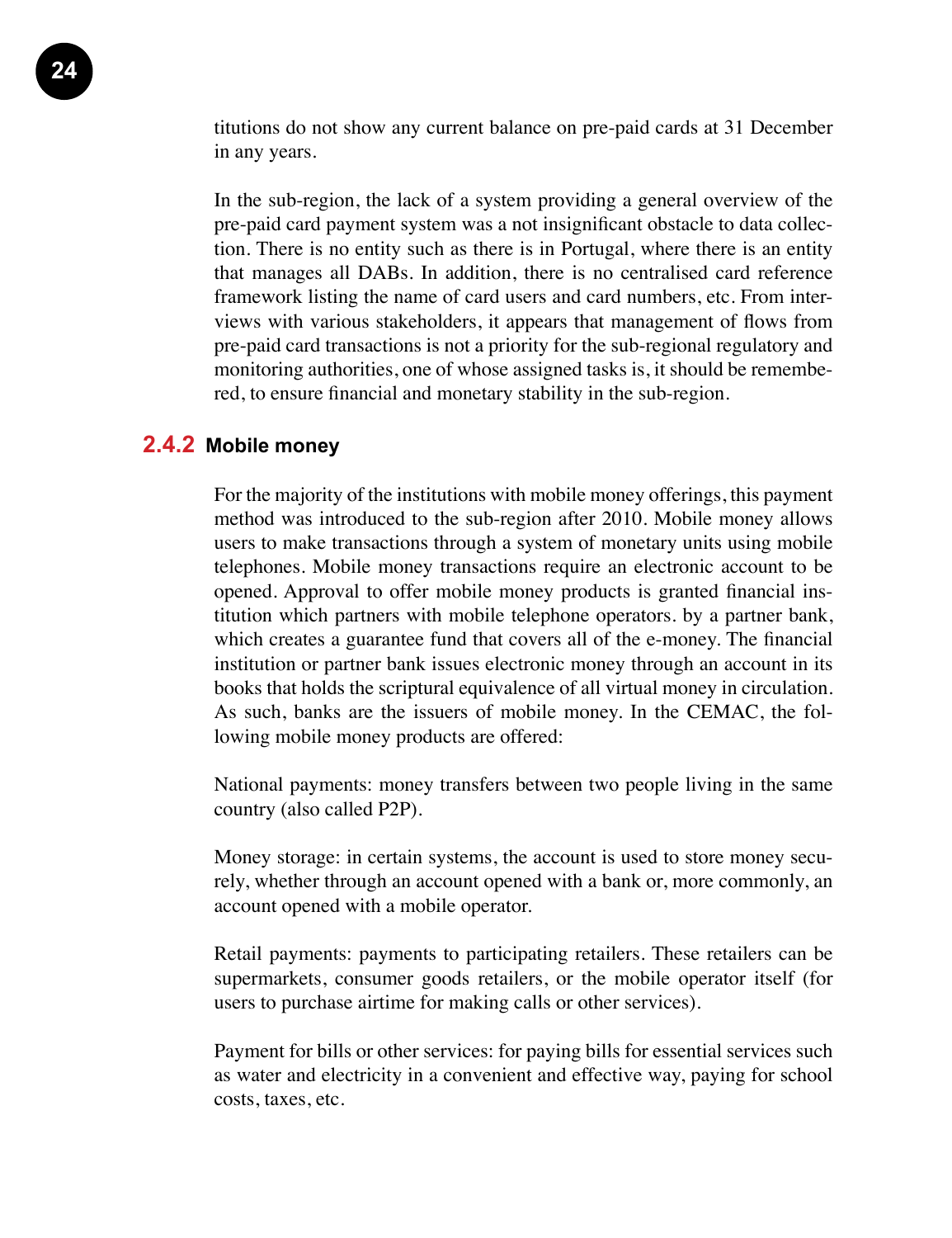titutions do not show any current balance on pre-paid cards at 31 December in any years.

In the sub-region, the lack of a system providing a general overview of the pre-paid card payment system was a not insignificant obstacle to data collection. There is no entity such as there is in Portugal, where there is an entity that manages all DABs. In addition, there is no centralised card reference framework listing the name of card users and card numbers, etc. From interviews with various stakeholders, it appears that management of flows from pre-paid card transactions is not a priority for the sub-regional regulatory and monitoring authorities, one of whose assigned tasks is, it should be remembered, to ensure financial and monetary stability in the sub-region.

### 2.4.2 Mobile money

For the majority of the institutions with mobile money offerings, this payment method was introduced to the sub-region after 2010. Mobile money allows users to make transactions through a system of monetary units using mobile telephones. Mobile money transactions require an electronic account to be opened. Approval to offer mobile money products is granted financial institution which partners with mobile telephone operators. by a partner bank, which creates a guarantee fund that covers all of the e-money. The financial institution or partner bank issues electronic money through an account in its books that holds the scriptural equivalence of all virtual money in circulation. As such, banks are the issuers of mobile money. In the CEMAC, the following mobile money products are offered:

National payments: money transfers between two people living in the same country (also called P2P).

Money storage: in certain systems, the account is used to store money securely, whether through an account opened with a bank or, more commonly, an account opened with a mobile operator.

Retail payments: payments to participating retailers. These retailers can be supermarkets, consumer goods retailers, or the mobile operator itself (for users to purchase airtime for making calls or other services).

Payment for bills or other services: for paying bills for essential services such as water and electricity in a convenient and effective way, paying for school costs, taxes, etc.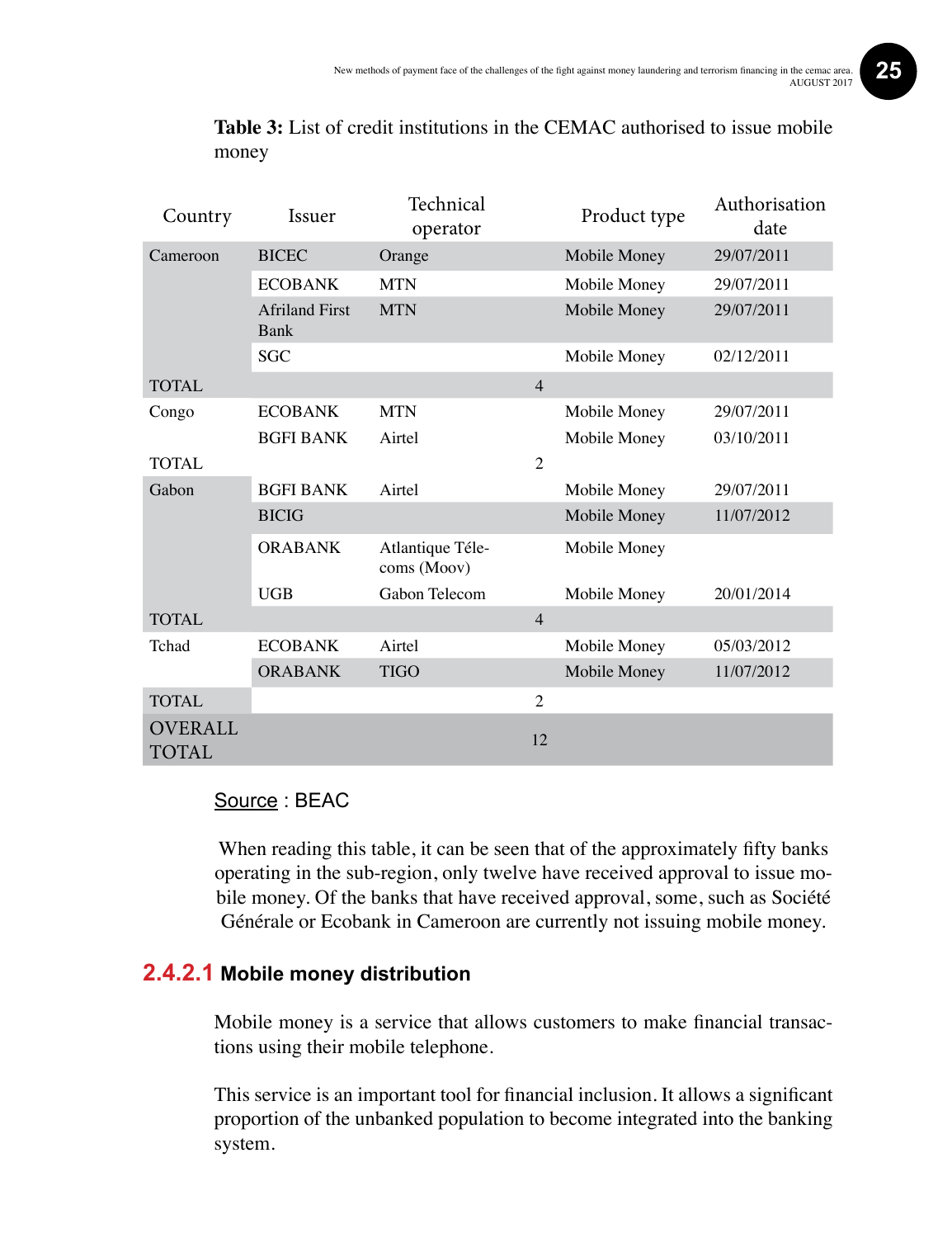**Table 3:** List of credit institutions in the CEMAC authorised to issue mobile money

| Country | Issuer | Technical operator | Product type | Authorisation date |
|---|---|---|---|---|
| Cameroon | BICEC | Orange | Mobile Money | 29/07/2011 |
| | ECOBANK | MTN | Mobile Money | 29/07/2011 |
| | Afriland First Bank | MTN | Mobile Money | 29/07/2011 |
| | SGC | | Mobile Money | 02/12/2011 |
| TOTAL | | | 4 | |
| Congo | ECOBANK | MTN | Mobile Money | 29/07/2011 |
| | BGFI BANK | Airtel | Mobile Money | 03/10/2011 |
| TOTAL | | | 2 | |
| Gabon | BGFI BANK | Airtel | Mobile Money | 29/07/2011 |
| | BICIG | | Mobile Money | 11/07/2012 |
| | ORABANK | Atlantique Télécoms (Moov) | Mobile Money | |
| | UGB | Gabon Telecom | Mobile Money | 20/01/2014 |
| TOTAL | | | 4 | |
| Tchad | ECOBANK | Airtel | Mobile Money | 05/03/2012 |
| | ORABANK | TIGO | Mobile Money | 11/07/2012 |
| TOTAL | | | 2 | |
| OVERALL TOTAL | | | 12 | |

Source : BEAC

When reading this table, it can be seen that of the approximately fifty banks operating in the sub-region, only twelve have received approval to issue mobile money. Of the banks that have received approval, some, such as Société Générale or Ecobank in Cameroon are currently not issuing mobile money.

#### 2.4.2.1 Mobile money distribution

Mobile money is a service that allows customers to make financial transactions using their mobile telephone.

This service is an important tool for financial inclusion. It allows a significant proportion of the unbanked population to become integrated into the banking system.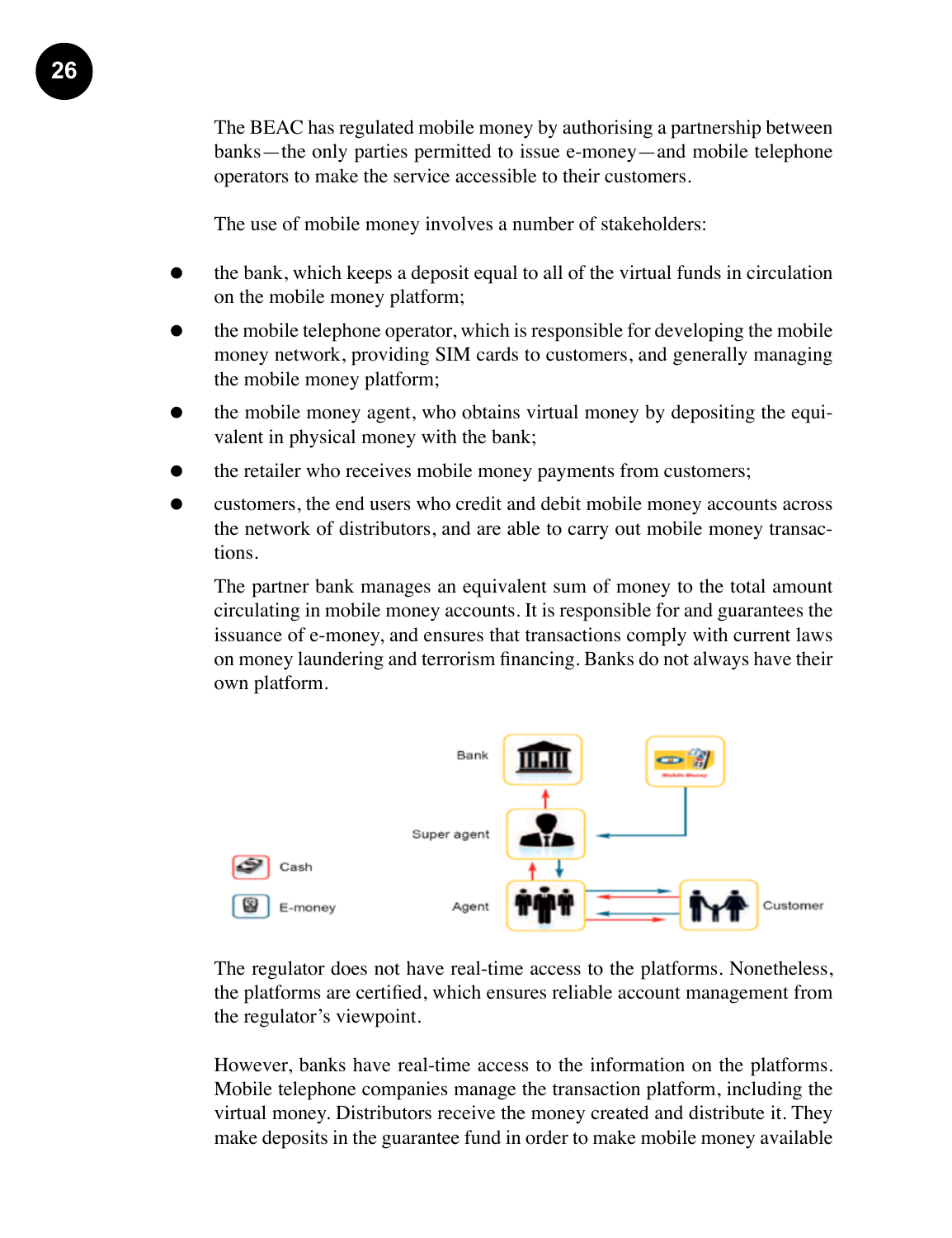The BEAC has regulated mobile money by authorising a partnership between banks—the only parties permitted to issue e-money—and mobile telephone operators to make the service accessible to their customers.

The use of mobile money involves a number of stakeholders:

- the bank, which keeps a deposit equal to all of the virtual funds in circulation on the mobile money platform;
- the mobile telephone operator, which is responsible for developing the mobile money network, providing SIM cards to customers, and generally managing the mobile money platform;
- the mobile money agent, who obtains virtual money by depositing the equivalent in physical money with the bank;
- the retailer who receives mobile money payments from customers;
- customers, the end users who credit and debit mobile money accounts across the network of distributors, and are able to carry out mobile money transactions.

The partner bank manages an equivalent sum of money to the total amount circulating in mobile money accounts. It is responsible for and guarantees the issuance of e-money, and ensures that transactions comply with current laws on money laundering and terrorism financing. Banks do not always have their own platform.

The regulator does not have real-time access to the platforms. Nonetheless, the platforms are certified, which ensures reliable account management from the regulator's viewpoint.

However, banks have real-time access to the information on the platforms. Mobile telephone companies manage the transaction platform, including the virtual money. Distributors receive the money created and distribute it. They make deposits in the guarantee fund in order to make mobile money available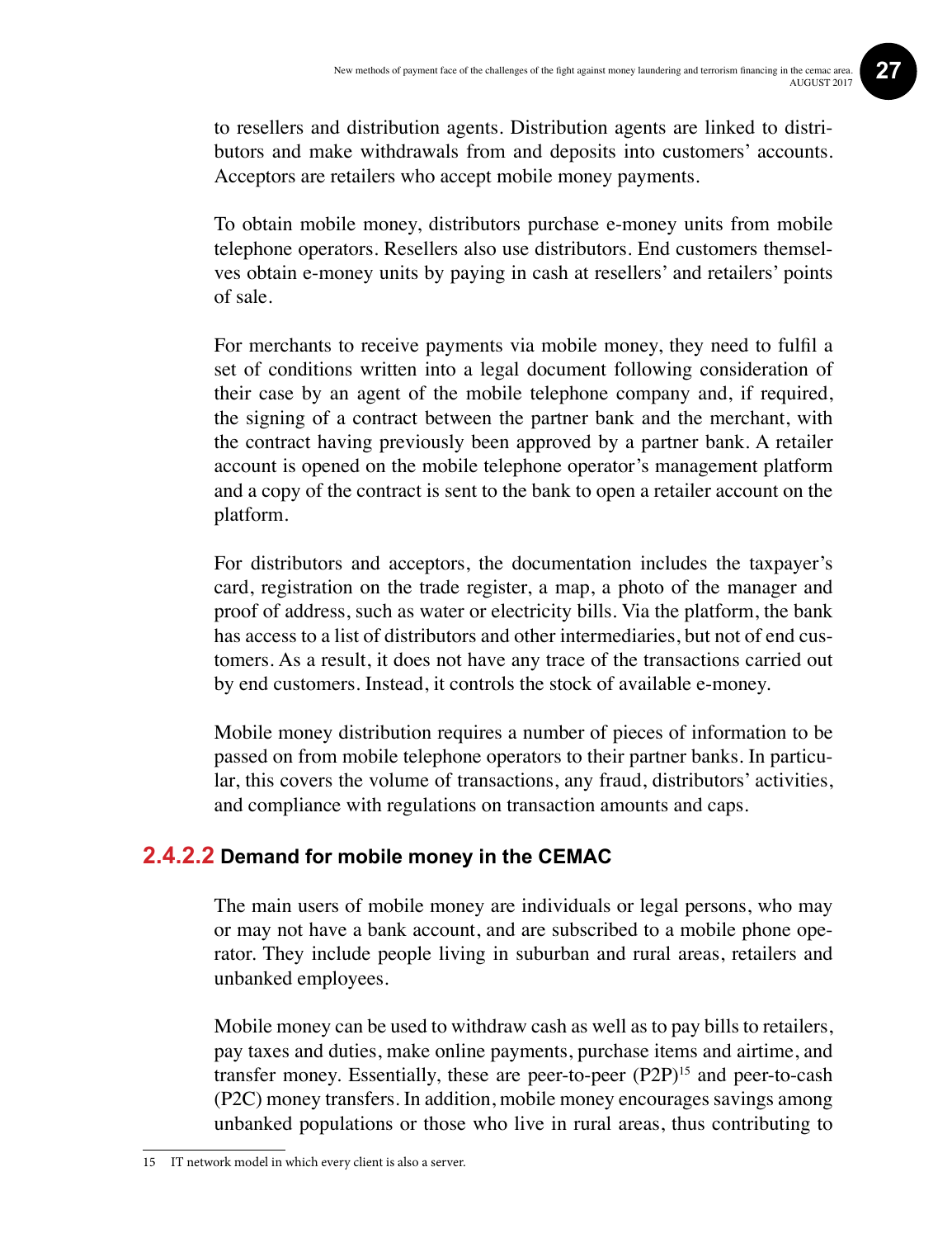to resellers and distribution agents. Distribution agents are linked to distributors and make withdrawals from and deposits into customers' accounts. Acceptors are retailers who accept mobile money payments.

To obtain mobile money, distributors purchase e-money units from mobile telephone operators. Resellers also use distributors. End customers themselves obtain e-money units by paying in cash at resellers' and retailers' points of sale.

For merchants to receive payments via mobile money, they need to fulfil a set of conditions written into a legal document following consideration of their case by an agent of the mobile telephone company and, if required, the signing of a contract between the partner bank and the merchant, with the contract having previously been approved by a partner bank. A retailer account is opened on the mobile telephone operator's management platform and a copy of the contract is sent to the bank to open a retailer account on the platform.

For distributors and acceptors, the documentation includes the taxpayer's card, registration on the trade register, a map, a photo of the manager and proof of address, such as water or electricity bills. Via the platform, the bank has access to a list of distributors and other intermediaries, but not of end customers. As a result, it does not have any trace of the transactions carried out by end customers. Instead, it controls the stock of available e-money.

Mobile money distribution requires a number of pieces of information to be passed on from mobile telephone operators to their partner banks. In particular, this covers the volume of transactions, any fraud, distributors' activities, and compliance with regulations on transaction amounts and caps.

#### 2.4.2.2 Demand for mobile money in the CEMAC

The main users of mobile money are individuals or legal persons, who may or may not have a bank account, and are subscribed to a mobile phone operator. They include people living in suburban and rural areas, retailers and unbanked employees.

Mobile money can be used to withdraw cash as well as to pay bills to retailers, pay taxes and duties, make online payments, purchase items and airtime, and transfer money. Essentially, these are peer-to-peer (P2P)[15] and peer-to-cash (P2C) money transfers. In addition, mobile money encourages savings among unbanked populations or those who live in rural areas, thus contributing to

15 IT network model in which every client is also a server.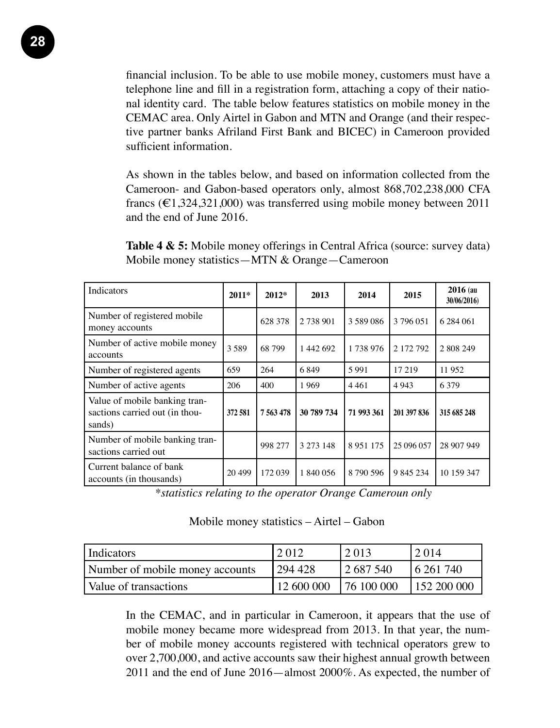financial inclusion. To be able to use mobile money, customers must have a telephone line and fill in a registration form, attaching a copy of their national identity card. The table below features statistics on mobile money in the CEMAC area. Only Airtel in Gabon and MTN and Orange (and their respective partner banks Afriland First Bank and BICEC) in Cameroon provided sufficient information.

As shown in the tables below, and based on information collected from the Cameroon- and Gabon-based operators only, almost 868,702,238,000 CFA francs (€1,324,321,000) was transferred using mobile money between 2011 and the end of June 2016.

**Table 4 & 5:** Mobile money offerings in Central Africa (source: survey data)
Mobile money statistics—MTN & Orange—Cameroon

| Indicators | **2011*** | **2012*** | **2013** | **2014** | **2015** | **2016** (au 30/06/2016) |
|---|---|---|---|---|---|---|
| Number of registered mobile money accounts | | 628 378 | 2 738 901 | 3 589 086 | 3 796 051 | 6 284 061 |
| Number of active mobile money accounts | 3 589 | 68 799 | 1 442 692 | 1 738 976 | 2 172 792 | 2 808 249 |
| Number of registered agents | 659 | 264 | 6 849 | 5 991 | 17 219 | 11 952 |
| Number of active agents | 206 | 400 | 1 969 | 4 461 | 4 943 | 6 379 |
| Value of mobile banking transactions carried out (in thousands) | **372 581** | **7 563 478** | **30 789 734** | **71 993 361** | **201 397 836** | **315 685 248** |
| Number of mobile banking transactions carried out | | 998 277 | 3 273 148 | 8 951 175 | 25 096 057 | 28 907 949 |
| Current balance of bank accounts (in thousands) | 20 499 | 172 039 | 1 840 056 | 8 790 596 | 9 845 234 | 10 159 347 |

**statistics relating to the operator Orange Cameroun only*

Mobile money statistics – Airtel – Gabon

| Indicators | 2 012 | 2 013 | 2 014 |
|---|---|---|---|
| Number of mobile money accounts | 294 428 | 2 687 540 | 6 261 740 |
| Value of transactions | 12 600 000 | 76 100 000 | 152 200 000 |

In the CEMAC, and in particular in Cameroon, it appears that the use of mobile money became more widespread from 2013. In that year, the number of mobile money accounts registered with technical operators grew to over 2,700,000, and active accounts saw their highest annual growth between 2011 and the end of June 2016—almost 2000%. As expected, the number of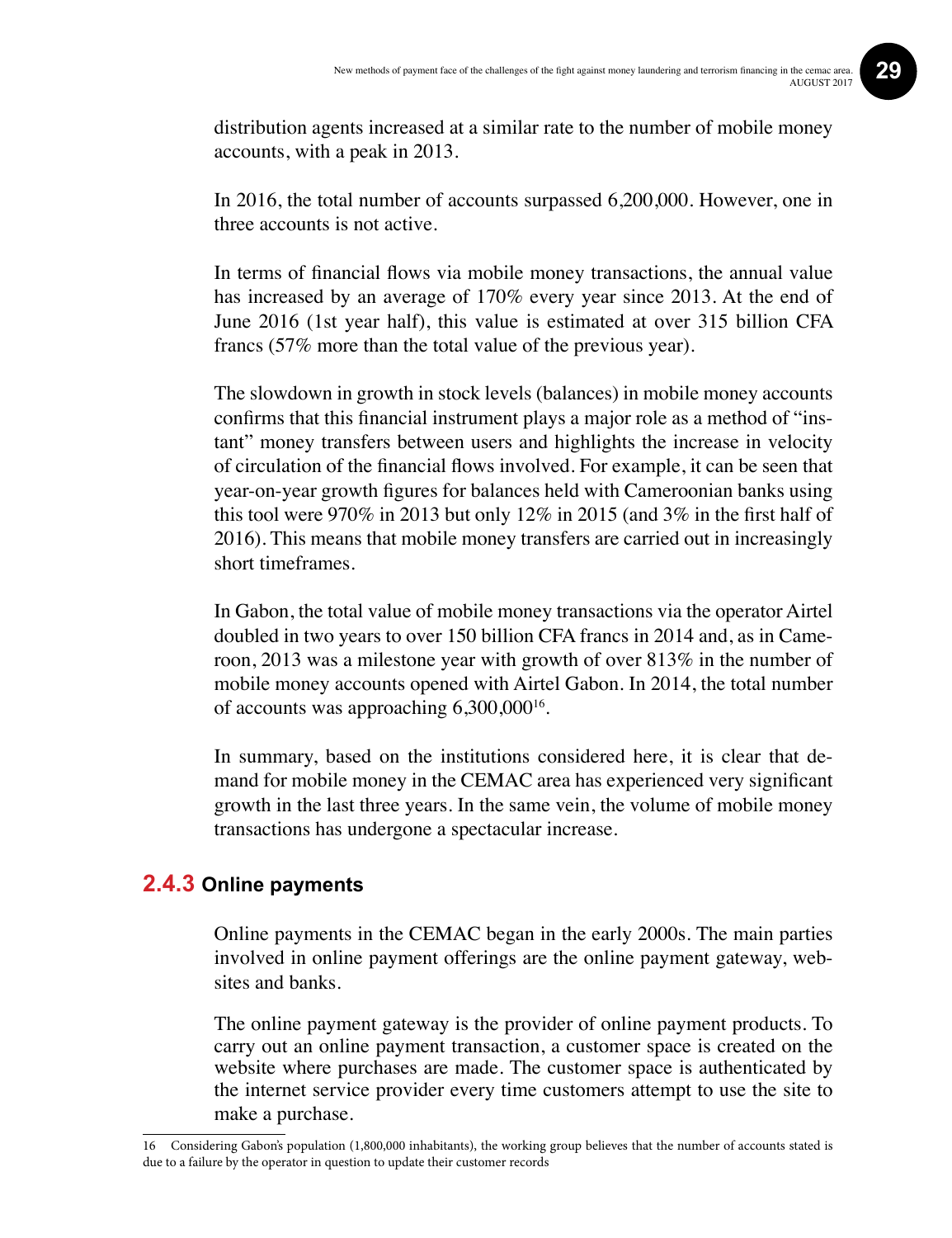distribution agents increased at a similar rate to the number of mobile money accounts, with a peak in 2013.

In 2016, the total number of accounts surpassed 6,200,000. However, one in three accounts is not active.

In terms of financial flows via mobile money transactions, the annual value has increased by an average of 170% every year since 2013. At the end of June 2016 (1st year half), this value is estimated at over 315 billion CFA francs (57% more than the total value of the previous year).

The slowdown in growth in stock levels (balances) in mobile money accounts confirms that this financial instrument plays a major role as a method of "instant" money transfers between users and highlights the increase in velocity of circulation of the financial flows involved. For example, it can be seen that year-on-year growth figures for balances held with Cameroonian banks using this tool were 970% in 2013 but only 12% in 2015 (and 3% in the first half of 2016). This means that mobile money transfers are carried out in increasingly short timeframes.

In Gabon, the total value of mobile money transactions via the operator Airtel doubled in two years to over 150 billion CFA francs in 2014 and, as in Cameroon, 2013 was a milestone year with growth of over 813% in the number of mobile money accounts opened with Airtel Gabon. In 2014, the total number of accounts was approaching 6,300,000[16].

In summary, based on the institutions considered here, it is clear that demand for mobile money in the CEMAC area has experienced very significant growth in the last three years. In the same vein, the volume of mobile money transactions has undergone a spectacular increase.

### 2.4.3 Online payments

Online payments in the CEMAC began in the early 2000s. The main parties involved in online payment offerings are the online payment gateway, websites and banks.

The online payment gateway is the provider of online payment products. To carry out an online payment transaction, a customer space is created on the website where purchases are made. The customer space is authenticated by the internet service provider every time customers attempt to use the site to make a purchase.

---

16 Considering Gabon's population (1,800,000 inhabitants), the working group believes that the number of accounts stated is due to a failure by the operator in question to update their customer records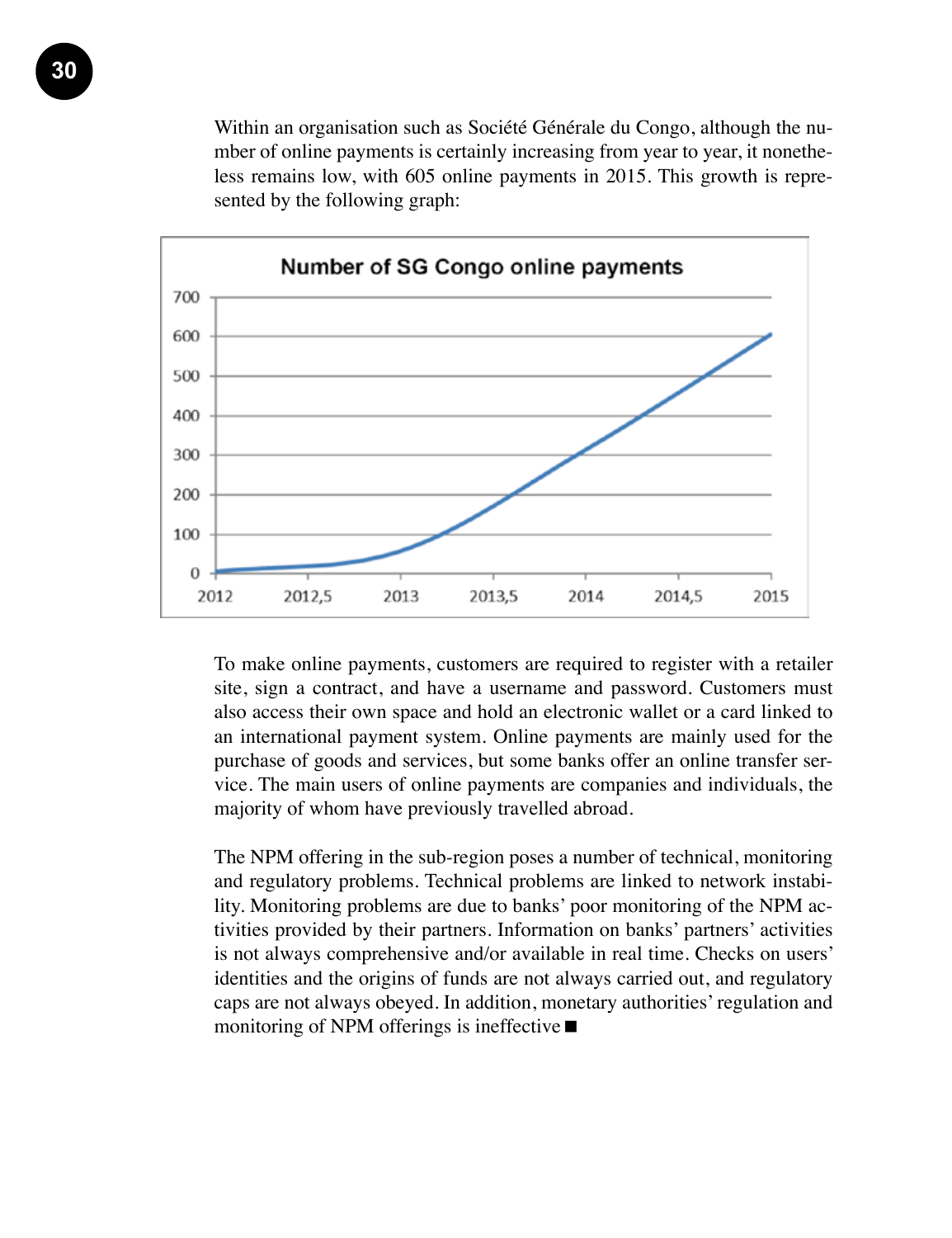Within an organisation such as Société Générale du Congo, although the number of online payments is certainly increasing from year to year, it nonetheless remains low, with 605 online payments in 2015. This growth is represented by the following graph:

**Number of SG Congo online payments**

To make online payments, customers are required to register with a retailer site, sign a contract, and have a username and password. Customers must also access their own space and hold an electronic wallet or a card linked to an international payment system. Online payments are mainly used for the purchase of goods and services, but some banks offer an online transfer service. The main users of online payments are companies and individuals, the majority of whom have previously travelled abroad.

The NPM offering in the sub-region poses a number of technical, monitoring and regulatory problems. Technical problems are linked to network instability. Monitoring problems are due to banks' poor monitoring of the NPM activities provided by their partners. Information on banks' partners' activities is not always comprehensive and/or available in real time. Checks on users' identities and the origins of funds are not always carried out, and regulatory caps are not always obeyed. In addition, monetary authorities' regulation and monitoring of NPM offerings is ineffective ■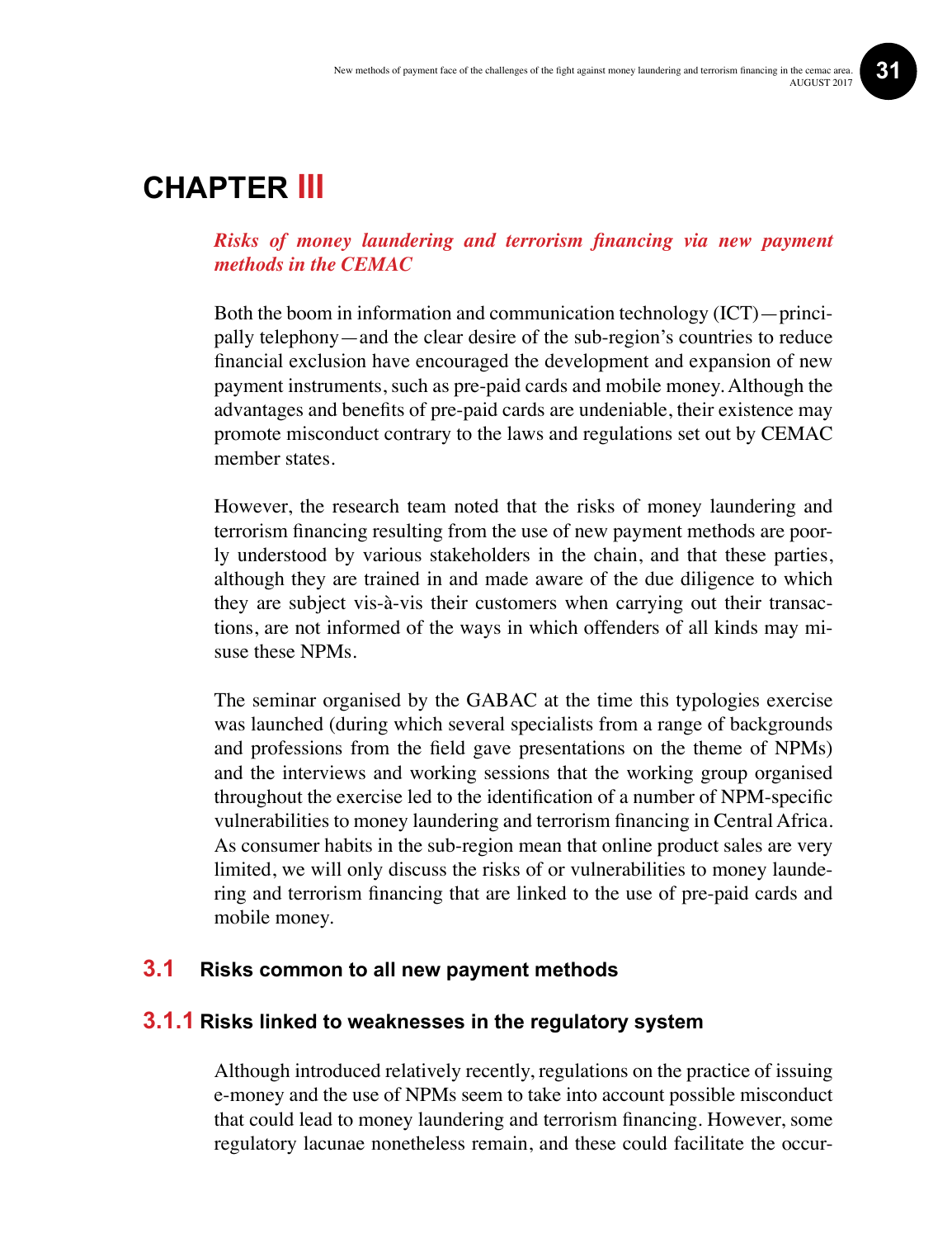# CHAPTER III

*Risks of money laundering and terrorism financing via new payment methods in the CEMAC*

Both the boom in information and communication technology (ICT)—principally telephony—and the clear desire of the sub-region's countries to reduce financial exclusion have encouraged the development and expansion of new payment instruments, such as pre-paid cards and mobile money. Although the advantages and benefits of pre-paid cards are undeniable, their existence may promote misconduct contrary to the laws and regulations set out by CEMAC member states.

However, the research team noted that the risks of money laundering and terrorism financing resulting from the use of new payment methods are poorly understood by various stakeholders in the chain, and that these parties, although they are trained in and made aware of the due diligence to which they are subject vis-à-vis their customers when carrying out their transactions, are not informed of the ways in which offenders of all kinds may misuse these NPMs.

The seminar organised by the GABAC at the time this typologies exercise was launched (during which several specialists from a range of backgrounds and professions from the field gave presentations on the theme of NPMs) and the interviews and working sessions that the working group organised throughout the exercise led to the identification of a number of NPM-specific vulnerabilities to money laundering and terrorism financing in Central Africa. As consumer habits in the sub-region mean that online product sales are very limited, we will only discuss the risks of or vulnerabilities to money laundering and terrorism financing that are linked to the use of pre-paid cards and mobile money.

## 3.1 Risks common to all new payment methods

### 3.1.1 Risks linked to weaknesses in the regulatory system

Although introduced relatively recently, regulations on the practice of issuing e-money and the use of NPMs seem to take into account possible misconduct that could lead to money laundering and terrorism financing. However, some regulatory lacunae nonetheless remain, and these could facilitate the occur-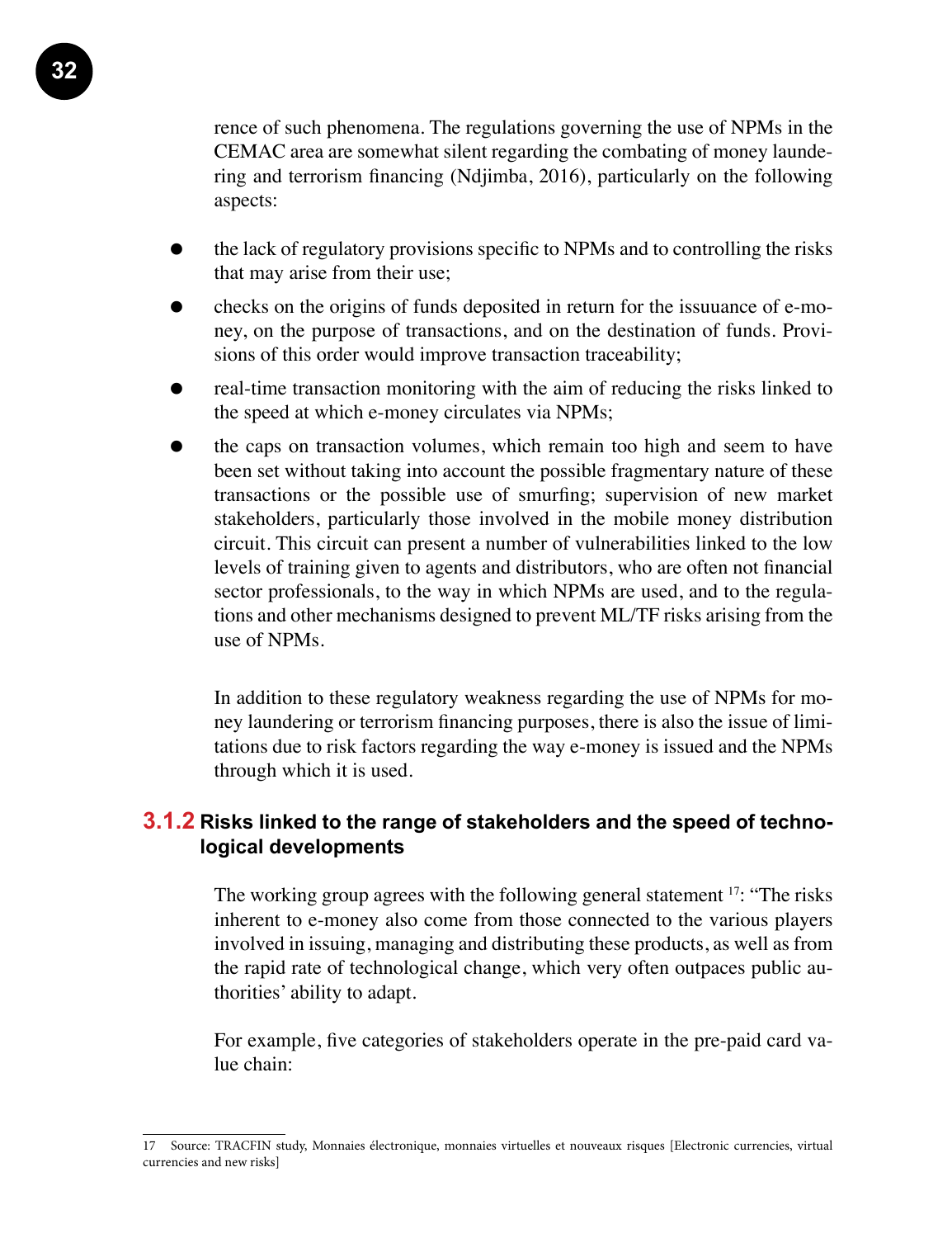rence of such phenomena. The regulations governing the use of NPMs in the CEMAC area are somewhat silent regarding the combating of money laundering and terrorism financing (Ndjimba, 2016), particularly on the following aspects:

- the lack of regulatory provisions specific to NPMs and to controlling the risks that may arise from their use;
- checks on the origins of funds deposited in return for the issuuance of e-money, on the purpose of transactions, and on the destination of funds. Provisions of this order would improve transaction traceability;
- real-time transaction monitoring with the aim of reducing the risks linked to the speed at which e-money circulates via NPMs;
- the caps on transaction volumes, which remain too high and seem to have been set without taking into account the possible fragmentary nature of these transactions or the possible use of smurfing; supervision of new market stakeholders, particularly those involved in the mobile money distribution circuit. This circuit can present a number of vulnerabilities linked to the low levels of training given to agents and distributors, who are often not financial sector professionals, to the way in which NPMs are used, and to the regulations and other mechanisms designed to prevent ML/TF risks arising from the use of NPMs.

In addition to these regulatory weakness regarding the use of NPMs for money laundering or terrorism financing purposes, there is also the issue of limitations due to risk factors regarding the way e-money is issued and the NPMs through which it is used.

### 3.1.2 Risks linked to the range of stakeholders and the speed of technological developments

The working group agrees with the following general statement [17]: "The risks inherent to e-money also come from those connected to the various players involved in issuing, managing and distributing these products, as well as from the rapid rate of technological change, which very often outpaces public authorities' ability to adapt.

For example, five categories of stakeholders operate in the pre-paid card value chain:

---

17 Source: TRACFIN study, Monnaies électronique, monnaies virtuelles et nouveaux risques [Electronic currencies, virtual currencies and new risks]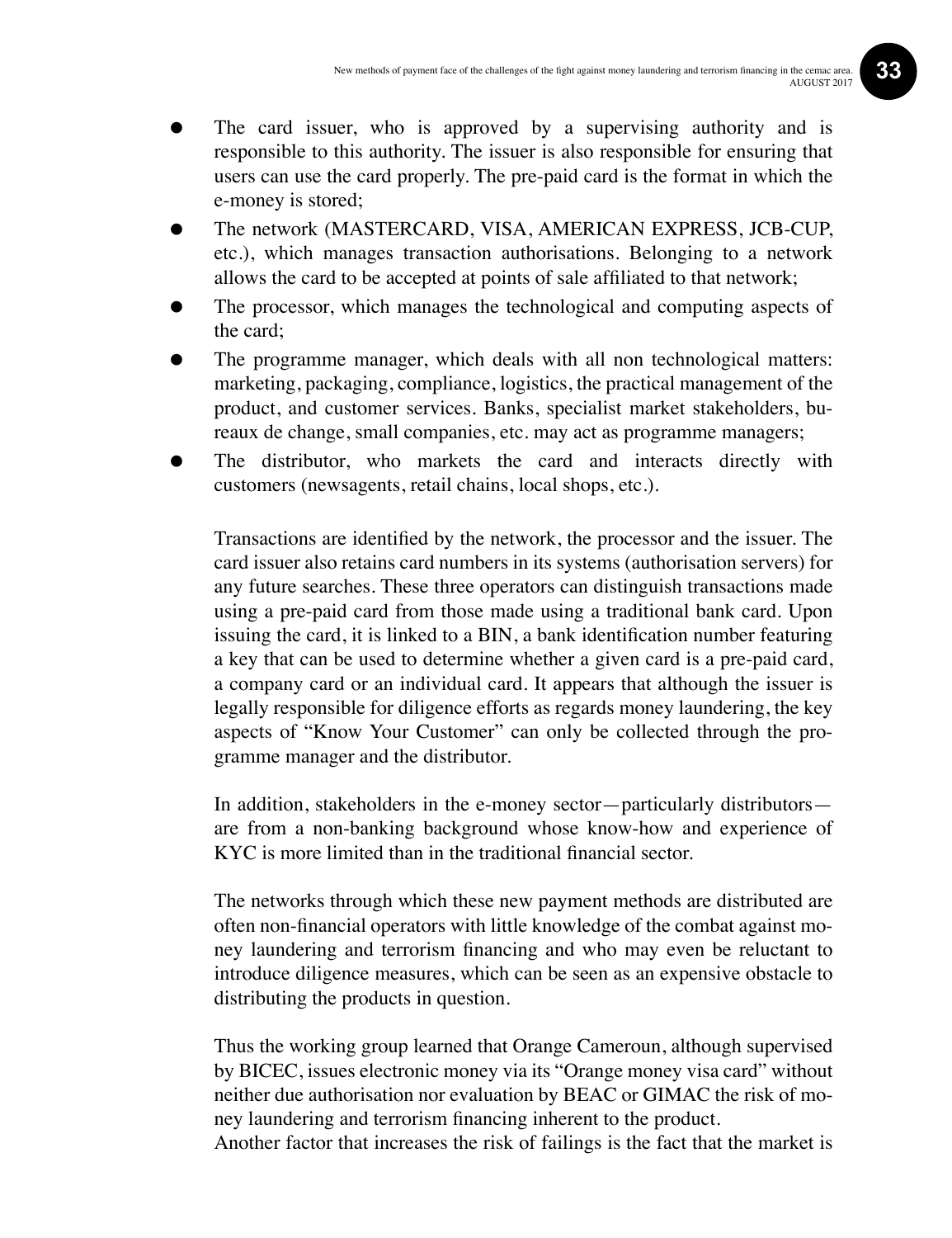- The card issuer, who is approved by a supervising authority and is responsible to this authority. The issuer is also responsible for ensuring that users can use the card properly. The pre-paid card is the format in which the e-money is stored;
- The network (MASTERCARD, VISA, AMERICAN EXPRESS, JCB-CUP, etc.), which manages transaction authorisations. Belonging to a network allows the card to be accepted at points of sale affiliated to that network;
- The processor, which manages the technological and computing aspects of the card;
- The programme manager, which deals with all non technological matters: marketing, packaging, compliance, logistics, the practical management of the product, and customer services. Banks, specialist market stakeholders, bureaux de change, small companies, etc. may act as programme managers;
- The distributor, who markets the card and interacts directly with customers (newsagents, retail chains, local shops, etc.).

Transactions are identified by the network, the processor and the issuer. The card issuer also retains card numbers in its systems (authorisation servers) for any future searches. These three operators can distinguish transactions made using a pre-paid card from those made using a traditional bank card. Upon issuing the card, it is linked to a BIN, a bank identification number featuring a key that can be used to determine whether a given card is a pre-paid card, a company card or an individual card. It appears that although the issuer is legally responsible for diligence efforts as regards money laundering, the key aspects of "Know Your Customer" can only be collected through the programme manager and the distributor.

In addition, stakeholders in the e-money sector—particularly distributors—are from a non-banking background whose know-how and experience of KYC is more limited than in the traditional financial sector.

The networks through which these new payment methods are distributed are often non-financial operators with little knowledge of the combat against money laundering and terrorism financing and who may even be reluctant to introduce diligence measures, which can be seen as an expensive obstacle to distributing the products in question.

Thus the working group learned that Orange Cameroun, although supervised by BICEC, issues electronic money via its "Orange money visa card" without neither due authorisation nor evaluation by BEAC or GIMAC the risk of money laundering and terrorism financing inherent to the product.
Another factor that increases the risk of failings is the fact that the market is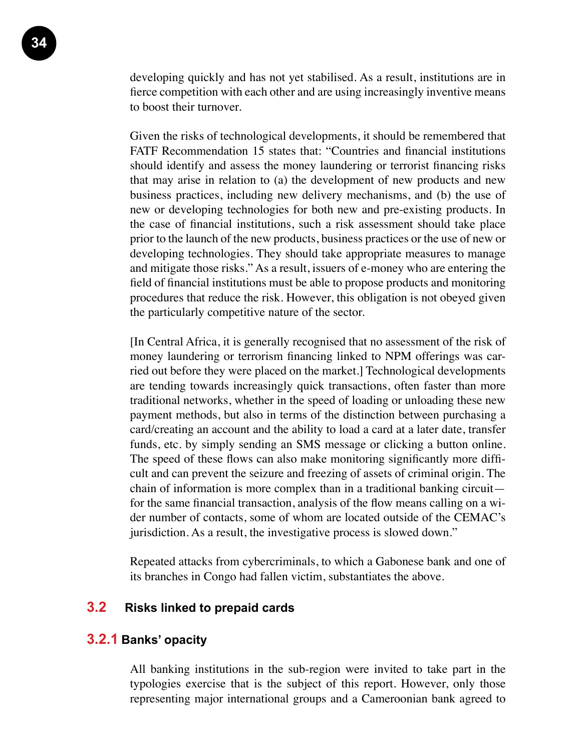developing quickly and has not yet stabilised. As a result, institutions are in fierce competition with each other and are using increasingly inventive means to boost their turnover.

Given the risks of technological developments, it should be remembered that FATF Recommendation 15 states that: "Countries and financial institutions should identify and assess the money laundering or terrorist financing risks that may arise in relation to (a) the development of new products and new business practices, including new delivery mechanisms, and (b) the use of new or developing technologies for both new and pre-existing products. In the case of financial institutions, such a risk assessment should take place prior to the launch of the new products, business practices or the use of new or developing technologies. They should take appropriate measures to manage and mitigate those risks." As a result, issuers of e-money who are entering the field of financial institutions must be able to propose products and monitoring procedures that reduce the risk. However, this obligation is not obeyed given the particularly competitive nature of the sector.

[In Central Africa, it is generally recognised that no assessment of the risk of money laundering or terrorism financing linked to NPM offerings was carried out before they were placed on the market.] Technological developments are tending towards increasingly quick transactions, often faster than more traditional networks, whether in the speed of loading or unloading these new payment methods, but also in terms of the distinction between purchasing a card/creating an account and the ability to load a card at a later date, transfer funds, etc. by simply sending an SMS message or clicking a button online. The speed of these flows can also make monitoring significantly more difficult and can prevent the seizure and freezing of assets of criminal origin. The chain of information is more complex than in a traditional banking circuit—for the same financial transaction, analysis of the flow means calling on a wider number of contacts, some of whom are located outside of the CEMAC's jurisdiction. As a result, the investigative process is slowed down."

Repeated attacks from cybercriminals, to which a Gabonese bank and one of its branches in Congo had fallen victim, substantiates the above.

## 3.2 Risks linked to prepaid cards

### 3.2.1 Banks' opacity

All banking institutions in the sub-region were invited to take part in the typologies exercise that is the subject of this report. However, only those representing major international groups and a Cameroonian bank agreed to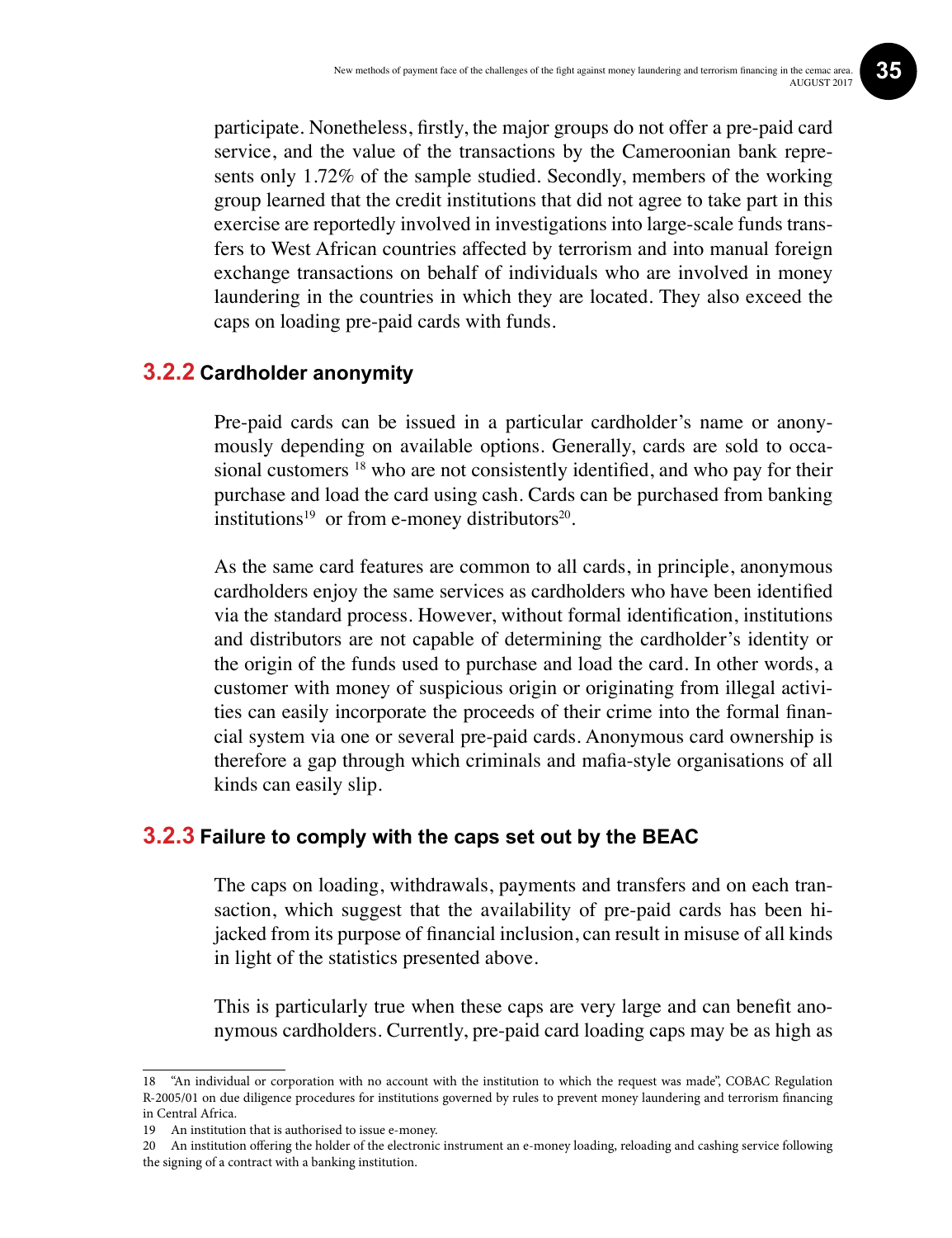participate. Nonetheless, firstly, the major groups do not offer a pre-paid card service, and the value of the transactions by the Cameroonian bank represents only 1.72% of the sample studied. Secondly, members of the working group learned that the credit institutions that did not agree to take part in this exercise are reportedly involved in investigations into large-scale funds transfers to West African countries affected by terrorism and into manual foreign exchange transactions on behalf of individuals who are involved in money laundering in the countries in which they are located. They also exceed the caps on loading pre-paid cards with funds.

### 3.2.2 Cardholder anonymity

Pre-paid cards can be issued in a particular cardholder's name or anonymously depending on available options. Generally, cards are sold to occasional customers [18] who are not consistently identified, and who pay for their purchase and load the card using cash. Cards can be purchased from banking institutions[19] or from e-money distributors[20].

As the same card features are common to all cards, in principle, anonymous cardholders enjoy the same services as cardholders who have been identified via the standard process. However, without formal identification, institutions and distributors are not capable of determining the cardholder's identity or the origin of the funds used to purchase and load the card. In other words, a customer with money of suspicious origin or originating from illegal activities can easily incorporate the proceeds of their crime into the formal financial system via one or several pre-paid cards. Anonymous card ownership is therefore a gap through which criminals and mafia-style organisations of all kinds can easily slip.

### 3.2.3 Failure to comply with the caps set out by the BEAC

The caps on loading, withdrawals, payments and transfers and on each transaction, which suggest that the availability of pre-paid cards has been hijacked from its purpose of financial inclusion, can result in misuse of all kinds in light of the statistics presented above.

This is particularly true when these caps are very large and can benefit anonymous cardholders. Currently, pre-paid card loading caps may be as high as

---

18 "An individual or corporation with no account with the institution to which the request was made", COBAC Regulation R-2005/01 on due diligence procedures for institutions governed by rules to prevent money laundering and terrorism financing in Central Africa.

19 An institution that is authorised to issue e-money.

20 An institution offering the holder of the electronic instrument an e-money loading, reloading and cashing service following the signing of a contract with a banking institution.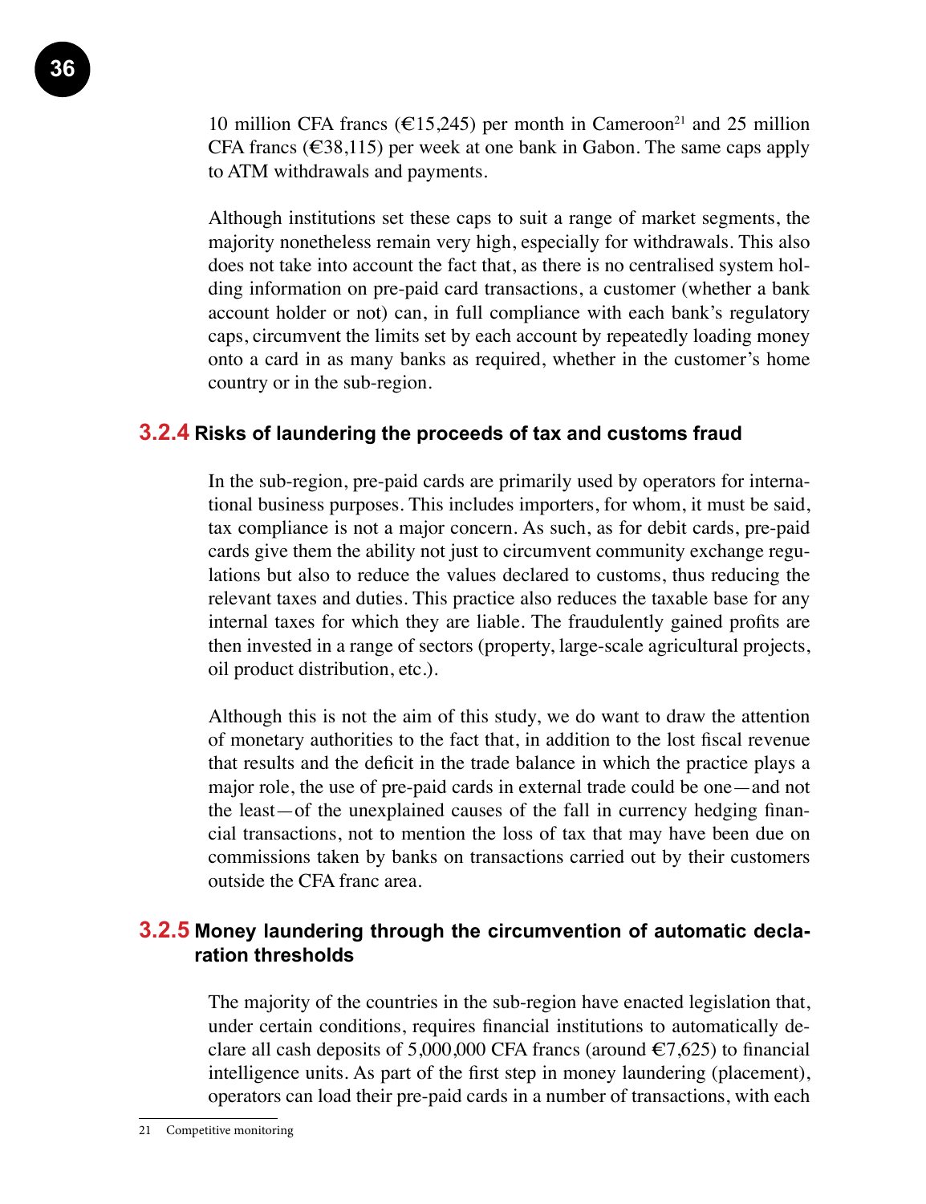10 million CFA francs (€15,245) per month in Cameroon[21] and 25 million CFA francs (€38,115) per week at one bank in Gabon. The same caps apply to ATM withdrawals and payments.

Although institutions set these caps to suit a range of market segments, the majority nonetheless remain very high, especially for withdrawals. This also does not take into account the fact that, as there is no centralised system holding information on pre-paid card transactions, a customer (whether a bank account holder or not) can, in full compliance with each bank's regulatory caps, circumvent the limits set by each account by repeatedly loading money onto a card in as many banks as required, whether in the customer's home country or in the sub-region.

### 3.2.4 Risks of laundering the proceeds of tax and customs fraud

In the sub-region, pre-paid cards are primarily used by operators for international business purposes. This includes importers, for whom, it must be said, tax compliance is not a major concern. As such, as for debit cards, pre-paid cards give them the ability not just to circumvent community exchange regulations but also to reduce the values declared to customs, thus reducing the relevant taxes and duties. This practice also reduces the taxable base for any internal taxes for which they are liable. The fraudulently gained profits are then invested in a range of sectors (property, large-scale agricultural projects, oil product distribution, etc.).

Although this is not the aim of this study, we do want to draw the attention of monetary authorities to the fact that, in addition to the lost fiscal revenue that results and the deficit in the trade balance in which the practice plays a major role, the use of pre-paid cards in external trade could be one—and not the least—of the unexplained causes of the fall in currency hedging financial transactions, not to mention the loss of tax that may have been due on commissions taken by banks on transactions carried out by their customers outside the CFA franc area.

### 3.2.5 Money laundering through the circumvention of automatic declaration thresholds

The majority of the countries in the sub-region have enacted legislation that, under certain conditions, requires financial institutions to automatically declare all cash deposits of 5,000,000 CFA francs (around €7,625) to financial intelligence units. As part of the first step in money laundering (placement), operators can load their pre-paid cards in a number of transactions, with each

21 Competitive monitoring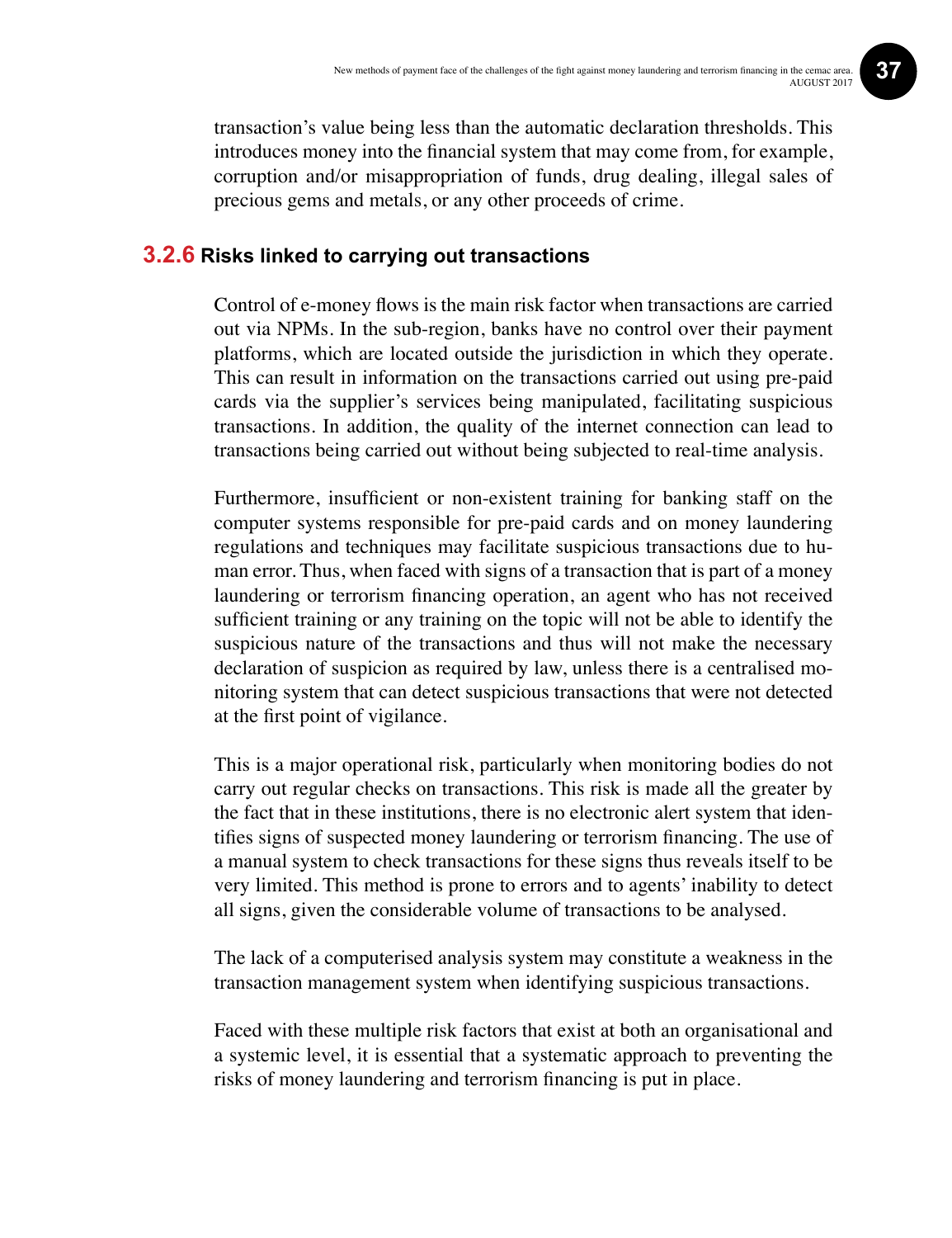transaction's value being less than the automatic declaration thresholds. This introduces money into the financial system that may come from, for example, corruption and/or misappropriation of funds, drug dealing, illegal sales of precious gems and metals, or any other proceeds of crime.

### 3.2.6 Risks linked to carrying out transactions

Control of e-money flows is the main risk factor when transactions are carried out via NPMs. In the sub-region, banks have no control over their payment platforms, which are located outside the jurisdiction in which they operate. This can result in information on the transactions carried out using pre-paid cards via the supplier's services being manipulated, facilitating suspicious transactions. In addition, the quality of the internet connection can lead to transactions being carried out without being subjected to real-time analysis.

Furthermore, insufficient or non-existent training for banking staff on the computer systems responsible for pre-paid cards and on money laundering regulations and techniques may facilitate suspicious transactions due to human error. Thus, when faced with signs of a transaction that is part of a money laundering or terrorism financing operation, an agent who has not received sufficient training or any training on the topic will not be able to identify the suspicious nature of the transactions and thus will not make the necessary declaration of suspicion as required by law, unless there is a centralised monitoring system that can detect suspicious transactions that were not detected at the first point of vigilance.

This is a major operational risk, particularly when monitoring bodies do not carry out regular checks on transactions. This risk is made all the greater by the fact that in these institutions, there is no electronic alert system that identifies signs of suspected money laundering or terrorism financing. The use of a manual system to check transactions for these signs thus reveals itself to be very limited. This method is prone to errors and to agents' inability to detect all signs, given the considerable volume of transactions to be analysed.

The lack of a computerised analysis system may constitute a weakness in the transaction management system when identifying suspicious transactions.

Faced with these multiple risk factors that exist at both an organisational and a systemic level, it is essential that a systematic approach to preventing the risks of money laundering and terrorism financing is put in place.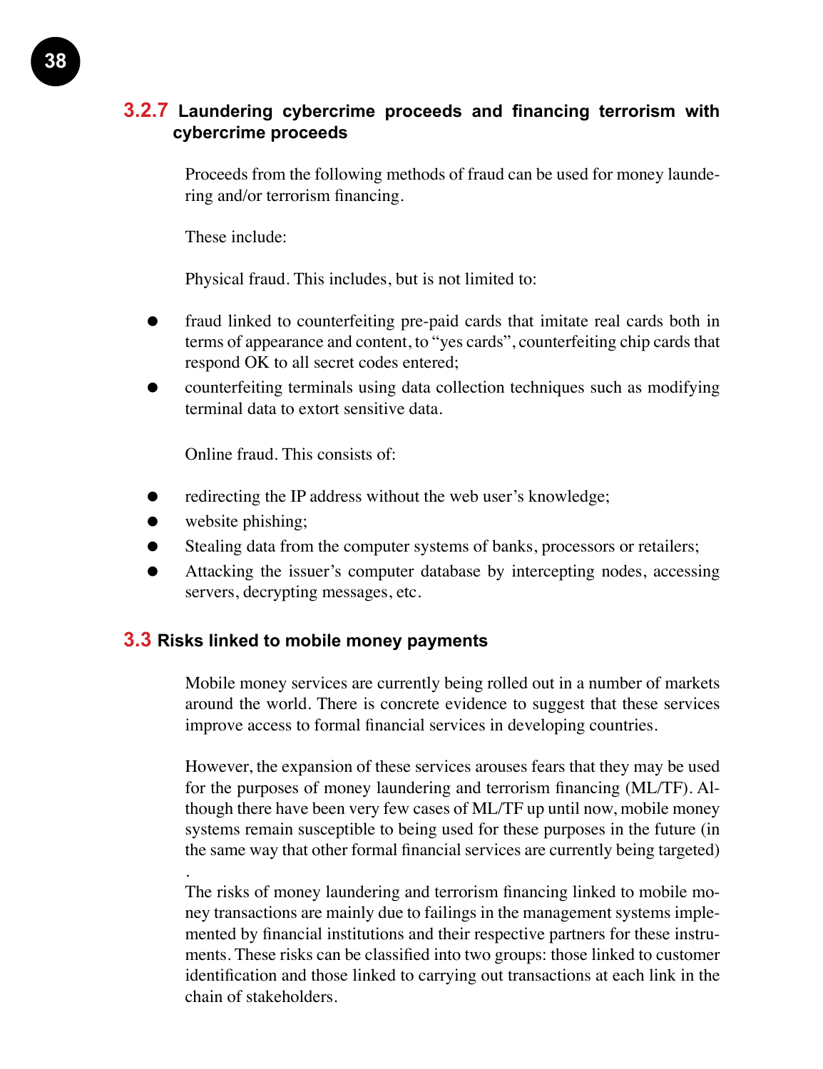### 3.2.7 Laundering cybercrime proceeds and financing terrorism with cybercrime proceeds

Proceeds from the following methods of fraud can be used for money laundering and/or terrorism financing.

These include:

Physical fraud. This includes, but is not limited to:

- fraud linked to counterfeiting pre-paid cards that imitate real cards both in terms of appearance and content, to "yes cards", counterfeiting chip cards that respond OK to all secret codes entered;
- counterfeiting terminals using data collection techniques such as modifying terminal data to extort sensitive data.

Online fraud. This consists of:

- redirecting the IP address without the web user's knowledge;
- website phishing;
- Stealing data from the computer systems of banks, processors or retailers;
- Attacking the issuer's computer database by intercepting nodes, accessing servers, decrypting messages, etc.

## 3.3 Risks linked to mobile money payments

Mobile money services are currently being rolled out in a number of markets around the world. There is concrete evidence to suggest that these services improve access to formal financial services in developing countries.

However, the expansion of these services arouses fears that they may be used for the purposes of money laundering and terrorism financing (ML/TF). Although there have been very few cases of ML/TF up until now, mobile money systems remain susceptible to being used for these purposes in the future (in the same way that other formal financial services are currently being targeted) .

The risks of money laundering and terrorism financing linked to mobile money transactions are mainly due to failings in the management systems implemented by financial institutions and their respective partners for these instruments. These risks can be classified into two groups: those linked to customer identification and those linked to carrying out transactions at each link in the chain of stakeholders.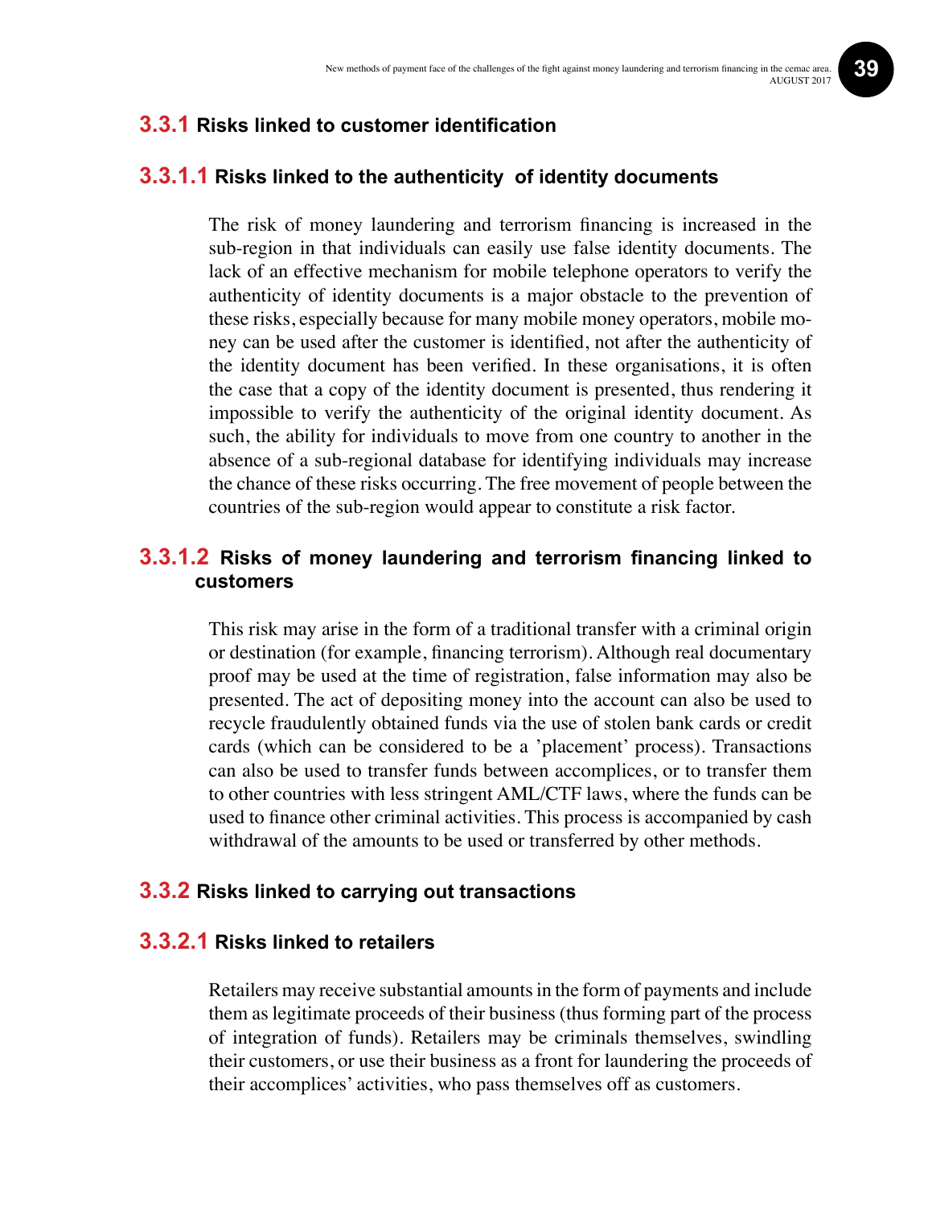### 3.3.1 Risks linked to customer identification

#### 3.3.1.1 Risks linked to the authenticity of identity documents

The risk of money laundering and terrorism financing is increased in the sub-region in that individuals can easily use false identity documents. The lack of an effective mechanism for mobile telephone operators to verify the authenticity of identity documents is a major obstacle to the prevention of these risks, especially because for many mobile money operators, mobile money can be used after the customer is identified, not after the authenticity of the identity document has been verified. In these organisations, it is often the case that a copy of the identity document is presented, thus rendering it impossible to verify the authenticity of the original identity document. As such, the ability for individuals to move from one country to another in the absence of a sub-regional database for identifying individuals may increase the chance of these risks occurring. The free movement of people between the countries of the sub-region would appear to constitute a risk factor.

#### 3.3.1.2 Risks of money laundering and terrorism financing linked to customers

This risk may arise in the form of a traditional transfer with a criminal origin or destination (for example, financing terrorism). Although real documentary proof may be used at the time of registration, false information may also be presented. The act of depositing money into the account can also be used to recycle fraudulently obtained funds via the use of stolen bank cards or credit cards (which can be considered to be a 'placement' process). Transactions can also be used to transfer funds between accomplices, or to transfer them to other countries with less stringent AML/CTF laws, where the funds can be used to finance other criminal activities. This process is accompanied by cash withdrawal of the amounts to be used or transferred by other methods.

### 3.3.2 Risks linked to carrying out transactions

#### 3.3.2.1 Risks linked to retailers

Retailers may receive substantial amounts in the form of payments and include them as legitimate proceeds of their business (thus forming part of the process of integration of funds). Retailers may be criminals themselves, swindling their customers, or use their business as a front for laundering the proceeds of their accomplices' activities, who pass themselves off as customers.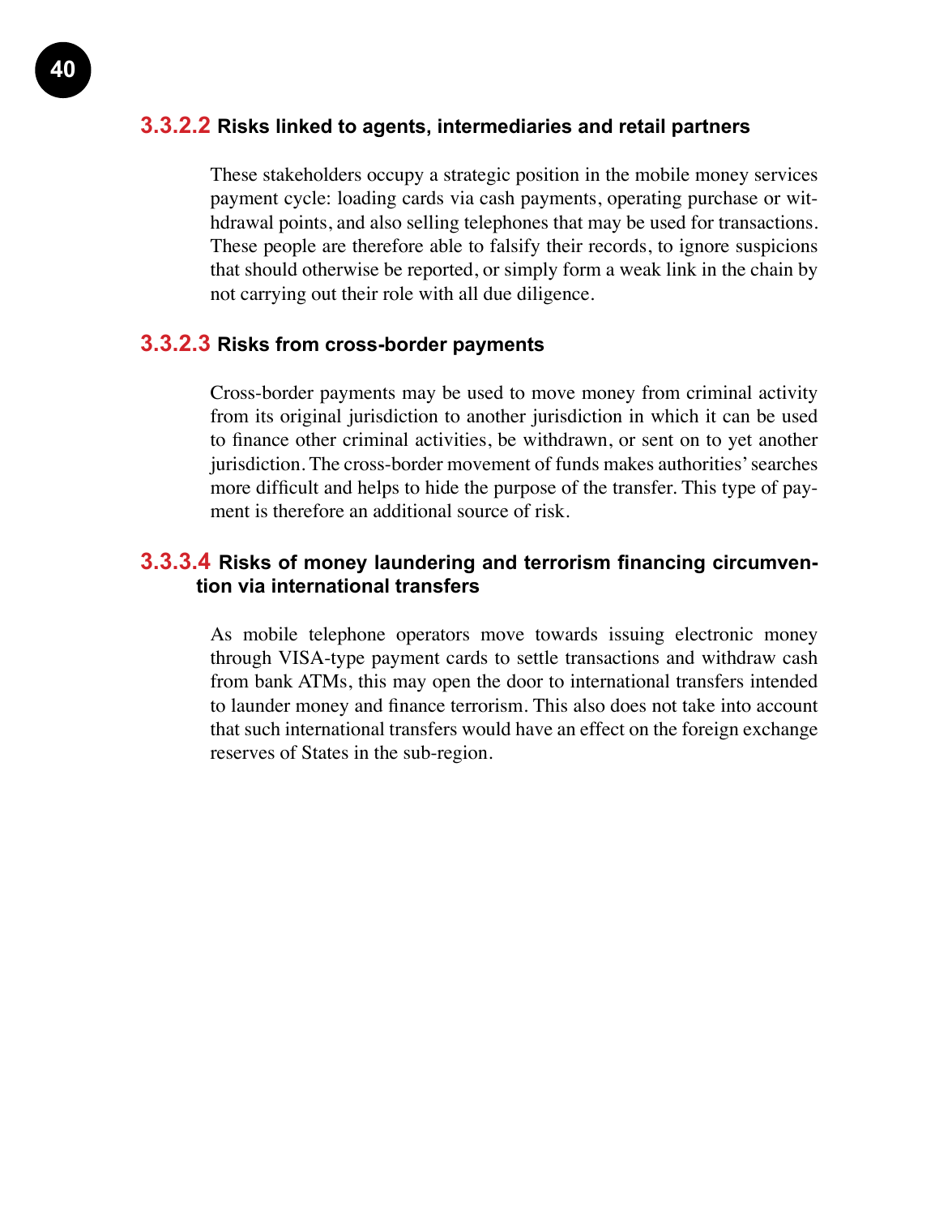#### 3.3.2.2 Risks linked to agents, intermediaries and retail partners

These stakeholders occupy a strategic position in the mobile money services payment cycle: loading cards via cash payments, operating purchase or withdrawal points, and also selling telephones that may be used for transactions. These people are therefore able to falsify their records, to ignore suspicions that should otherwise be reported, or simply form a weak link in the chain by not carrying out their role with all due diligence.

#### 3.3.2.3 Risks from cross-border payments

Cross-border payments may be used to move money from criminal activity from its original jurisdiction to another jurisdiction in which it can be used to finance other criminal activities, be withdrawn, or sent on to yet another jurisdiction. The cross-border movement of funds makes authorities' searches more difficult and helps to hide the purpose of the transfer. This type of payment is therefore an additional source of risk.

#### 3.3.3.4 Risks of money laundering and terrorism financing circumvention via international transfers

As mobile telephone operators move towards issuing electronic money through VISA-type payment cards to settle transactions and withdraw cash from bank ATMs, this may open the door to international transfers intended to launder money and finance terrorism. This also does not take into account that such international transfers would have an effect on the foreign exchange reserves of States in the sub-region.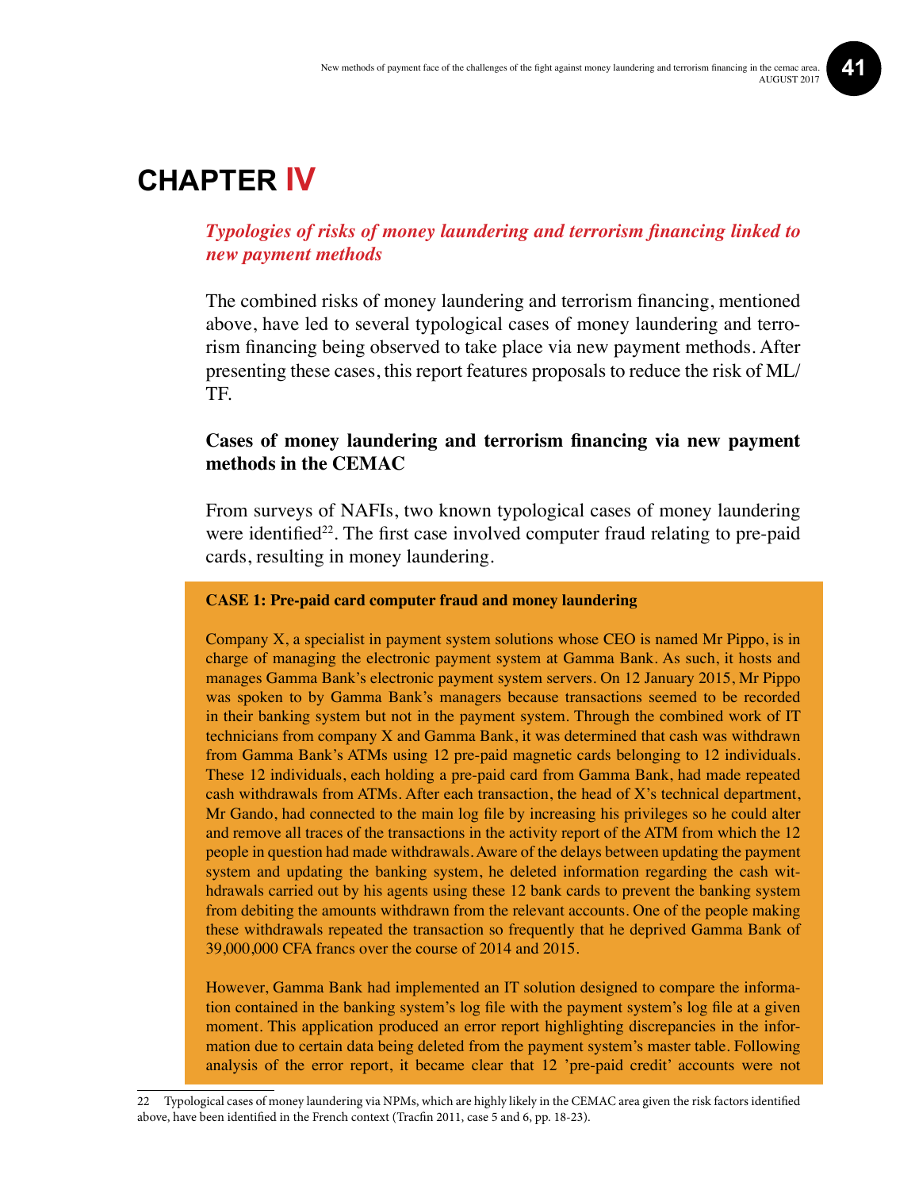# CHAPTER IV

*Typologies of risks of money laundering and terrorism financing linked to new payment methods*

The combined risks of money laundering and terrorism financing, mentioned above, have led to several typological cases of money laundering and terrorism financing being observed to take place via new payment methods. After presenting these cases, this report features proposals to reduce the risk of ML/TF.

**Cases of money laundering and terrorism financing via new payment methods in the CEMAC**

From surveys of NAFIs, two known typological cases of money laundering were identified[22]. The first case involved computer fraud relating to pre-paid cards, resulting in money laundering.

**CASE 1: Pre-paid card computer fraud and money laundering**

Company X, a specialist in payment system solutions whose CEO is named Mr Pippo, is in charge of managing the electronic payment system at Gamma Bank. As such, it hosts and manages Gamma Bank's electronic payment system servers. On 12 January 2015, Mr Pippo was spoken to by Gamma Bank's managers because transactions seemed to be recorded in their banking system but not in the payment system. Through the combined work of IT technicians from company X and Gamma Bank, it was determined that cash was withdrawn from Gamma Bank's ATMs using 12 pre-paid magnetic cards belonging to 12 individuals. These 12 individuals, each holding a pre-paid card from Gamma Bank, had made repeated cash withdrawals from ATMs. After each transaction, the head of X's technical department, Mr Gando, had connected to the main log file by increasing his privileges so he could alter and remove all traces of the transactions in the activity report of the ATM from which the 12 people in question had made withdrawals. Aware of the delays between updating the payment system and updating the banking system, he deleted information regarding the cash withdrawals carried out by his agents using these 12 bank cards to prevent the banking system from debiting the amounts withdrawn from the relevant accounts. One of the people making these withdrawals repeated the transaction so frequently that he deprived Gamma Bank of 39,000,000 CFA francs over the course of 2014 and 2015.

However, Gamma Bank had implemented an IT solution designed to compare the information contained in the banking system's log file with the payment system's log file at a given moment. This application produced an error report highlighting discrepancies in the information due to certain data being deleted from the payment system's master table. Following analysis of the error report, it became clear that 12 'pre-paid credit' accounts were not

22 Typological cases of money laundering via NPMs, which are highly likely in the CEMAC area given the risk factors identified above, have been identified in the French context (Tracfin 2011, case 5 and 6, pp. 18-23).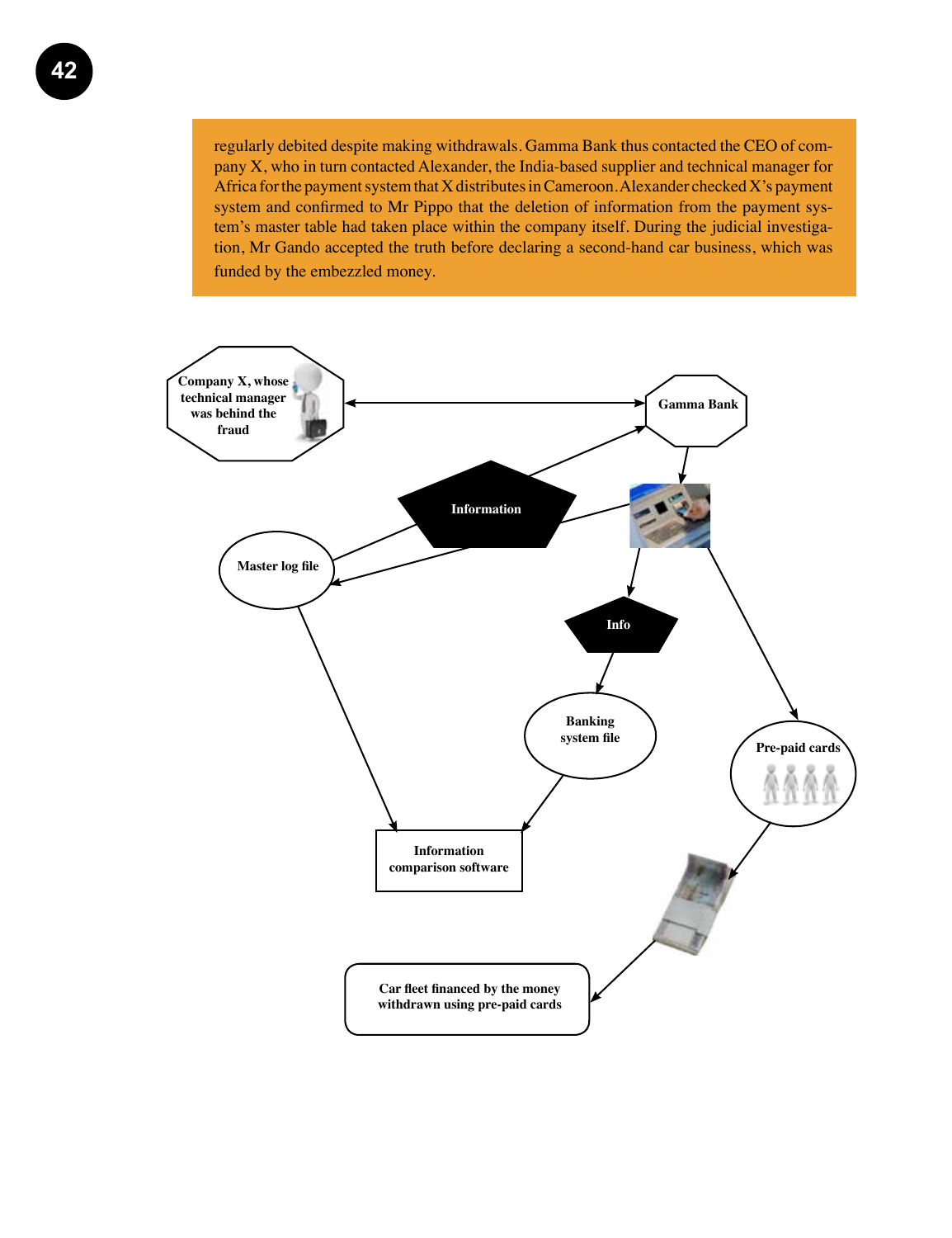regularly debited despite making withdrawals. Gamma Bank thus contacted the CEO of company X, who in turn contacted Alexander, the India-based supplier and technical manager for Africa for the payment system that X distributes in Cameroon. Alexander checked X's payment system and confirmed to Mr Pippo that the deletion of information from the payment system's master table had taken place within the company itself. During the judicial investigation, Mr Gando accepted the truth before declaring a second-hand car business, which was funded by the embezzled money.

Company X, whose technical manager was behind the fraud

Gamma Bank

Information

Master log file

Info

Banking system file

Pre-paid cards

Information comparison software

Car fleet financed by the money withdrawn using pre-paid cards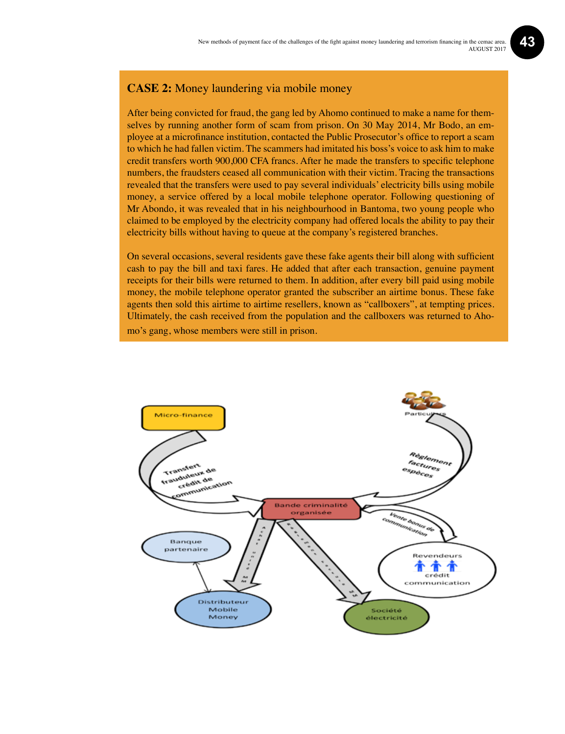**CASE 2:** Money laundering via mobile money

After being convicted for fraud, the gang led by Ahomo continued to make a name for themselves by running another form of scam from prison. On 30 May 2014, Mr Bodo, an employee at a microfinance institution, contacted the Public Prosecutor's office to report a scam to which he had fallen victim. The scammers had imitated his boss's voice to ask him to make credit transfers worth 900,000 CFA francs. After he made the transfers to specific telephone numbers, the fraudsters ceased all communication with their victim. Tracing the transactions revealed that the transfers were used to pay several individuals' electricity bills using mobile money, a service offered by a local mobile telephone operator. Following questioning of Mr Abondo, it was revealed that in his neighbourhood in Bantoma, two young people who claimed to be employed by the electricity company had offered locals the ability to pay their electricity bills without having to queue at the company's registered branches.

On several occasions, several residents gave these fake agents their bill along with sufficient cash to pay the bill and taxi fares. He added that after each transaction, genuine payment receipts for their bills were returned to them. In addition, after every bill paid using mobile money, the mobile telephone operator granted the subscriber an airtime bonus. These fake agents then sold this airtime to airtime resellers, known as "callboxers", at tempting prices. Ultimately, the cash received from the population and the callboxers was returned to Ahomo's gang, whose members were still in prison.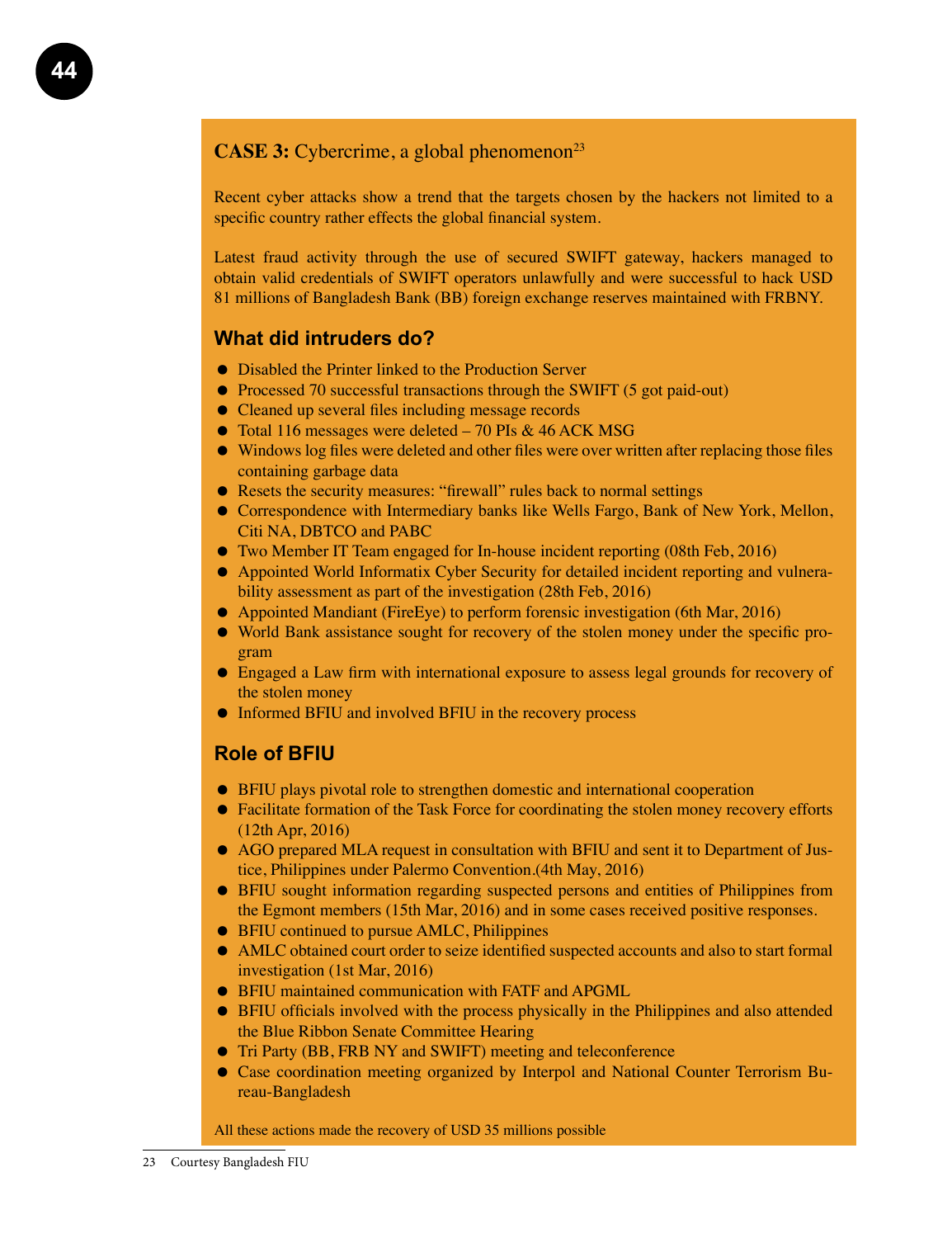**CASE 3:** Cybercrime, a global phenomenon[23]

Recent cyber attacks show a trend that the targets chosen by the hackers not limited to a specific country rather effects the global financial system.

Latest fraud activity through the use of secured SWIFT gateway, hackers managed to obtain valid credentials of SWIFT operators unlawfully and were successful to hack USD 81 millions of Bangladesh Bank (BB) foreign exchange reserves maintained with FRBNY.

## What did intruders do?

- Disabled the Printer linked to the Production Server
- Processed 70 successful transactions through the SWIFT (5 got paid-out)
- Cleaned up several files including message records
- Total 116 messages were deleted – 70 PIs & 46 ACK MSG
- Windows log files were deleted and other files were over written after replacing those files containing garbage data
- Resets the security measures: "firewall" rules back to normal settings
- Correspondence with Intermediary banks like Wells Fargo, Bank of New York, Mellon, Citi NA, DBTCO and PABC
- Two Member IT Team engaged for In-house incident reporting (08th Feb, 2016)
- Appointed World Informatix Cyber Security for detailed incident reporting and vulnerability assessment as part of the investigation (28th Feb, 2016)
- Appointed Mandiant (FireEye) to perform forensic investigation (6th Mar, 2016)
- World Bank assistance sought for recovery of the stolen money under the specific program
- Engaged a Law firm with international exposure to assess legal grounds for recovery of the stolen money
- Informed BFIU and involved BFIU in the recovery process

## Role of BFIU

- BFIU plays pivotal role to strengthen domestic and international cooperation
- Facilitate formation of the Task Force for coordinating the stolen money recovery efforts (12th Apr, 2016)
- AGO prepared MLA request in consultation with BFIU and sent it to Department of Justice, Philippines under Palermo Convention.(4th May, 2016)
- BFIU sought information regarding suspected persons and entities of Philippines from the Egmont members (15th Mar, 2016) and in some cases received positive responses.
- BFIU continued to pursue AMLC, Philippines
- AMLC obtained court order to seize identified suspected accounts and also to start formal investigation (1st Mar, 2016)
- BFIU maintained communication with FATF and APGML
- BFIU officials involved with the process physically in the Philippines and also attended the Blue Ribbon Senate Committee Hearing
- Tri Party (BB, FRB NY and SWIFT) meeting and teleconference
- Case coordination meeting organized by Interpol and National Counter Terrorism Bureau-Bangladesh

All these actions made the recovery of USD 35 millions possible

23 Courtesy Bangladesh FIU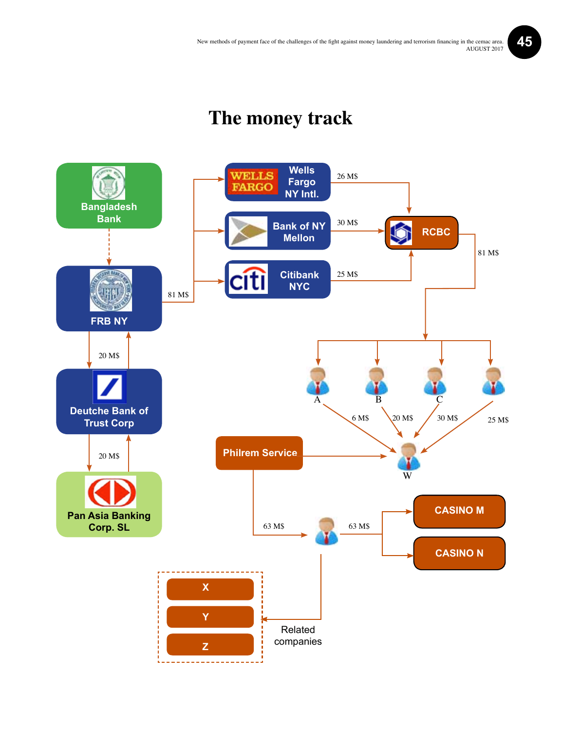# The money track

Bangladesh Bank

FRB NY

81 M$

Wells Fargo NY Intl.

Bank of NY Mellon

Citibank NYC

26 M$

30 M$

25 M$

RCBC

81 M$

20 M$

Deutche Bank of Trust Corp

20 M$

Pan Asia Banking Corp. SL

A

B

C

6 M$

20 M$

30 M$

25 M$

Philrem Service

W

63 M$

63 M$

CASINO M

CASINO N

X

Y

Z

Related companies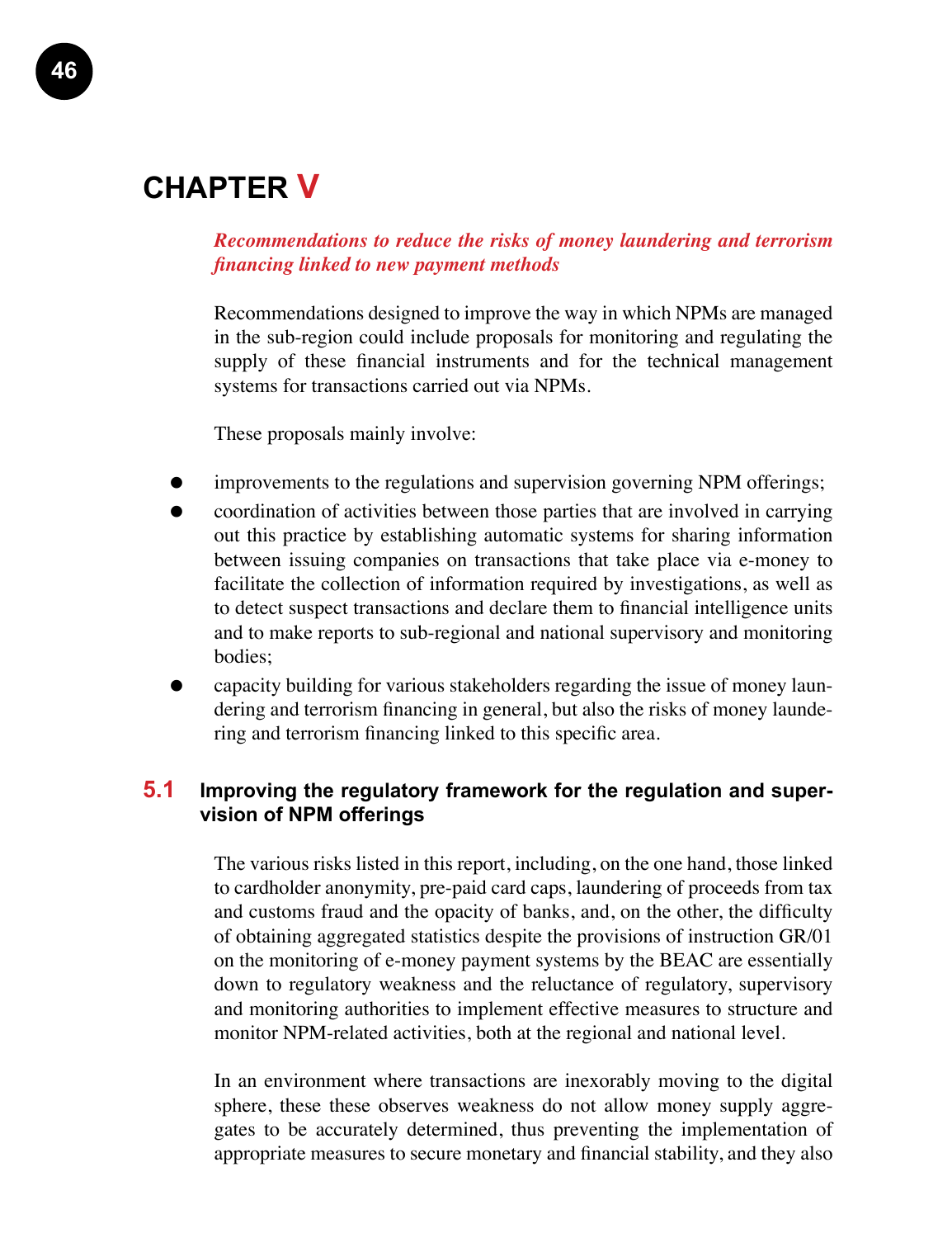# CHAPTER V

***Recommendations to reduce the risks of money laundering and terrorism financing linked to new payment methods***

Recommendations designed to improve the way in which NPMs are managed in the sub-region could include proposals for monitoring and regulating the supply of these financial instruments and for the technical management systems for transactions carried out via NPMs.

These proposals mainly involve:

- improvements to the regulations and supervision governing NPM offerings;
- coordination of activities between those parties that are involved in carrying out this practice by establishing automatic systems for sharing information between issuing companies on transactions that take place via e-money to facilitate the collection of information required by investigations, as well as to detect suspect transactions and declare them to financial intelligence units and to make reports to sub-regional and national supervisory and monitoring bodies;
- capacity building for various stakeholders regarding the issue of money laundering and terrorism financing in general, but also the risks of money laundering and terrorism financing linked to this specific area.

## 5.1 Improving the regulatory framework for the regulation and supervision of NPM offerings

The various risks listed in this report, including, on the one hand, those linked to cardholder anonymity, pre-paid card caps, laundering of proceeds from tax and customs fraud and the opacity of banks, and, on the other, the difficulty of obtaining aggregated statistics despite the provisions of instruction GR/01 on the monitoring of e-money payment systems by the BEAC are essentially down to regulatory weakness and the reluctance of regulatory, supervisory and monitoring authorities to implement effective measures to structure and monitor NPM-related activities, both at the regional and national level.

In an environment where transactions are inexorably moving to the digital sphere, these these observes weakness do not allow money supply aggregates to be accurately determined, thus preventing the implementation of appropriate measures to secure monetary and financial stability, and they also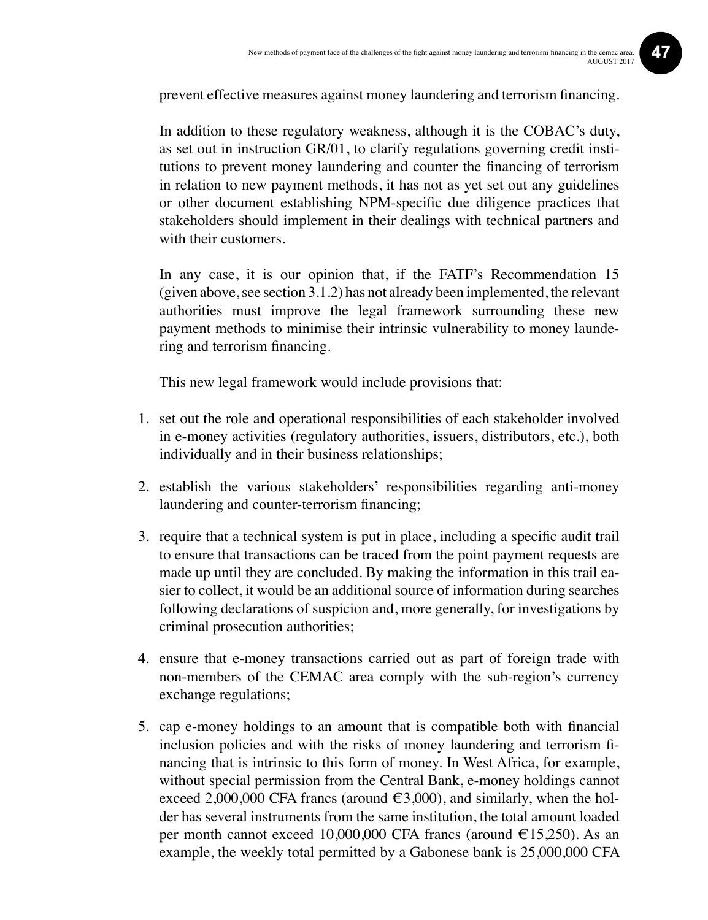prevent effective measures against money laundering and terrorism financing.

In addition to these regulatory weakness, although it is the COBAC's duty, as set out in instruction GR/01, to clarify regulations governing credit institutions to prevent money laundering and counter the financing of terrorism in relation to new payment methods, it has not as yet set out any guidelines or other document establishing NPM-specific due diligence practices that stakeholders should implement in their dealings with technical partners and with their customers.

In any case, it is our opinion that, if the FATF's Recommendation 15 (given above, see section 3.1.2) has not already been implemented, the relevant authorities must improve the legal framework surrounding these new payment methods to minimise their intrinsic vulnerability to money laundering and terrorism financing.

This new legal framework would include provisions that:

1. set out the role and operational responsibilities of each stakeholder involved in e-money activities (regulatory authorities, issuers, distributors, etc.), both individually and in their business relationships;
2. establish the various stakeholders' responsibilities regarding anti-money laundering and counter-terrorism financing;
3. require that a technical system is put in place, including a specific audit trail to ensure that transactions can be traced from the point payment requests are made up until they are concluded. By making the information in this trail easier to collect, it would be an additional source of information during searches following declarations of suspicion and, more generally, for investigations by criminal prosecution authorities;
4. ensure that e-money transactions carried out as part of foreign trade with non-members of the CEMAC area comply with the sub-region's currency exchange regulations;
5. cap e-money holdings to an amount that is compatible both with financial inclusion policies and with the risks of money laundering and terrorism financing that is intrinsic to this form of money. In West Africa, for example, without special permission from the Central Bank, e-money holdings cannot exceed 2,000,000 CFA francs (around €3,000), and similarly, when the holder has several instruments from the same institution, the total amount loaded per month cannot exceed 10,000,000 CFA francs (around €15,250). As an example, the weekly total permitted by a Gabonese bank is 25,000,000 CFA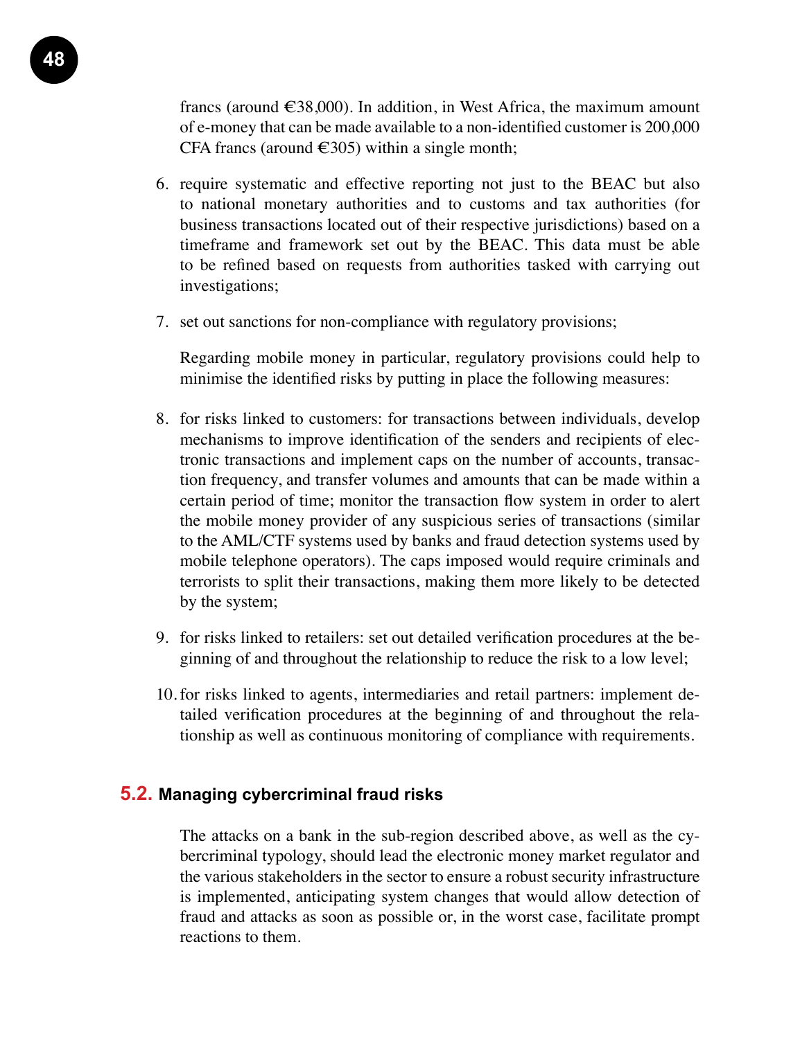francs (around €38,000). In addition, in West Africa, the maximum amount of e-money that can be made available to a non-identified customer is 200,000 CFA francs (around €305) within a single month;

6. require systematic and effective reporting not just to the BEAC but also to national monetary authorities and to customs and tax authorities (for business transactions located out of their respective jurisdictions) based on a timeframe and framework set out by the BEAC. This data must be able to be refined based on requests from authorities tasked with carrying out investigations;

7. set out sanctions for non-compliance with regulatory provisions;

   Regarding mobile money in particular, regulatory provisions could help to minimise the identified risks by putting in place the following measures:

8. for risks linked to customers: for transactions between individuals, develop mechanisms to improve identification of the senders and recipients of electronic transactions and implement caps on the number of accounts, transaction frequency, and transfer volumes and amounts that can be made within a certain period of time; monitor the transaction flow system in order to alert the mobile money provider of any suspicious series of transactions (similar to the AML/CTF systems used by banks and fraud detection systems used by mobile telephone operators). The caps imposed would require criminals and terrorists to split their transactions, making them more likely to be detected by the system;

9. for risks linked to retailers: set out detailed verification procedures at the beginning of and throughout the relationship to reduce the risk to a low level;

10. for risks linked to agents, intermediaries and retail partners: implement detailed verification procedures at the beginning of and throughout the relationship as well as continuous monitoring of compliance with requirements.

## 5.2. Managing cybercriminal fraud risks

The attacks on a bank in the sub-region described above, as well as the cybercriminal typology, should lead the electronic money market regulator and the various stakeholders in the sector to ensure a robust security infrastructure is implemented, anticipating system changes that would allow detection of fraud and attacks as soon as possible or, in the worst case, facilitate prompt reactions to them.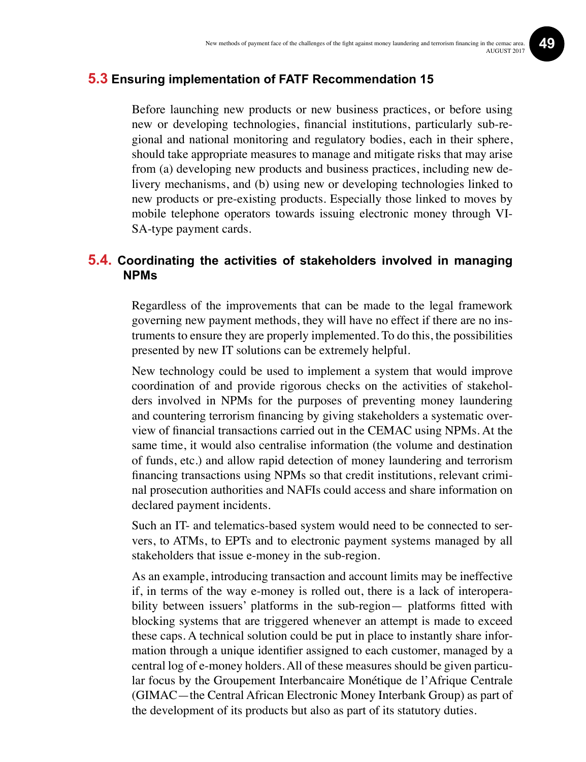## 5.3 Ensuring implementation of FATF Recommendation 15

Before launching new products or new business practices, or before using new or developing technologies, financial institutions, particularly sub-regional and national monitoring and regulatory bodies, each in their sphere, should take appropriate measures to manage and mitigate risks that may arise from (a) developing new products and business practices, including new delivery mechanisms, and (b) using new or developing technologies linked to new products or pre-existing products. Especially those linked to moves by mobile telephone operators towards issuing electronic money through VISA-type payment cards.

## 5.4. Coordinating the activities of stakeholders involved in managing NPMs

Regardless of the improvements that can be made to the legal framework governing new payment methods, they will have no effect if there are no instruments to ensure they are properly implemented. To do this, the possibilities presented by new IT solutions can be extremely helpful.

New technology could be used to implement a system that would improve coordination of and provide rigorous checks on the activities of stakeholders involved in NPMs for the purposes of preventing money laundering and countering terrorism financing by giving stakeholders a systematic overview of financial transactions carried out in the CEMAC using NPMs. At the same time, it would also centralise information (the volume and destination of funds, etc.) and allow rapid detection of money laundering and terrorism financing transactions using NPMs so that credit institutions, relevant criminal prosecution authorities and NAFIs could access and share information on declared payment incidents.

Such an IT- and telematics-based system would need to be connected to servers, to ATMs, to EPTs and to electronic payment systems managed by all stakeholders that issue e-money in the sub-region.

As an example, introducing transaction and account limits may be ineffective if, in terms of the way e-money is rolled out, there is a lack of interoperability between issuers' platforms in the sub-region— platforms fitted with blocking systems that are triggered whenever an attempt is made to exceed these caps. A technical solution could be put in place to instantly share information through a unique identifier assigned to each customer, managed by a central log of e-money holders. All of these measures should be given particular focus by the Groupement Interbancaire Monétique de l'Afrique Centrale (GIMAC—the Central African Electronic Money Interbank Group) as part of the development of its products but also as part of its statutory duties.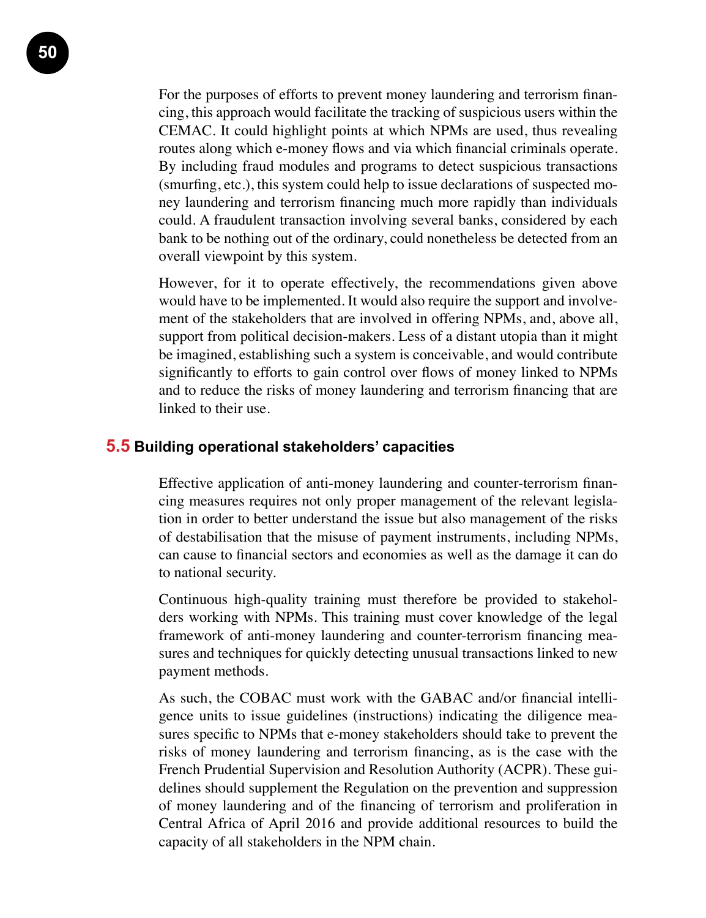For the purposes of efforts to prevent money laundering and terrorism financing, this approach would facilitate the tracking of suspicious users within the CEMAC. It could highlight points at which NPMs are used, thus revealing routes along which e-money flows and via which financial criminals operate. By including fraud modules and programs to detect suspicious transactions (smurfing, etc.), this system could help to issue declarations of suspected money laundering and terrorism financing much more rapidly than individuals could. A fraudulent transaction involving several banks, considered by each bank to be nothing out of the ordinary, could nonetheless be detected from an overall viewpoint by this system.

However, for it to operate effectively, the recommendations given above would have to be implemented. It would also require the support and involvement of the stakeholders that are involved in offering NPMs, and, above all, support from political decision-makers. Less of a distant utopia than it might be imagined, establishing such a system is conceivable, and would contribute significantly to efforts to gain control over flows of money linked to NPMs and to reduce the risks of money laundering and terrorism financing that are linked to their use.

## 5.5 Building operational stakeholders' capacities

Effective application of anti-money laundering and counter-terrorism financing measures requires not only proper management of the relevant legislation in order to better understand the issue but also management of the risks of destabilisation that the misuse of payment instruments, including NPMs, can cause to financial sectors and economies as well as the damage it can do to national security.

Continuous high-quality training must therefore be provided to stakeholders working with NPMs. This training must cover knowledge of the legal framework of anti-money laundering and counter-terrorism financing measures and techniques for quickly detecting unusual transactions linked to new payment methods.

As such, the COBAC must work with the GABAC and/or financial intelligence units to issue guidelines (instructions) indicating the diligence measures specific to NPMs that e-money stakeholders should take to prevent the risks of money laundering and terrorism financing, as is the case with the French Prudential Supervision and Resolution Authority (ACPR). These guidelines should supplement the Regulation on the prevention and suppression of money laundering and of the financing of terrorism and proliferation in Central Africa of April 2016 and provide additional resources to build the capacity of all stakeholders in the NPM chain.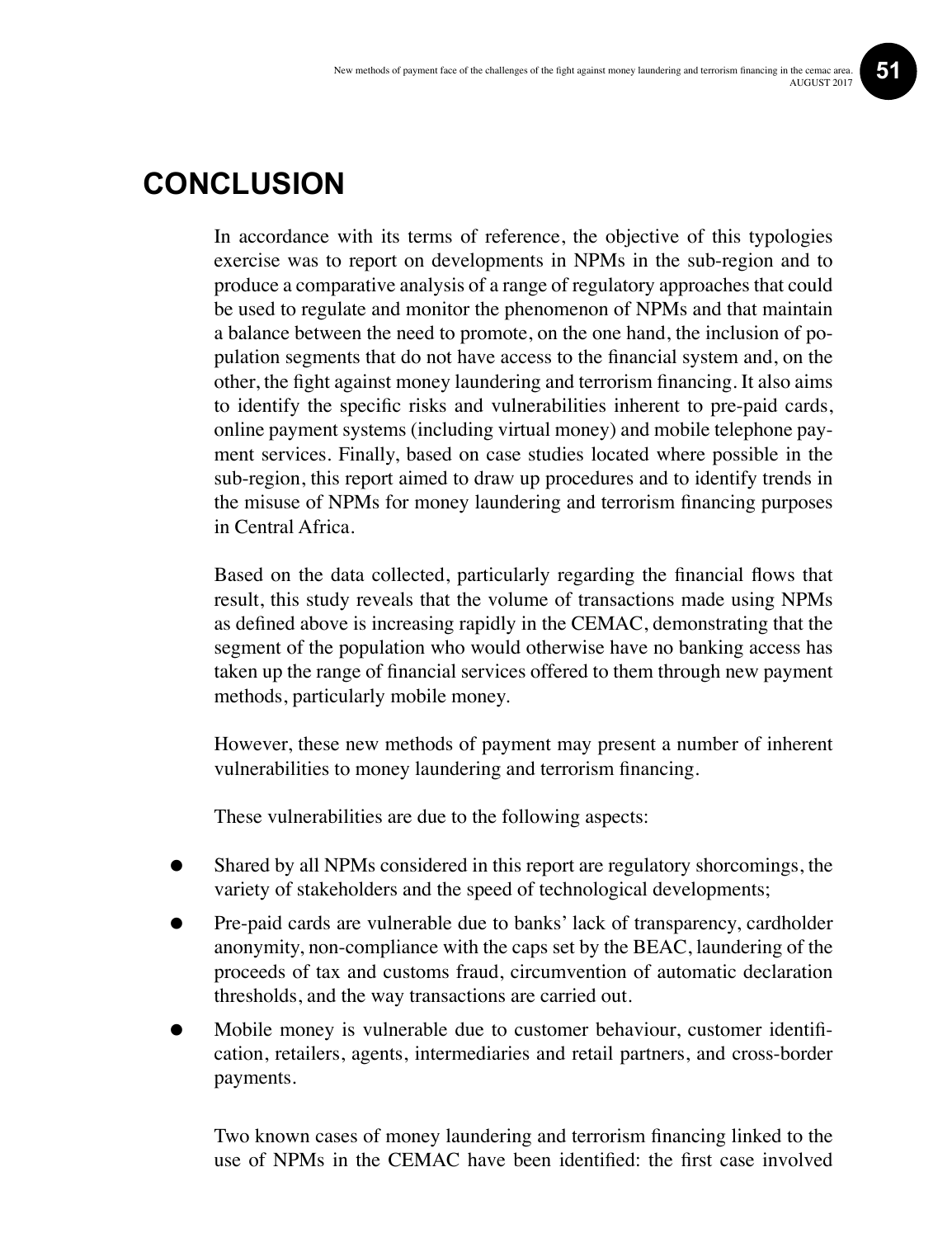# CONCLUSION

In accordance with its terms of reference, the objective of this typologies exercise was to report on developments in NPMs in the sub-region and to produce a comparative analysis of a range of regulatory approaches that could be used to regulate and monitor the phenomenon of NPMs and that maintain a balance between the need to promote, on the one hand, the inclusion of population segments that do not have access to the financial system and, on the other, the fight against money laundering and terrorism financing. It also aims to identify the specific risks and vulnerabilities inherent to pre-paid cards, online payment systems (including virtual money) and mobile telephone payment services. Finally, based on case studies located where possible in the sub-region, this report aimed to draw up procedures and to identify trends in the misuse of NPMs for money laundering and terrorism financing purposes in Central Africa.

Based on the data collected, particularly regarding the financial flows that result, this study reveals that the volume of transactions made using NPMs as defined above is increasing rapidly in the CEMAC, demonstrating that the segment of the population who would otherwise have no banking access has taken up the range of financial services offered to them through new payment methods, particularly mobile money.

However, these new methods of payment may present a number of inherent vulnerabilities to money laundering and terrorism financing.

These vulnerabilities are due to the following aspects:

- Shared by all NPMs considered in this report are regulatory shorcomings, the variety of stakeholders and the speed of technological developments;
- Pre-paid cards are vulnerable due to banks' lack of transparency, cardholder anonymity, non-compliance with the caps set by the BEAC, laundering of the proceeds of tax and customs fraud, circumvention of automatic declaration thresholds, and the way transactions are carried out.
- Mobile money is vulnerable due to customer behaviour, customer identification, retailers, agents, intermediaries and retail partners, and cross-border payments.

Two known cases of money laundering and terrorism financing linked to the use of NPMs in the CEMAC have been identified: the first case involved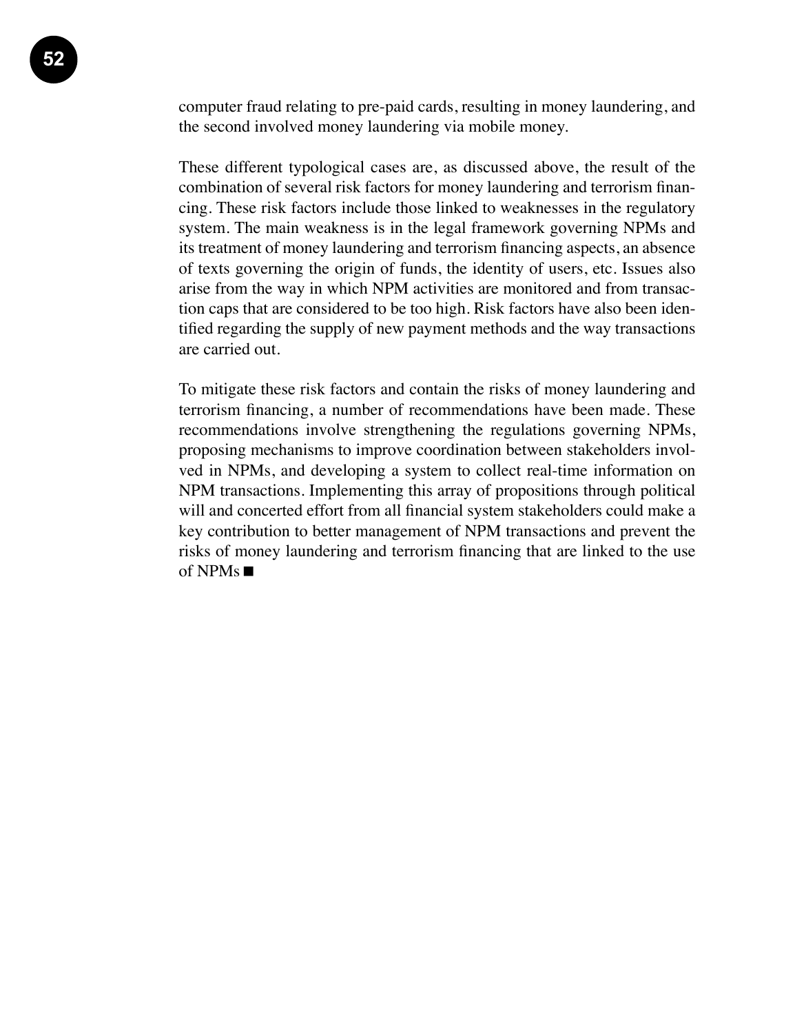computer fraud relating to pre-paid cards, resulting in money laundering, and the second involved money laundering via mobile money.

These different typological cases are, as discussed above, the result of the combination of several risk factors for money laundering and terrorism financing. These risk factors include those linked to weaknesses in the regulatory system. The main weakness is in the legal framework governing NPMs and its treatment of money laundering and terrorism financing aspects, an absence of texts governing the origin of funds, the identity of users, etc. Issues also arise from the way in which NPM activities are monitored and from transaction caps that are considered to be too high. Risk factors have also been identified regarding the supply of new payment methods and the way transactions are carried out.

To mitigate these risk factors and contain the risks of money laundering and terrorism financing, a number of recommendations have been made. These recommendations involve strengthening the regulations governing NPMs, proposing mechanisms to improve coordination between stakeholders involved in NPMs, and developing a system to collect real-time information on NPM transactions. Implementing this array of propositions through political will and concerted effort from all financial system stakeholders could make a key contribution to better management of NPM transactions and prevent the risks of money laundering and terrorism financing that are linked to the use of NPMs ■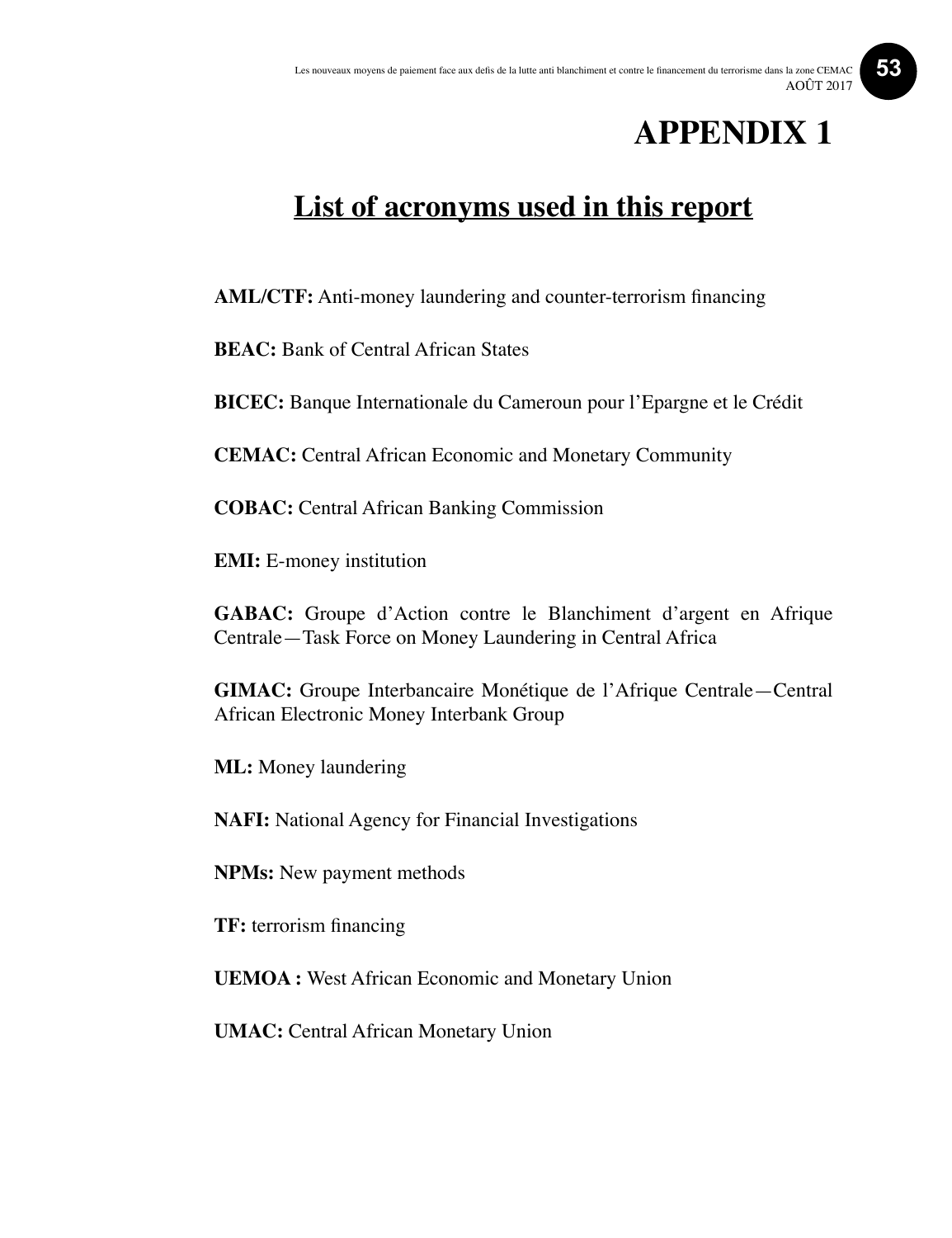# APPENDIX 1

## List of acronyms used in this report

**AML/CTF:** Anti-money laundering and counter-terrorism financing

**BEAC:** Bank of Central African States

**BICEC:** Banque Internationale du Cameroun pour l'Epargne et le Crédit

**CEMAC:** Central African Economic and Monetary Community

**COBAC:** Central African Banking Commission

**EMI:** E-money institution

**GABAC:** Groupe d'Action contre le Blanchiment d'argent en Afrique Centrale—Task Force on Money Laundering in Central Africa

**GIMAC:** Groupe Interbancaire Monétique de l'Afrique Centrale—Central African Electronic Money Interbank Group

**ML:** Money laundering

**NAFI:** National Agency for Financial Investigations

**NPMs:** New payment methods

**TF:** terrorism financing

**UEMOA :** West African Economic and Monetary Union

**UMAC:** Central African Monetary Union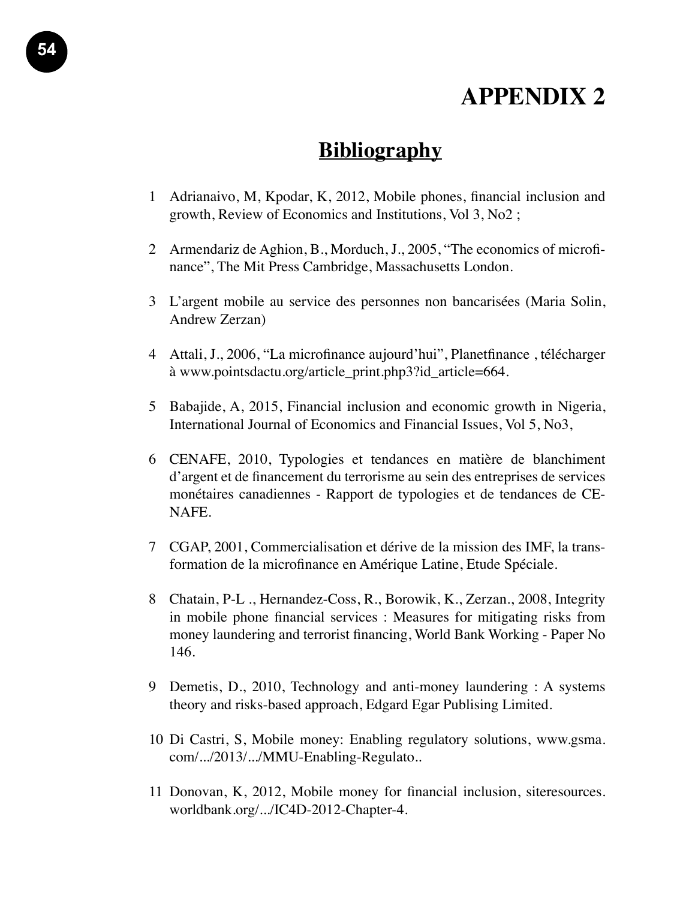# APPENDIX 2

## Bibliography

1 Adrianaivo, M, Kpodar, K, 2012, Mobile phones, financial inclusion and growth, Review of Economics and Institutions, Vol 3, No2 ;

2 Armendariz de Aghion, B., Morduch, J., 2005, "The economics of microfinance", The Mit Press Cambridge, Massachusetts London.

3 L'argent mobile au service des personnes non bancarisées (Maria Solin, Andrew Zerzan)

4 Attali, J., 2006, "La microfinance aujourd'hui", Planetfinance , télécharger à www.pointsdactu.org/article_print.php3?id_article=664.

5 Babajide, A, 2015, Financial inclusion and economic growth in Nigeria, International Journal of Economics and Financial Issues, Vol 5, No3,

6 CENAFE, 2010, Typologies et tendances en matière de blanchiment d'argent et de financement du terrorisme au sein des entreprises de services monétaires canadiennes - Rapport de typologies et de tendances de CENAFE.

7 CGAP, 2001, Commercialisation et dérive de la mission des IMF, la transformation de la microfinance en Amérique Latine, Etude Spéciale.

8 Chatain, P-L ., Hernandez-Coss, R., Borowik, K., Zerzan., 2008, Integrity in mobile phone financial services : Measures for mitigating risks from money laundering and terrorist financing, World Bank Working - Paper No 146.

9 Demetis, D., 2010, Technology and anti-money laundering : A systems theory and risks-based approach, Edgard Egar Publising Limited.

10 Di Castri, S, Mobile money: Enabling regulatory solutions, www.gsma.com/.../2013/.../MMU-Enabling-Regulato..

11 Donovan, K, 2012, Mobile money for financial inclusion, siteresources.worldbank.org/.../IC4D-2012-Chapter-4.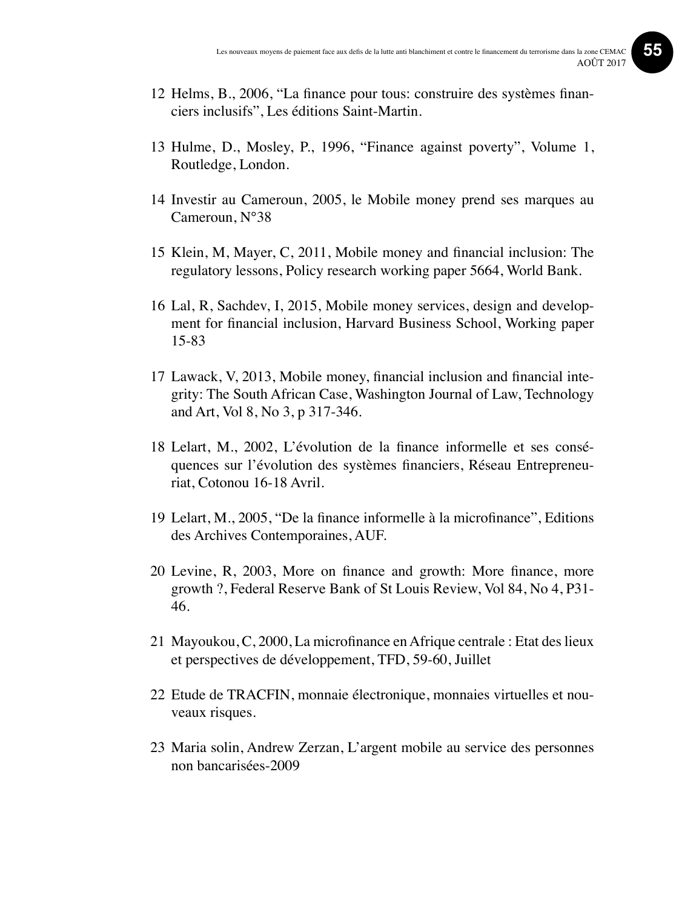12 Helms, B., 2006, “La finance pour tous: construire des systèmes financiers inclusifs”, Les éditions Saint-Martin.

13 Hulme, D., Mosley, P., 1996, “Finance against poverty”, Volume 1, Routledge, London.

14 Investir au Cameroun, 2005, le Mobile money prend ses marques au Cameroun, N°38

15 Klein, M, Mayer, C, 2011, Mobile money and financial inclusion: The regulatory lessons, Policy research working paper 5664, World Bank.

16 Lal, R, Sachdev, I, 2015, Mobile money services, design and development for financial inclusion, Harvard Business School, Working paper 15-83

17 Lawack, V, 2013, Mobile money, financial inclusion and financial integrity: The South African Case, Washington Journal of Law, Technology and Art, Vol 8, No 3, p 317-346.

18 Lelart, M., 2002, L’évolution de la finance informelle et ses conséquences sur l’évolution des systèmes financiers, Réseau Entrepreneuriat, Cotonou 16-18 Avril.

19 Lelart, M., 2005, “De la finance informelle à la microfinance”, Editions des Archives Contemporaines, AUF.

20 Levine, R, 2003, More on finance and growth: More finance, more growth ?, Federal Reserve Bank of St Louis Review, Vol 84, No 4, P31-46.

21 Mayoukou, C, 2000, La microfinance en Afrique centrale : Etat des lieux et perspectives de développement, TFD, 59-60, Juillet

22 Etude de TRACFIN, monnaie électronique, monnaies virtuelles et nouveaux risques.

23 Maria solin, Andrew Zerzan, L’argent mobile au service des personnes non bancarisées-2009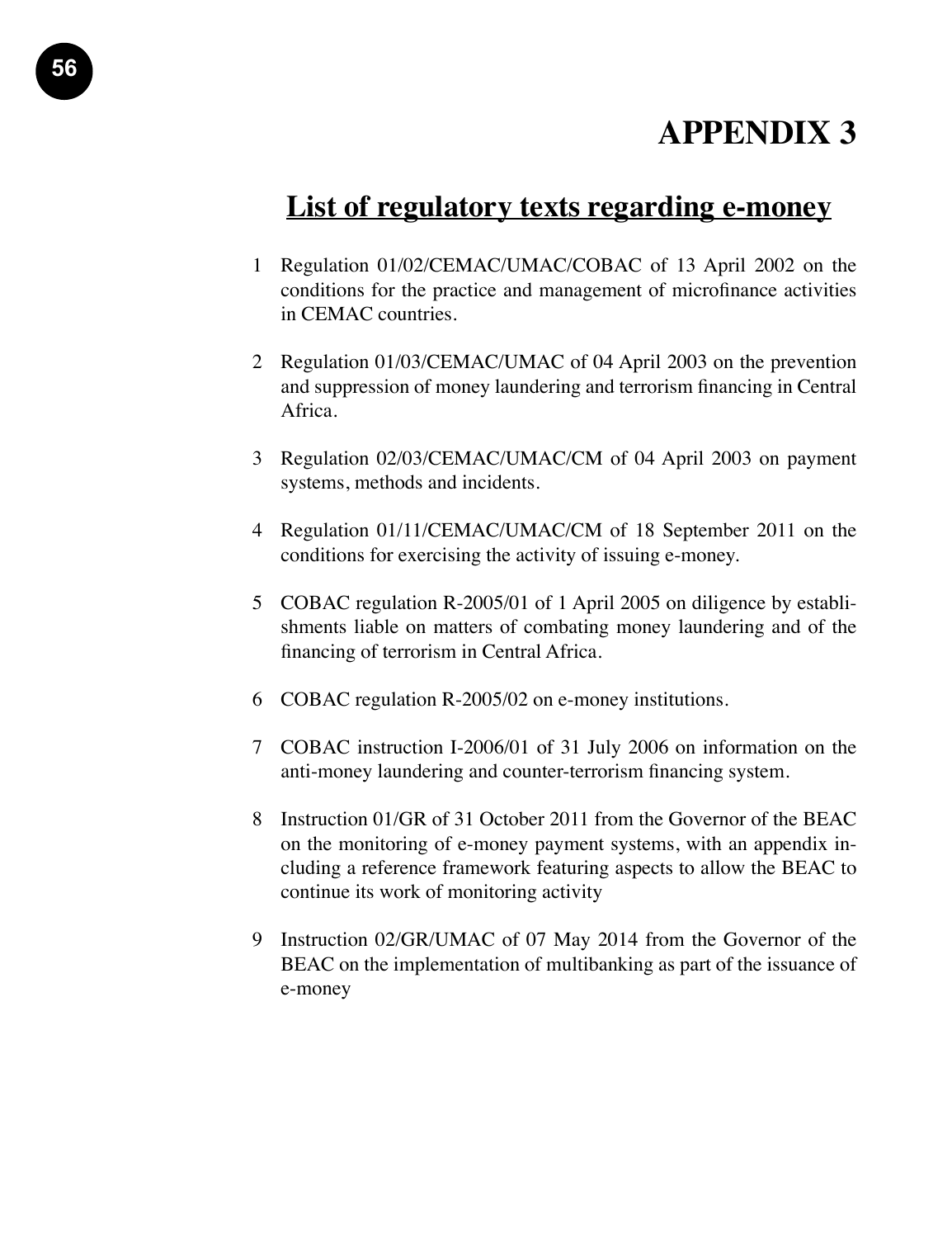# APPENDIX 3

## List of regulatory texts regarding e-money

1. Regulation 01/02/CEMAC/UMAC/COBAC of 13 April 2002 on the conditions for the practice and management of microfinance activities in CEMAC countries.

2. Regulation 01/03/CEMAC/UMAC of 04 April 2003 on the prevention and suppression of money laundering and terrorism financing in Central Africa.

3. Regulation 02/03/CEMAC/UMAC/CM of 04 April 2003 on payment systems, methods and incidents.

4. Regulation 01/11/CEMAC/UMAC/CM of 18 September 2011 on the conditions for exercising the activity of issuing e-money.

5. COBAC regulation R-2005/01 of 1 April 2005 on diligence by establishments liable on matters of combating money laundering and of the financing of terrorism in Central Africa.

6. COBAC regulation R-2005/02 on e-money institutions.

7. COBAC instruction I-2006/01 of 31 July 2006 on information on the anti-money laundering and counter-terrorism financing system.

8. Instruction 01/GR of 31 October 2011 from the Governor of the BEAC on the monitoring of e-money payment systems, with an appendix including a reference framework featuring aspects to allow the BEAC to continue its work of monitoring activity

9. Instruction 02/GR/UMAC of 07 May 2014 from the Governor of the BEAC on the implementation of multibanking as part of the issuance of e-money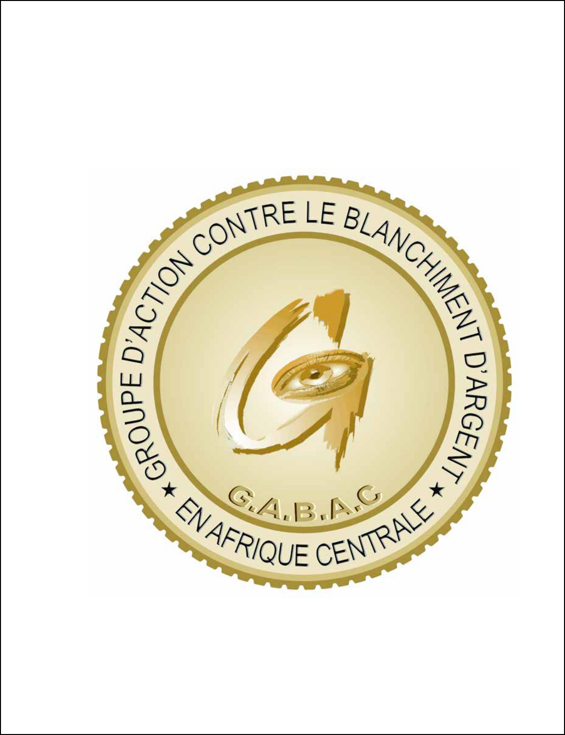GROUPE D'ACTION CONTRE LE BLANCHIMENT D'ARGENT ★ EN AFRIQUE CENTRALE ★

G.A.B.A.C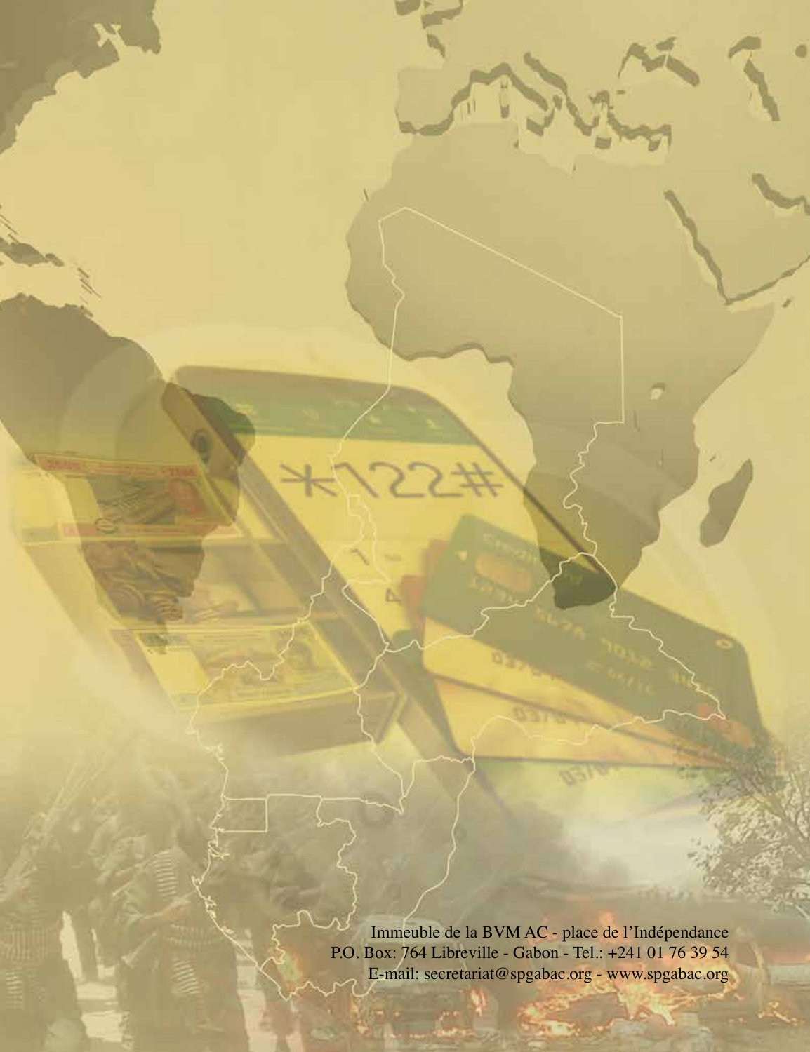Immeuble de la BVM AC - place de l'Indépendance
P.O. Box: 764 Libreville - Gabon - Tel.: +241 01 76 39 54
E-mail: secretariat@spgabac.org - www.spgabac.org